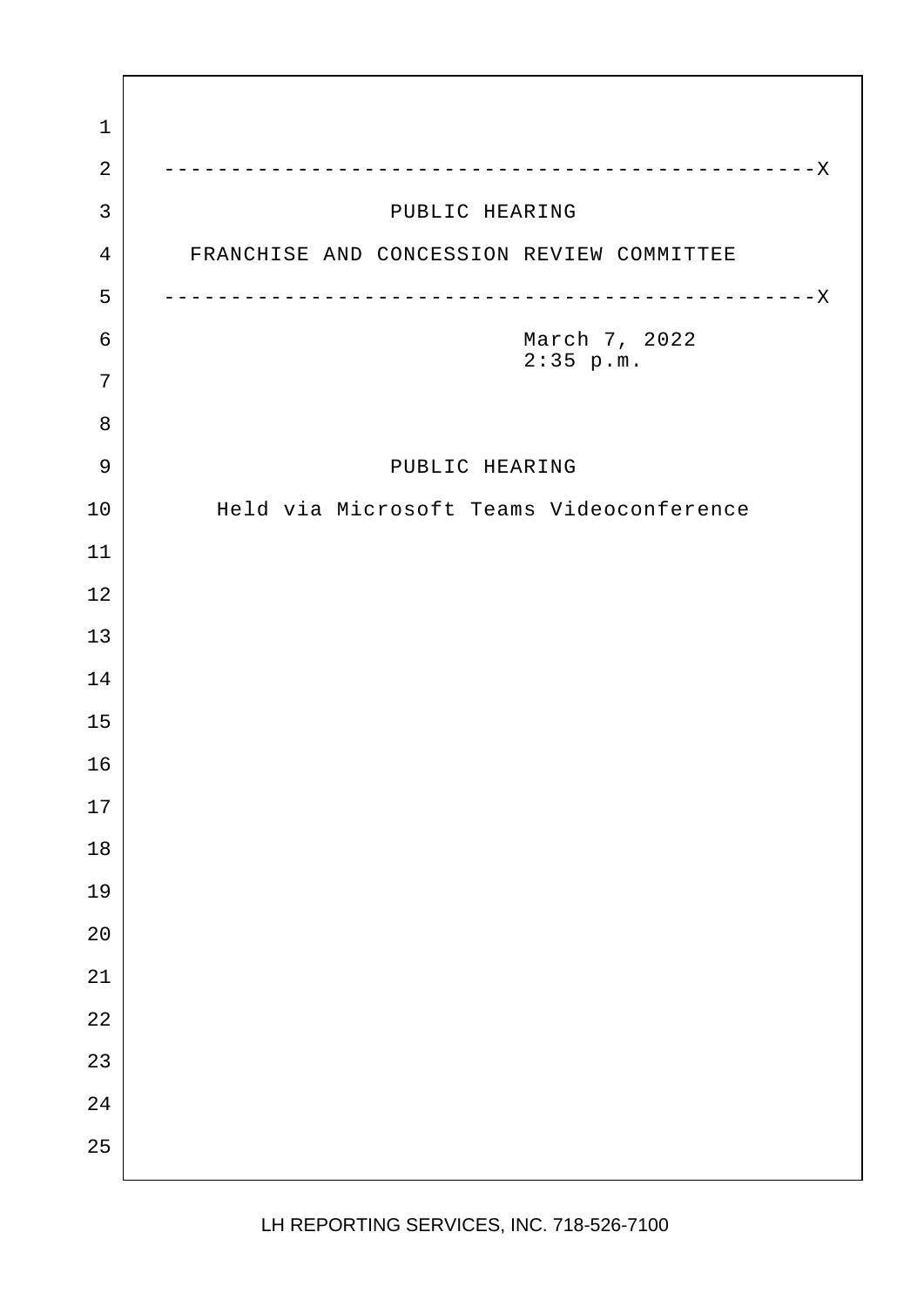# PUBLIC HEARING

## FRANCHISE AND CONCESSION REVIEW COMMITTEE

March 7, 2022
2:35 p.m.

PUBLIC HEARING

Held via Microsoft Teams Videoconference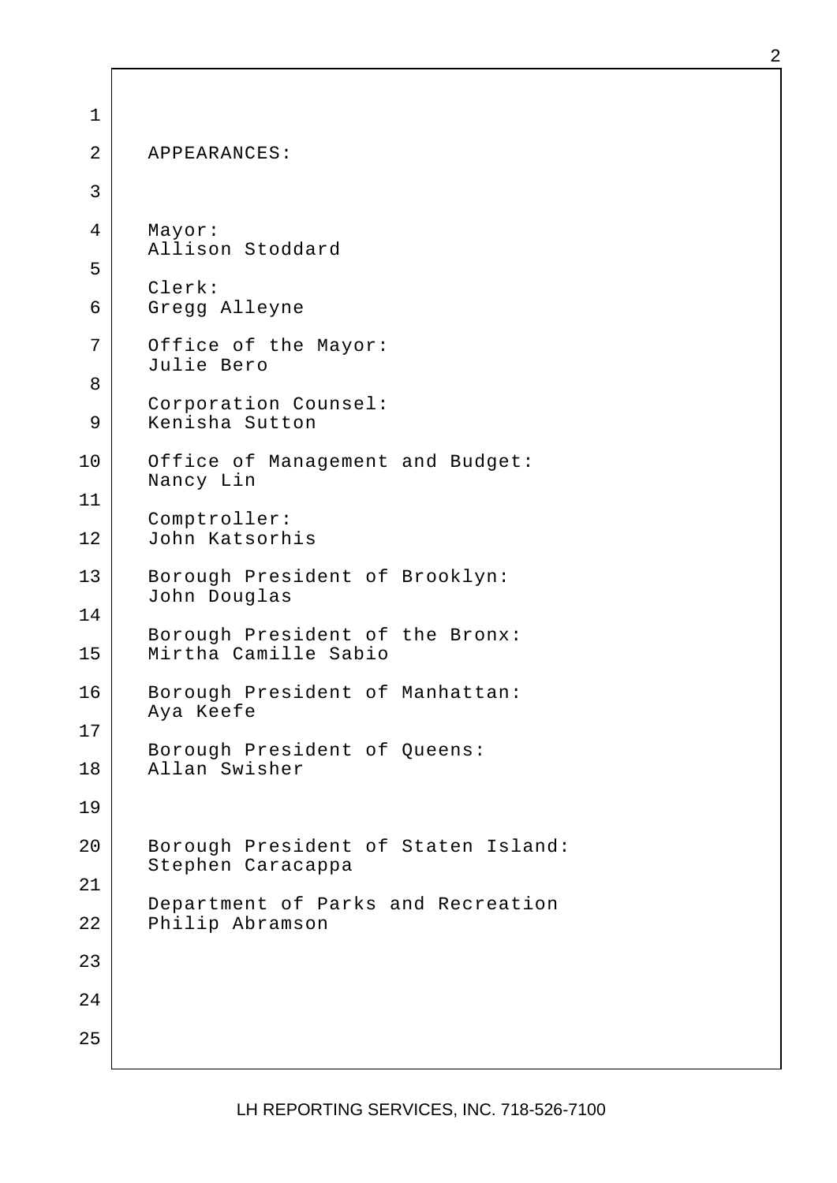APPEARANCES:

Mayor:
Allison Stoddard

Clerk:
Gregg Alleyne

Office of the Mayor:
Julie Bero

Corporation Counsel:
Kenisha Sutton

Office of Management and Budget:
Nancy Lin

Comptroller:
John Katsorhis

Borough President of Brooklyn:
John Douglas

Borough President of the Bronx:
Mirtha Camille Sabio

Borough President of Manhattan:
Aya Keefe

Borough President of Queens:
Allan Swisher

Borough President of Staten Island:
Stephen Caracappa

Department of Parks and Recreation
Philip Abramson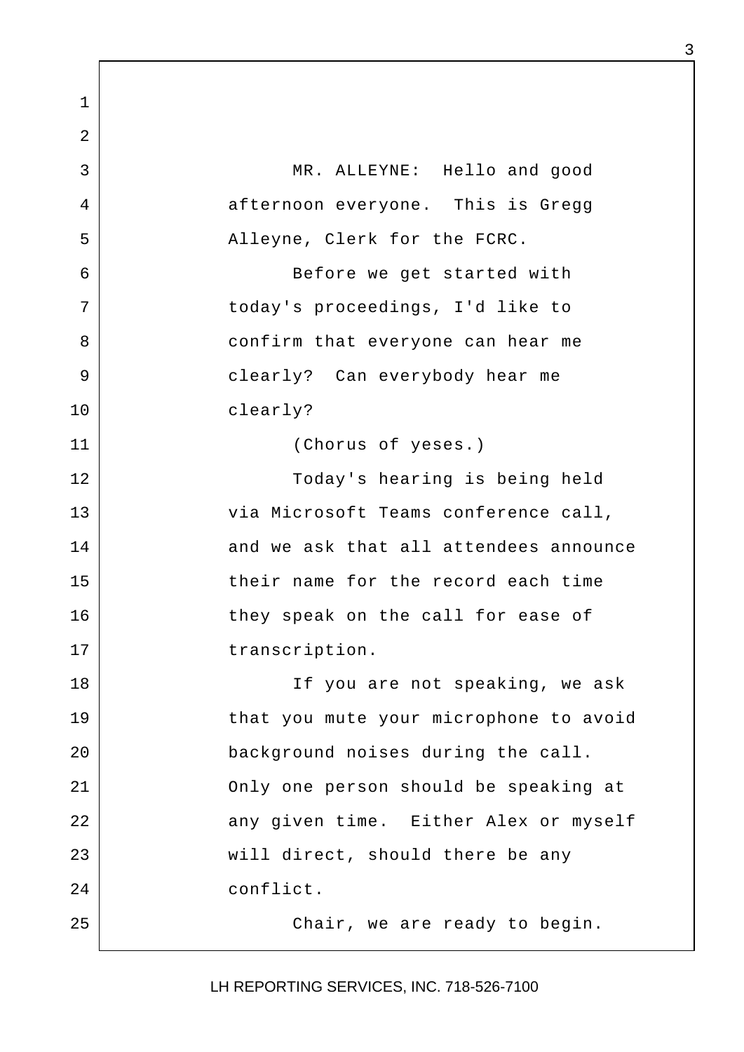MR. ALLEYNE: Hello and good afternoon everyone. This is Gregg Alleyne, Clerk for the FCRC.

Before we get started with today's proceedings, I'd like to confirm that everyone can hear me clearly? Can everybody hear me clearly?

(Chorus of yeses.)

Today's hearing is being held via Microsoft Teams conference call, and we ask that all attendees announce their name for the record each time they speak on the call for ease of transcription.

If you are not speaking, we ask that you mute your microphone to avoid background noises during the call. Only one person should be speaking at any given time. Either Alex or myself will direct, should there be any conflict.

Chair, we are ready to begin.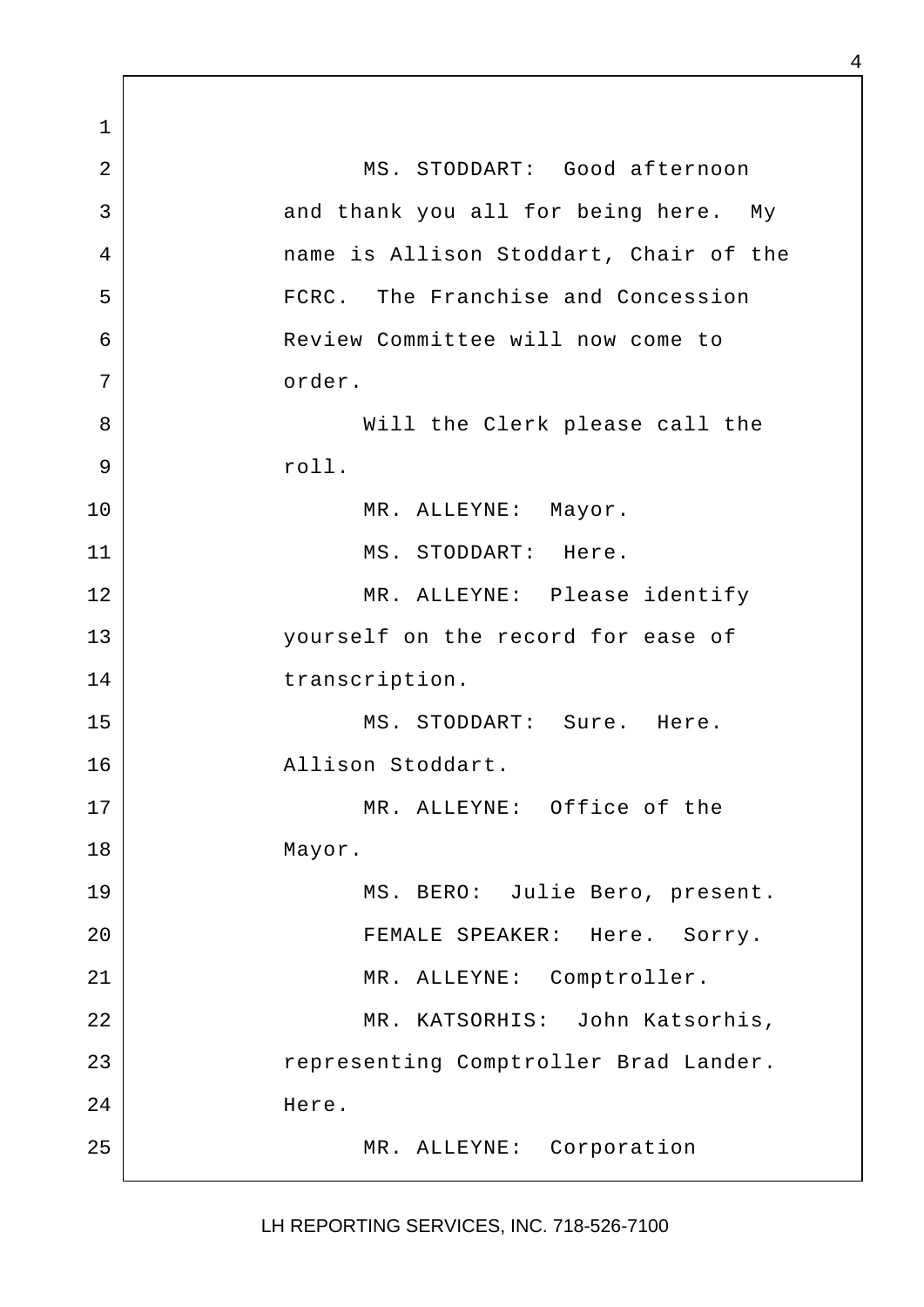MS. STODDART: Good afternoon and thank you all for being here. My name is Allison Stoddart, Chair of the FCRC. The Franchise and Concession Review Committee will now come to order.

Will the Clerk please call the roll.

MR. ALLEYNE: Mayor.

MS. STODDART: Here.

MR. ALLEYNE: Please identify yourself on the record for ease of transcription.

MS. STODDART: Sure. Here. Allison Stoddart.

MR. ALLEYNE: Office of the Mayor.

MS. BERO: Julie Bero, present.

FEMALE SPEAKER: Here. Sorry.

MR. ALLEYNE: Comptroller.

MR. KATSORHIS: John Katsorhis, representing Comptroller Brad Lander. Here.

MR. ALLEYNE: Corporation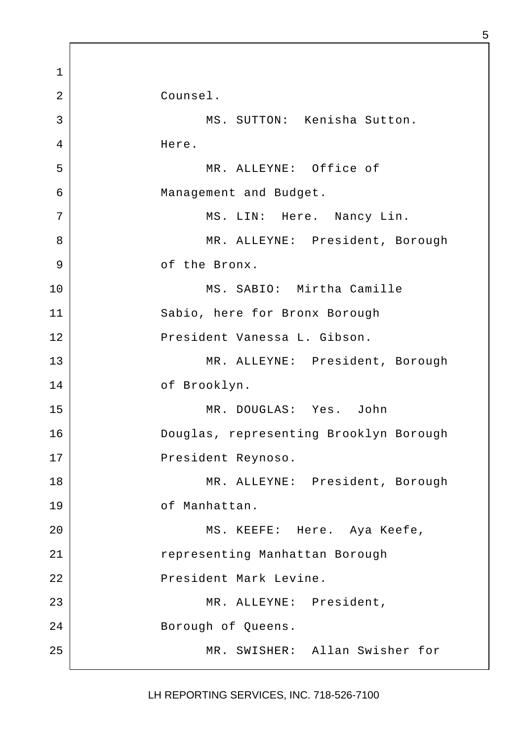Counsel.

MS. SUTTON: Kenisha Sutton. Here.

MR. ALLEYNE: Office of Management and Budget.

MS. LIN: Here. Nancy Lin.

MR. ALLEYNE: President, Borough of the Bronx.

MS. SABIO: Mirtha Camille Sabio, here for Bronx Borough President Vanessa L. Gibson.

MR. ALLEYNE: President, Borough of Brooklyn.

MR. DOUGLAS: Yes. John Douglas, representing Brooklyn Borough President Reynoso.

MR. ALLEYNE: President, Borough of Manhattan.

MS. KEEFE: Here. Aya Keefe, representing Manhattan Borough President Mark Levine.

MR. ALLEYNE: President, Borough of Queens.

MR. SWISHER: Allan Swisher for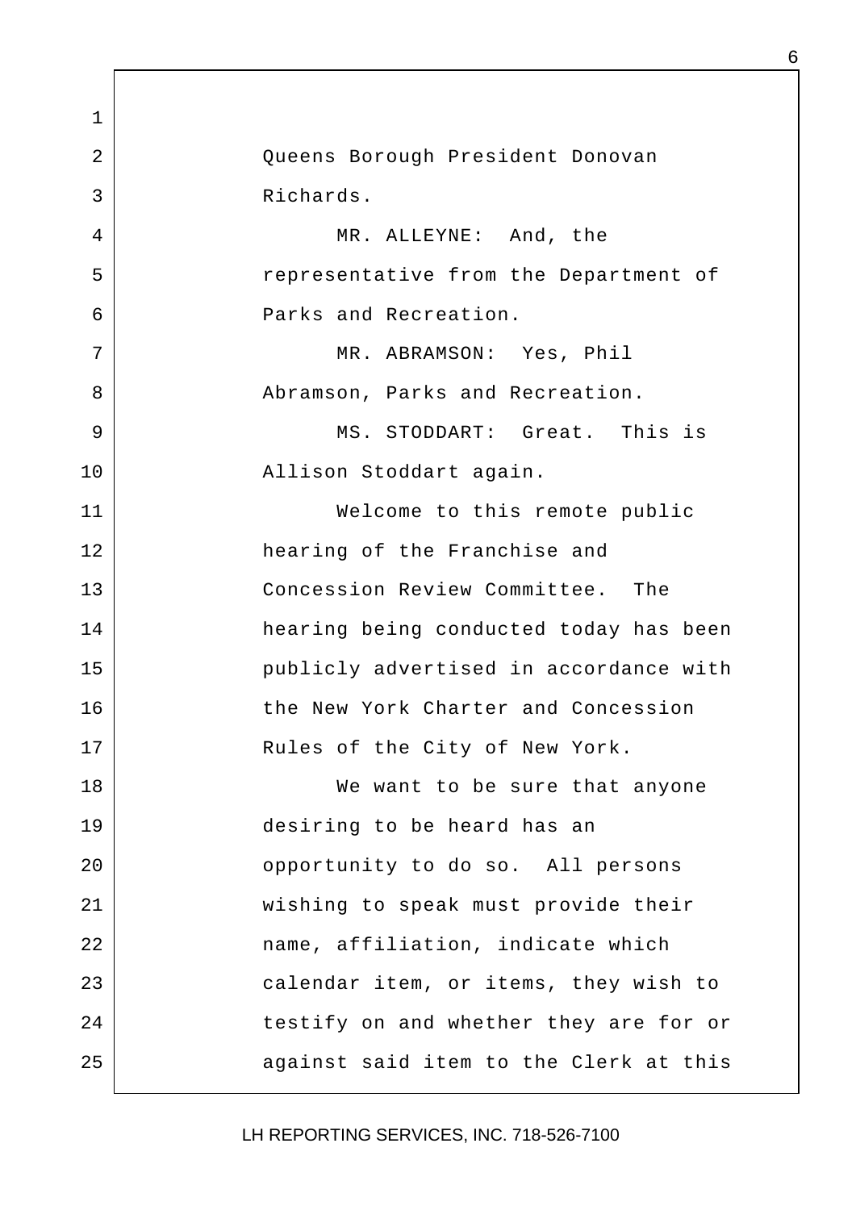Queens Borough President Donovan Richards.

MR. ALLEYNE: And, the representative from the Department of Parks and Recreation.

MR. ABRAMSON: Yes, Phil Abramson, Parks and Recreation.

MS. STODDART: Great. This is Allison Stoddart again.

Welcome to this remote public hearing of the Franchise and Concession Review Committee. The hearing being conducted today has been publicly advertised in accordance with the New York Charter and Concession Rules of the City of New York.

We want to be sure that anyone desiring to be heard has an opportunity to do so. All persons wishing to speak must provide their name, affiliation, indicate which calendar item, or items, they wish to testify on and whether they are for or against said item to the Clerk at this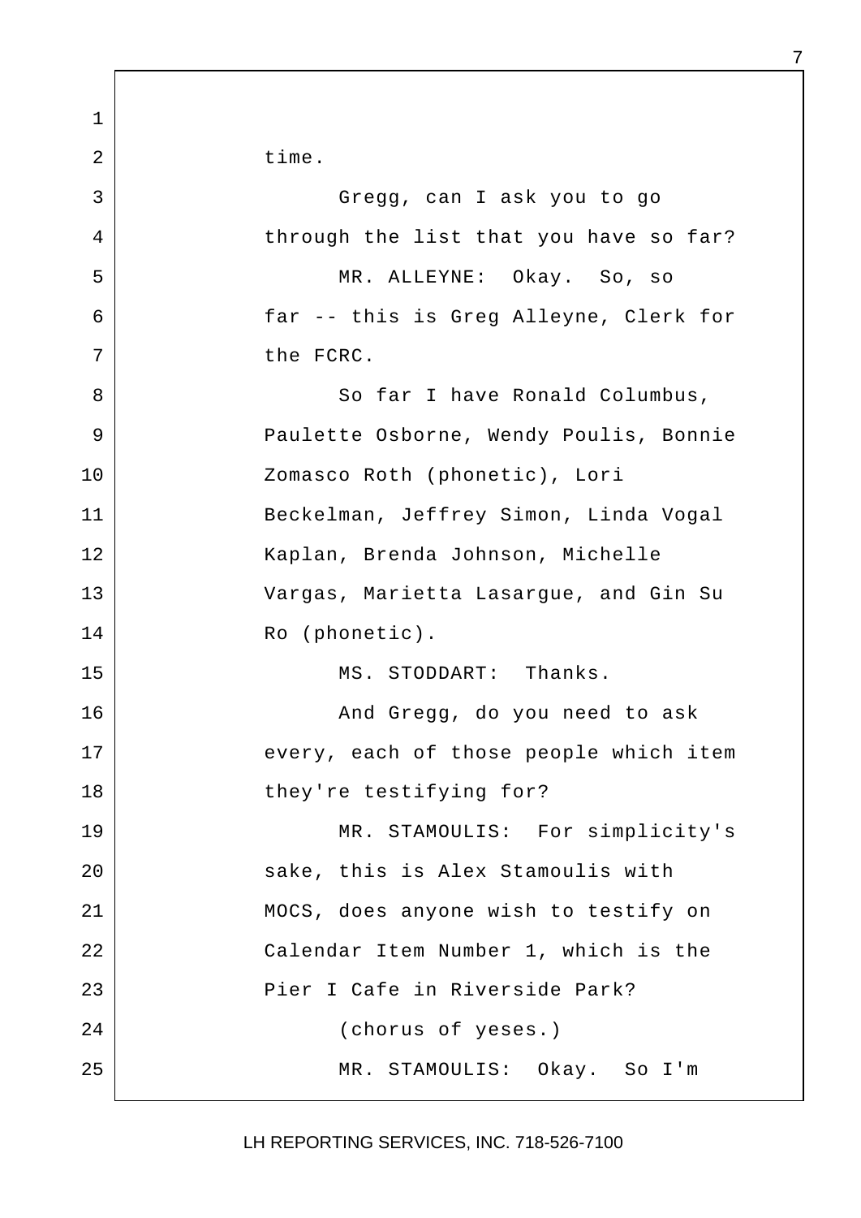time.

Gregg, can I ask you to go through the list that you have so far?

MR. ALLEYNE: Okay. So, so far -- this is Greg Alleyne, Clerk for the FCRC.

So far I have Ronald Columbus, Paulette Osborne, Wendy Poulis, Bonnie Zomasco Roth (phonetic), Lori Beckelman, Jeffrey Simon, Linda Vogal Kaplan, Brenda Johnson, Michelle Vargas, Marietta Lasargue, and Gin Su Ro (phonetic).

MS. STODDART: Thanks.

And Gregg, do you need to ask every, each of those people which item they're testifying for?

MR. STAMOULIS: For simplicity's sake, this is Alex Stamoulis with MOCS, does anyone wish to testify on Calendar Item Number 1, which is the Pier I Cafe in Riverside Park?

(chorus of yeses.)

MR. STAMOULIS: Okay. So I'm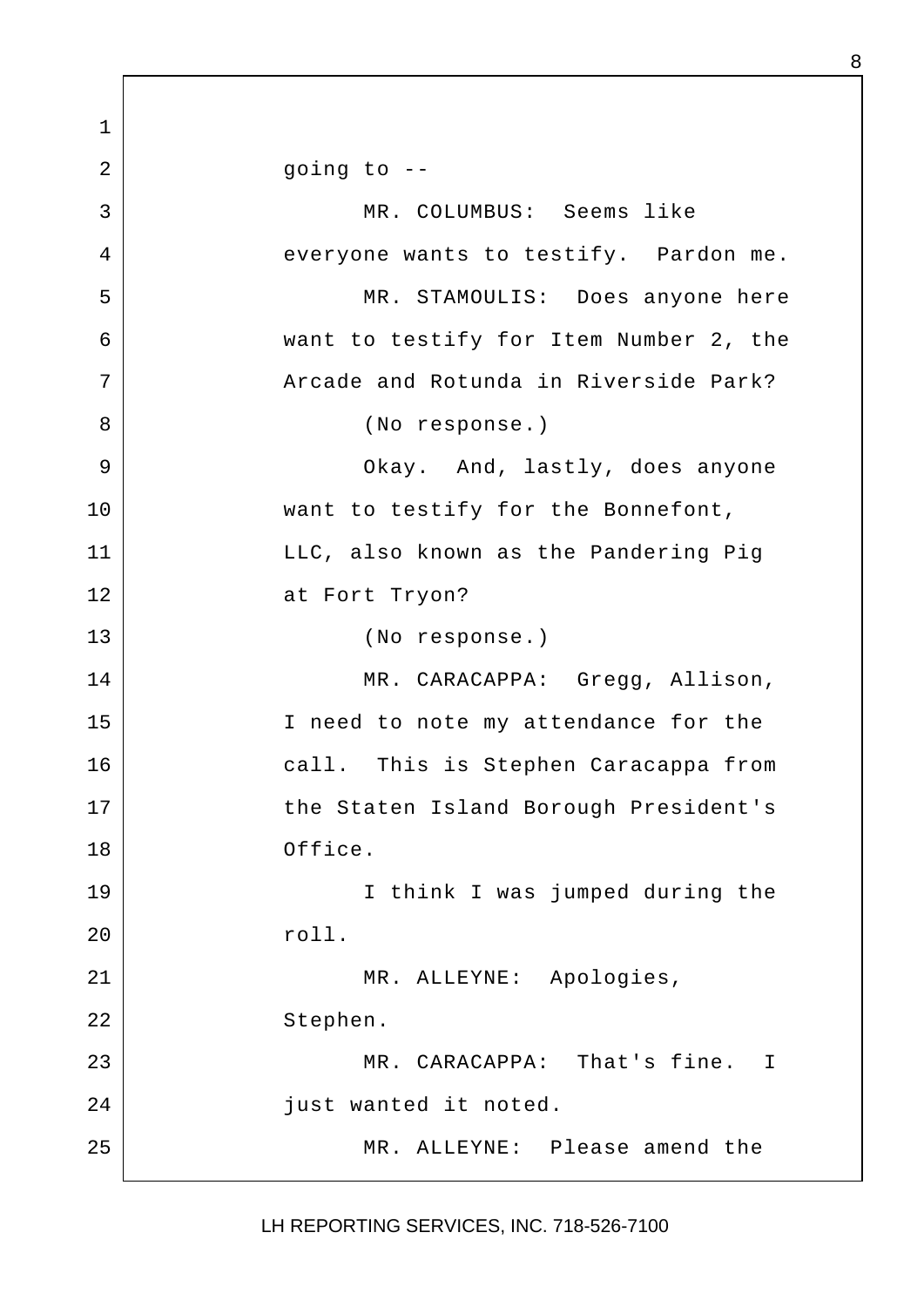going to --

MR. COLUMBUS: Seems like everyone wants to testify. Pardon me.

MR. STAMOULIS: Does anyone here want to testify for Item Number 2, the Arcade and Rotunda in Riverside Park?

(No response.)

Okay. And, lastly, does anyone want to testify for the Bonnefont, LLC, also known as the Pandering Pig at Fort Tryon?

(No response.)

MR. CARACAPPA: Gregg, Allison, I need to note my attendance for the call. This is Stephen Caracappa from the Staten Island Borough President's Office.

I think I was jumped during the roll.

MR. ALLEYNE: Apologies, Stephen.

MR. CARACAPPA: That's fine. I just wanted it noted.

MR. ALLEYNE: Please amend the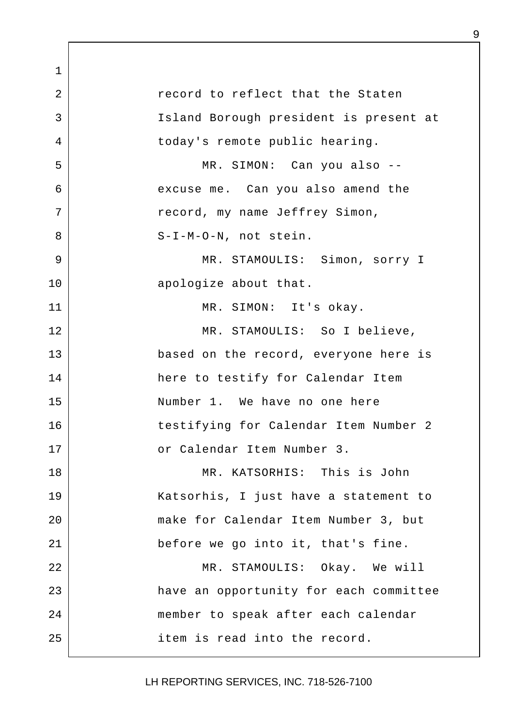record to reflect that the Staten Island Borough president is present at today's remote public hearing.

MR. SIMON: Can you also -- excuse me. Can you also amend the record, my name Jeffrey Simon, S-I-M-O-N, not stein.

MR. STAMOULIS: Simon, sorry I apologize about that.

MR. SIMON: It's okay.

MR. STAMOULIS: So I believe, based on the record, everyone here is here to testify for Calendar Item Number 1. We have no one here testifying for Calendar Item Number 2 or Calendar Item Number 3.

MR. KATSORHIS: This is John Katsorhis, I just have a statement to make for Calendar Item Number 3, but before we go into it, that's fine.

MR. STAMOULIS: Okay. We will have an opportunity for each committee member to speak after each calendar item is read into the record.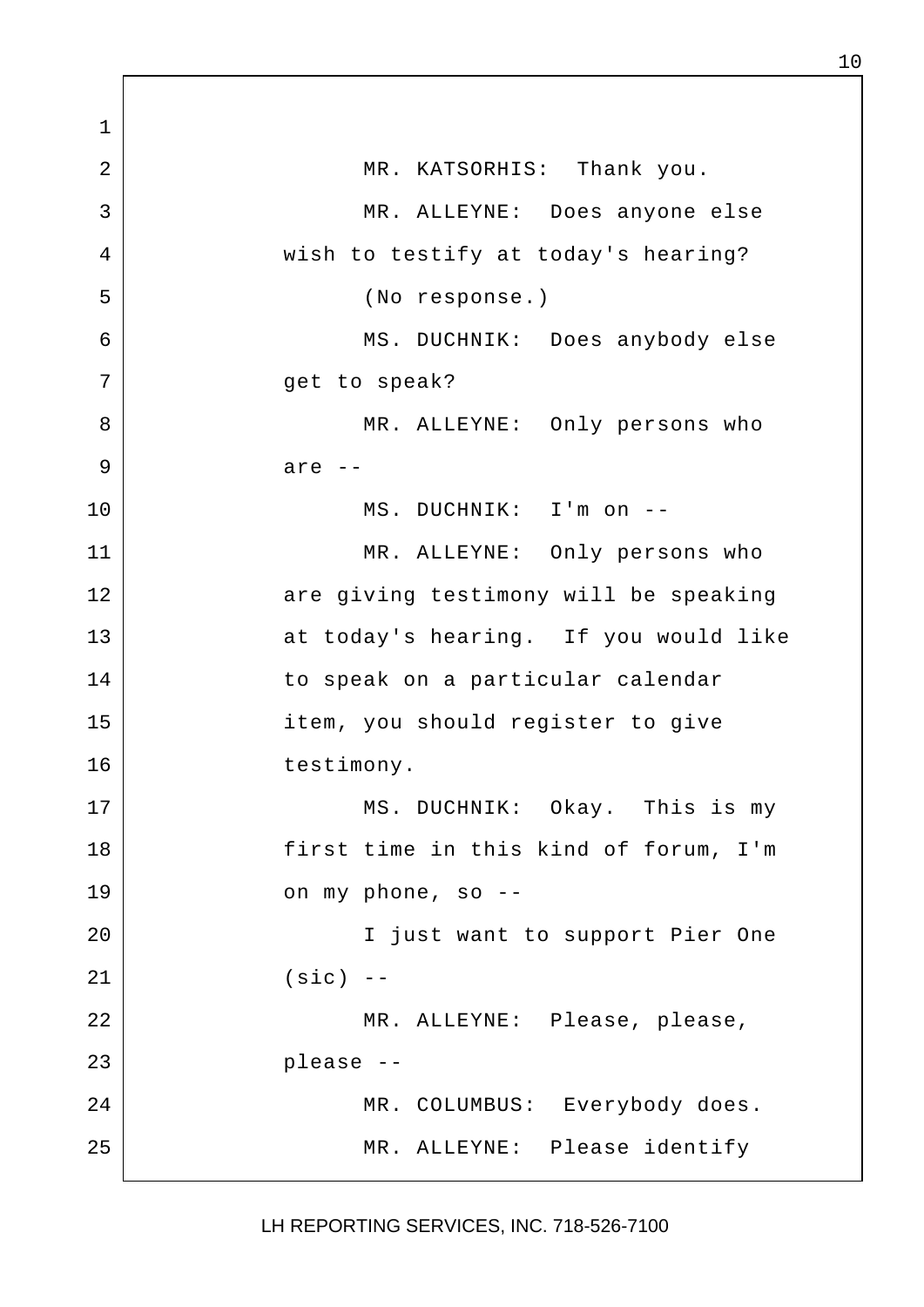MR. KATSORHIS: Thank you.

MR. ALLEYNE: Does anyone else wish to testify at today's hearing?

(No response.)

MS. DUCHNIK: Does anybody else get to speak?

MR. ALLEYNE: Only persons who are --

MS. DUCHNIK: I'm on --

MR. ALLEYNE: Only persons who are giving testimony will be speaking at today's hearing. If you would like to speak on a particular calendar item, you should register to give testimony.

MS. DUCHNIK: Okay. This is my first time in this kind of forum, I'm on my phone, so --

I just want to support Pier One (sic) --

MR. ALLEYNE: Please, please, please --

MR. COLUMBUS: Everybody does.

MR. ALLEYNE: Please identify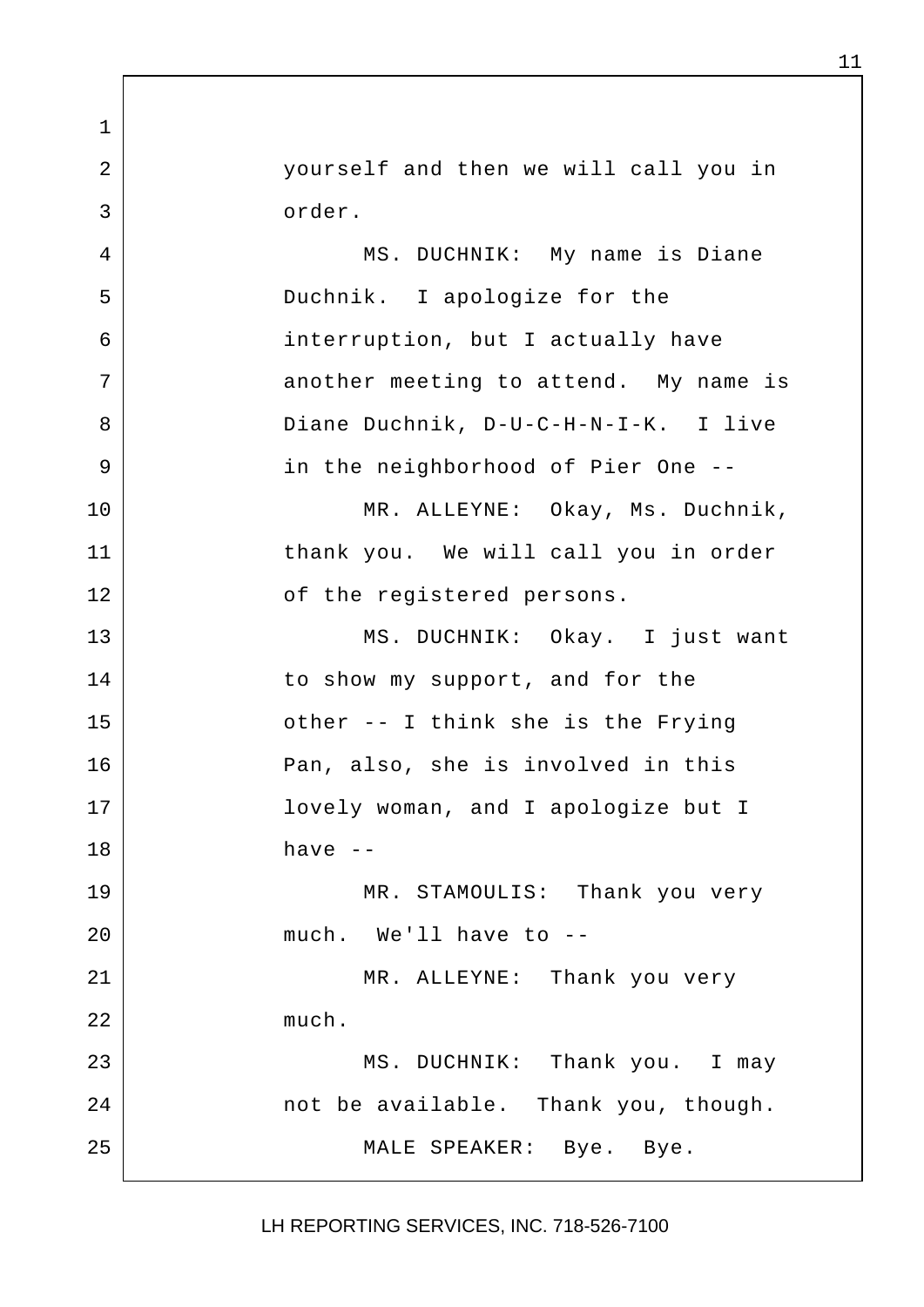yourself and then we will call you in order.

MS. DUCHNIK: My name is Diane Duchnik. I apologize for the interruption, but I actually have another meeting to attend. My name is Diane Duchnik, D-U-C-H-N-I-K. I live in the neighborhood of Pier One --

MR. ALLEYNE: Okay, Ms. Duchnik, thank you. We will call you in order of the registered persons.

MS. DUCHNIK: Okay. I just want to show my support, and for the other -- I think she is the Frying Pan, also, she is involved in this lovely woman, and I apologize but I have --

MR. STAMOULIS: Thank you very much. We'll have to --

MR. ALLEYNE: Thank you very much.

MS. DUCHNIK: Thank you. I may not be available. Thank you, though.

MALE SPEAKER: Bye. Bye.

LH REPORTING SERVICES, INC. 718-526-7100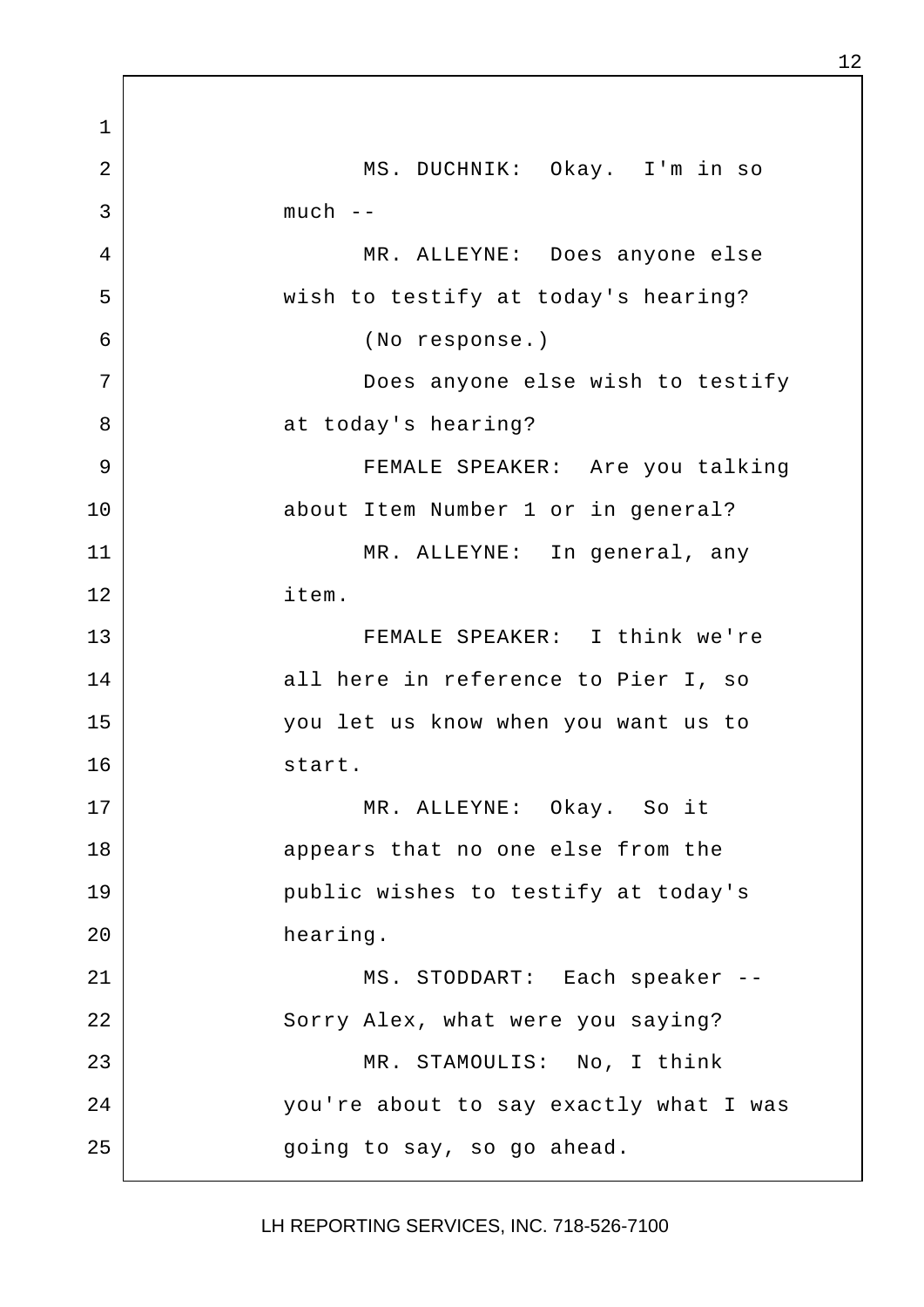MS. DUCHNIK: Okay. I'm in so much --

MR. ALLEYNE: Does anyone else wish to testify at today's hearing?

(No response.)

Does anyone else wish to testify at today's hearing?

FEMALE SPEAKER: Are you talking about Item Number 1 or in general?

MR. ALLEYNE: In general, any item.

FEMALE SPEAKER: I think we're all here in reference to Pier I, so you let us know when you want us to start.

MR. ALLEYNE: Okay. So it appears that no one else from the public wishes to testify at today's hearing.

MS. STODDART: Each speaker -- Sorry Alex, what were you saying?

MR. STAMOULIS: No, I think you're about to say exactly what I was going to say, so go ahead.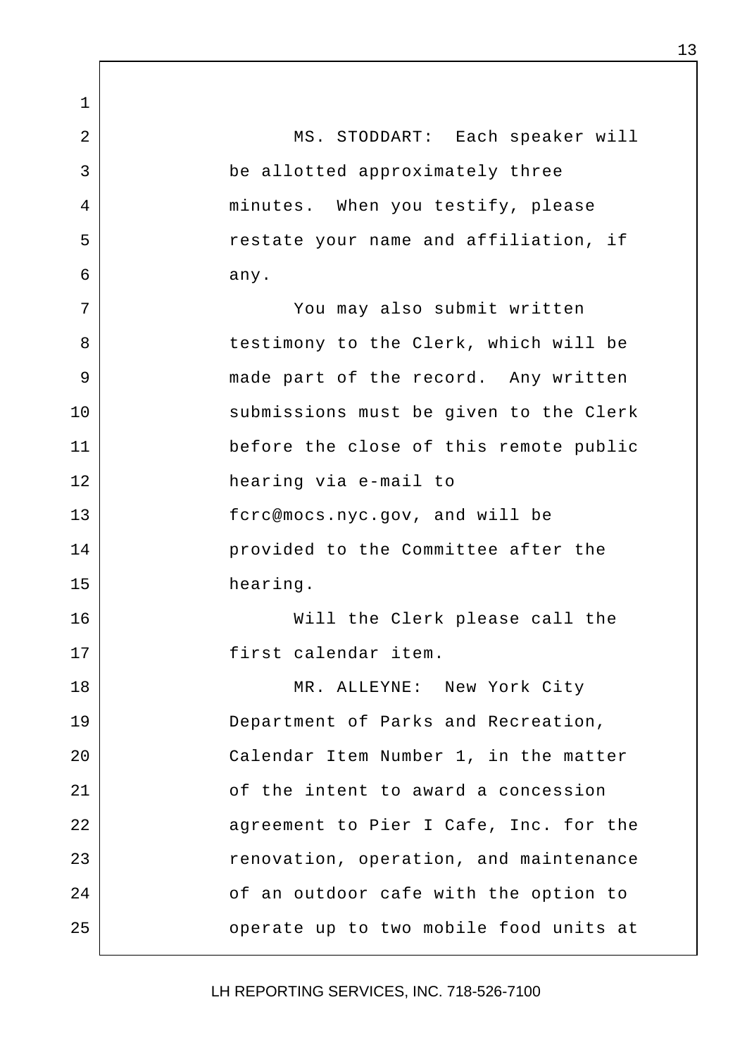MS. STODDART: Each speaker will be allotted approximately three minutes. When you testify, please restate your name and affiliation, if any.

You may also submit written testimony to the Clerk, which will be made part of the record. Any written submissions must be given to the Clerk before the close of this remote public hearing via e-mail to fcrc@mocs.nyc.gov, and will be provided to the Committee after the hearing.

Will the Clerk please call the first calendar item.

MR. ALLEYNE: New York City Department of Parks and Recreation, Calendar Item Number 1, in the matter of the intent to award a concession agreement to Pier I Cafe, Inc. for the renovation, operation, and maintenance of an outdoor cafe with the option to operate up to two mobile food units at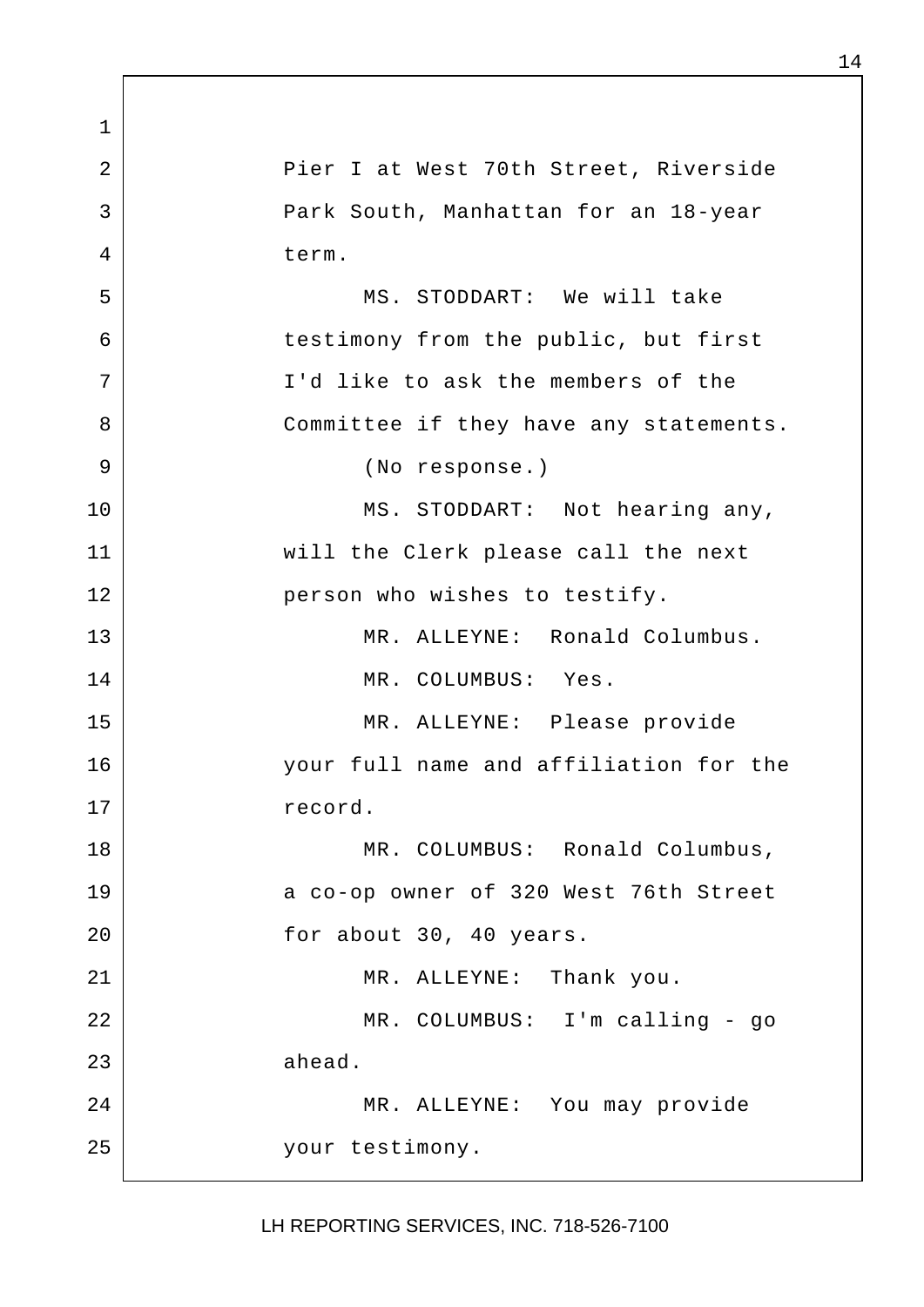Pier I at West 70th Street, Riverside Park South, Manhattan for an 18-year term.

MS. STODDART: We will take testimony from the public, but first I'd like to ask the members of the Committee if they have any statements.

(No response.)

MS. STODDART: Not hearing any, will the Clerk please call the next person who wishes to testify.

MR. ALLEYNE: Ronald Columbus.

MR. COLUMBUS: Yes.

MR. ALLEYNE: Please provide your full name and affiliation for the record.

MR. COLUMBUS: Ronald Columbus, a co-op owner of 320 West 76th Street for about 30, 40 years.

MR. ALLEYNE: Thank you.

MR. COLUMBUS: I'm calling - go ahead.

MR. ALLEYNE: You may provide your testimony.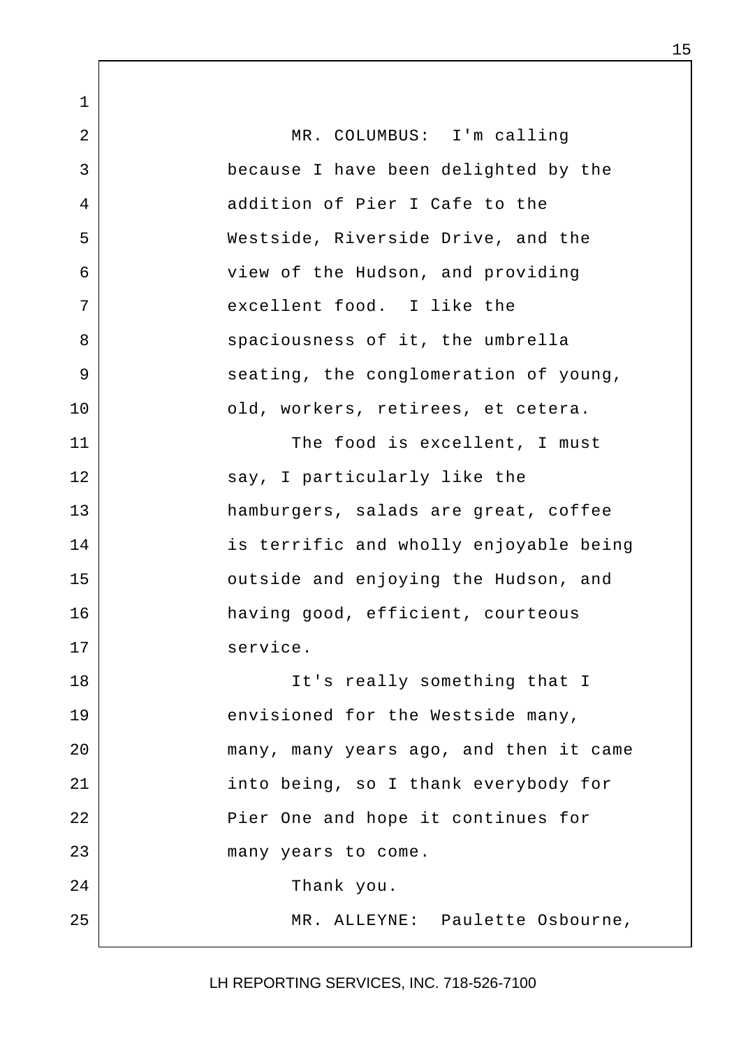MR. COLUMBUS: I'm calling because I have been delighted by the addition of Pier I Cafe to the Westside, Riverside Drive, and the view of the Hudson, and providing excellent food. I like the spaciousness of it, the umbrella seating, the conglomeration of young, old, workers, retirees, et cetera.

The food is excellent, I must say, I particularly like the hamburgers, salads are great, coffee is terrific and wholly enjoyable being outside and enjoying the Hudson, and having good, efficient, courteous service.

It's really something that I envisioned for the Westside many, many, many years ago, and then it came into being, so I thank everybody for Pier One and hope it continues for many years to come.

Thank you.

MR. ALLEYNE: Paulette Osbourne,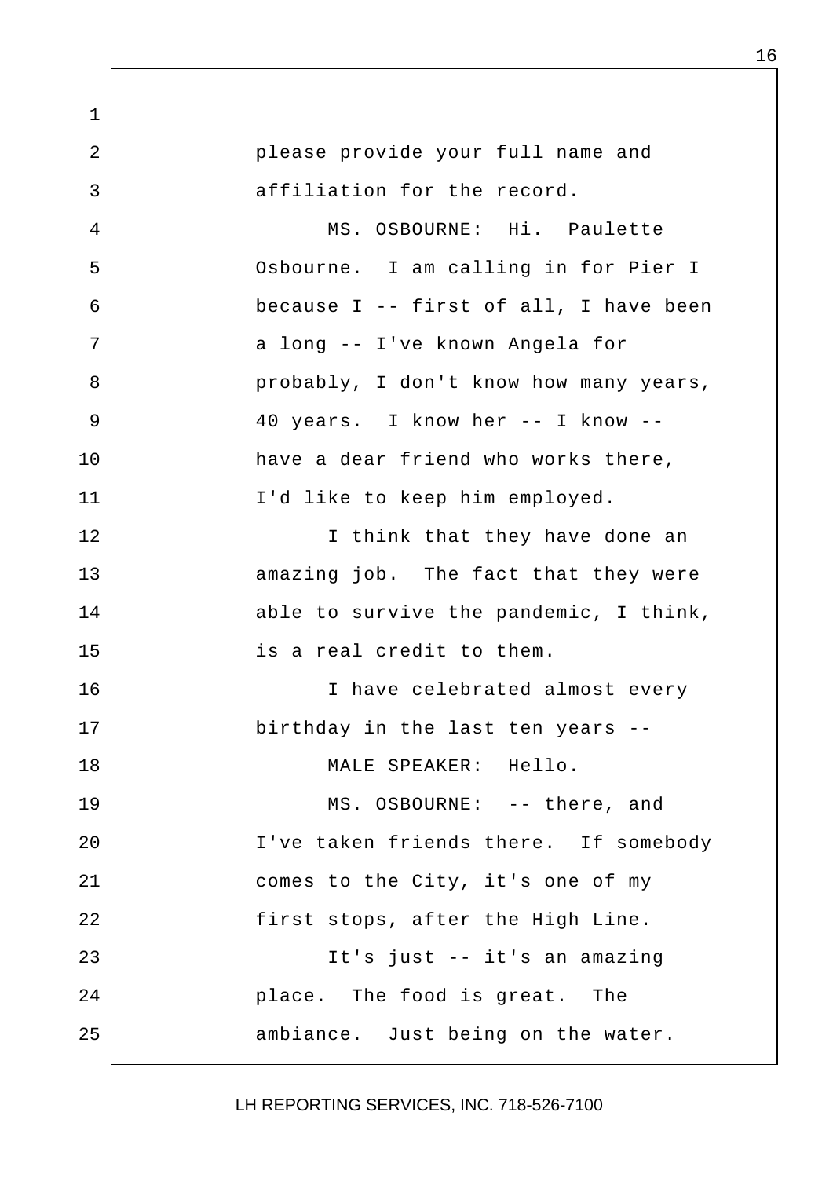please provide your full name and affiliation for the record.

MS. OSBOURNE: Hi. Paulette Osbourne. I am calling in for Pier I because I -- first of all, I have been a long -- I've known Angela for probably, I don't know how many years, 40 years. I know her -- I know -- have a dear friend who works there, I'd like to keep him employed.

I think that they have done an amazing job. The fact that they were able to survive the pandemic, I think, is a real credit to them.

I have celebrated almost every birthday in the last ten years --

MALE SPEAKER: Hello.

MS. OSBOURNE: -- there, and I've taken friends there. If somebody comes to the City, it's one of my first stops, after the High Line.

It's just -- it's an amazing place. The food is great. The ambiance. Just being on the water.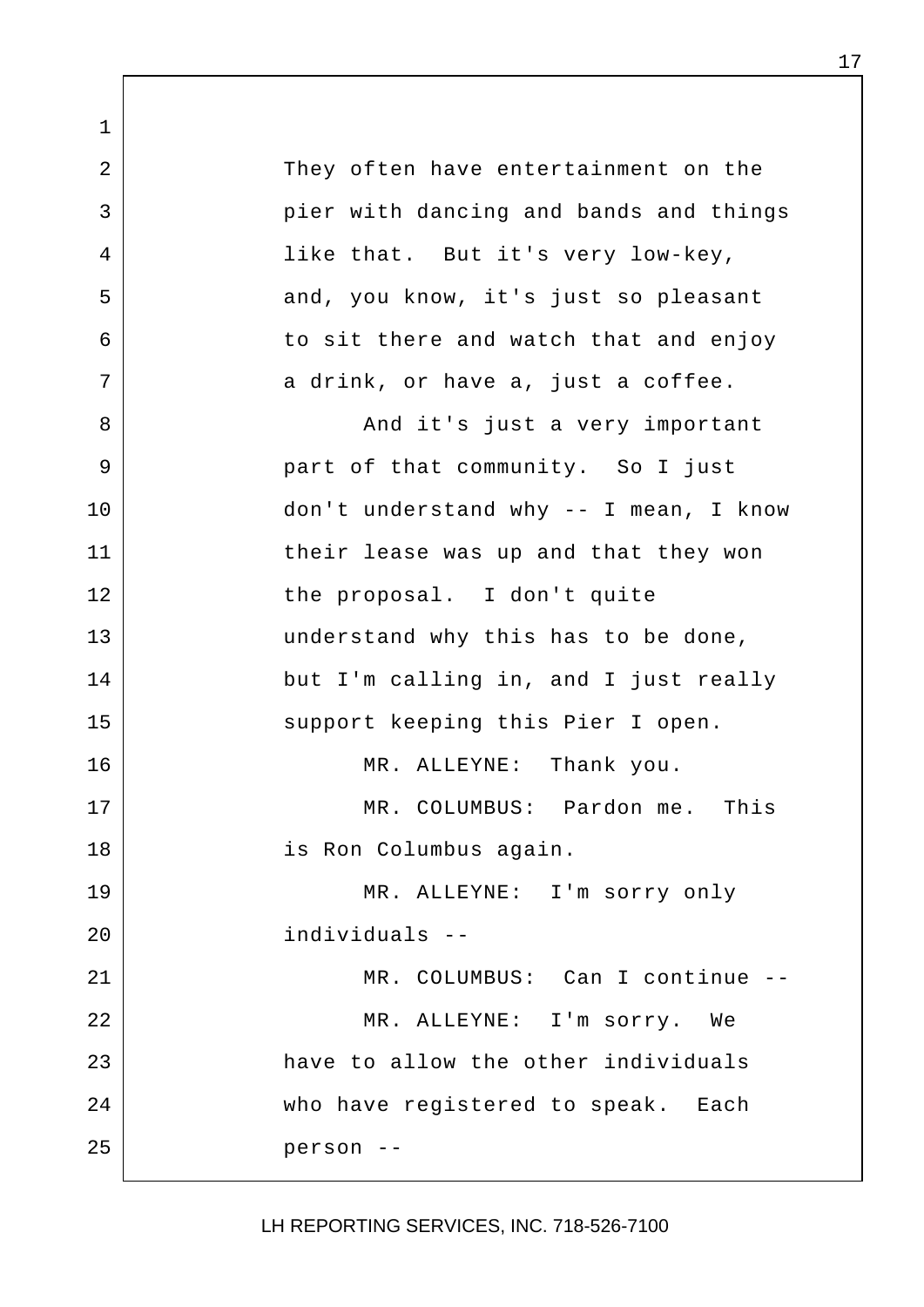They often have entertainment on the pier with dancing and bands and things like that. But it's very low-key, and, you know, it's just so pleasant to sit there and watch that and enjoy a drink, or have a, just a coffee.

And it's just a very important part of that community. So I just don't understand why -- I mean, I know their lease was up and that they won the proposal. I don't quite understand why this has to be done, but I'm calling in, and I just really support keeping this Pier I open.

MR. ALLEYNE: Thank you.

MR. COLUMBUS: Pardon me. This is Ron Columbus again.

MR. ALLEYNE: I'm sorry only individuals --

MR. COLUMBUS: Can I continue --

MR. ALLEYNE: I'm sorry. We have to allow the other individuals who have registered to speak. Each person --

LH REPORTING SERVICES, INC. 718-526-7100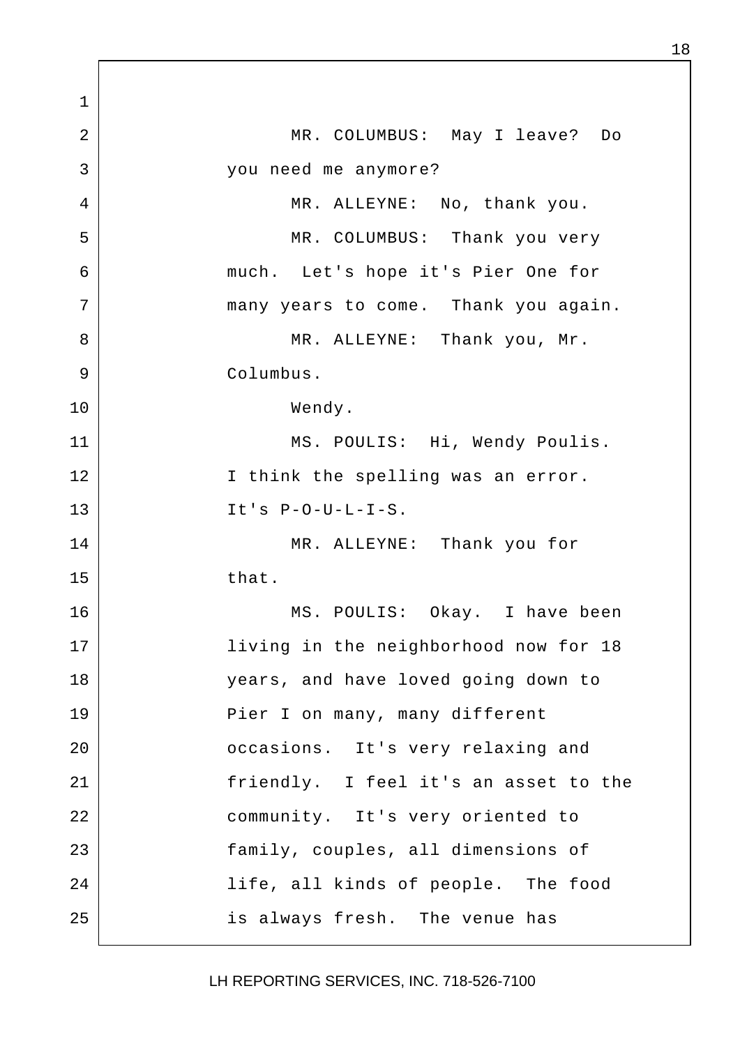MR. COLUMBUS: May I leave? Do you need me anymore?

MR. ALLEYNE: No, thank you.

MR. COLUMBUS: Thank you very much. Let's hope it's Pier One for many years to come. Thank you again.

MR. ALLEYNE: Thank you, Mr. Columbus.

Wendy.

MS. POULIS: Hi, Wendy Poulis. I think the spelling was an error. It's P-O-U-L-I-S.

MR. ALLEYNE: Thank you for that.

MS. POULIS: Okay. I have been living in the neighborhood now for 18 years, and have loved going down to Pier I on many, many different occasions. It's very relaxing and friendly. I feel it's an asset to the community. It's very oriented to family, couples, all dimensions of life, all kinds of people. The food is always fresh. The venue has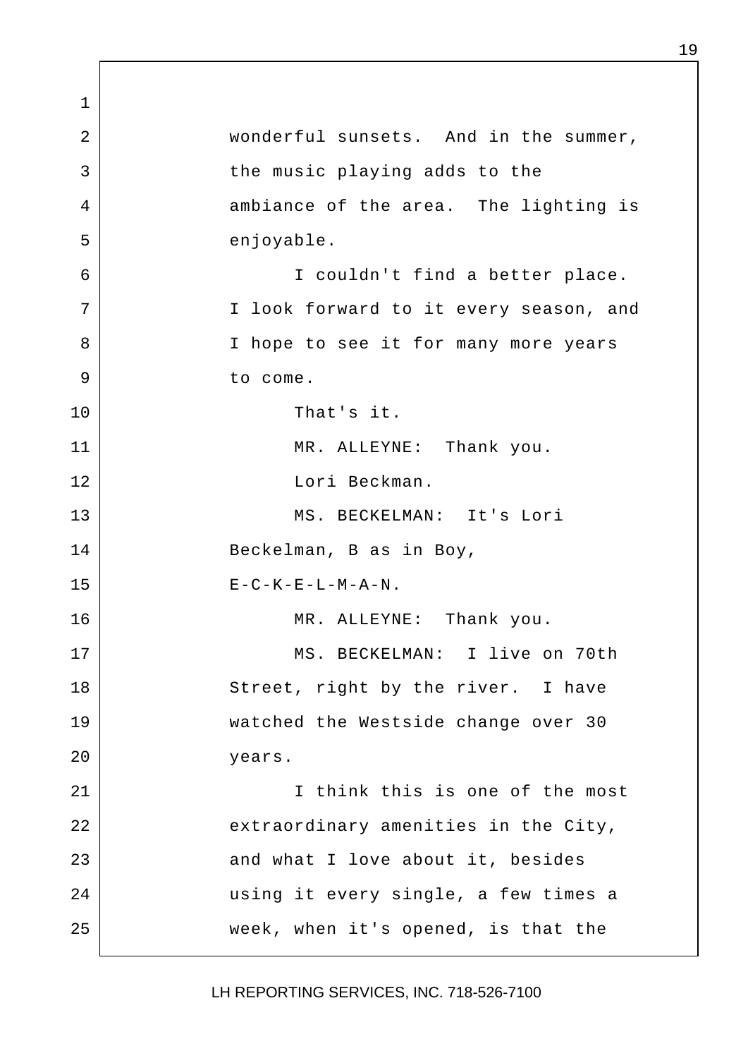wonderful sunsets. And in the summer, the music playing adds to the ambiance of the area. The lighting is enjoyable.

I couldn't find a better place. I look forward to it every season, and I hope to see it for many more years to come.

That's it.

MR. ALLEYNE: Thank you.

Lori Beckman.

MS. BECKELMAN: It's Lori Beckelman, B as in Boy, E-C-K-E-L-M-A-N.

MR. ALLEYNE: Thank you.

MS. BECKELMAN: I live on 70th Street, right by the river. I have watched the Westside change over 30 years.

I think this is one of the most extraordinary amenities in the City, and what I love about it, besides using it every single, a few times a week, when it's opened, is that the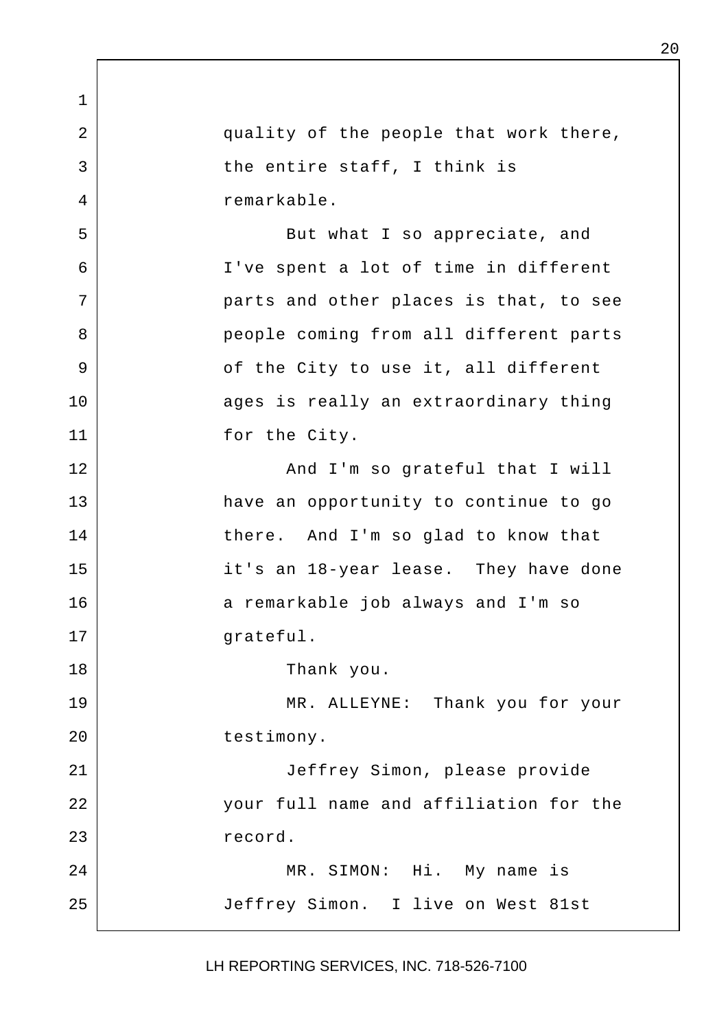quality of the people that work there, the entire staff, I think is remarkable.

But what I so appreciate, and I've spent a lot of time in different parts and other places is that, to see people coming from all different parts of the City to use it, all different ages is really an extraordinary thing for the City.

And I'm so grateful that I will have an opportunity to continue to go there. And I'm so glad to know that it's an 18-year lease. They have done a remarkable job always and I'm so grateful.

Thank you.

MR. ALLEYNE: Thank you for your testimony.

Jeffrey Simon, please provide your full name and affiliation for the record.

MR. SIMON: Hi. My name is Jeffrey Simon. I live on West 81st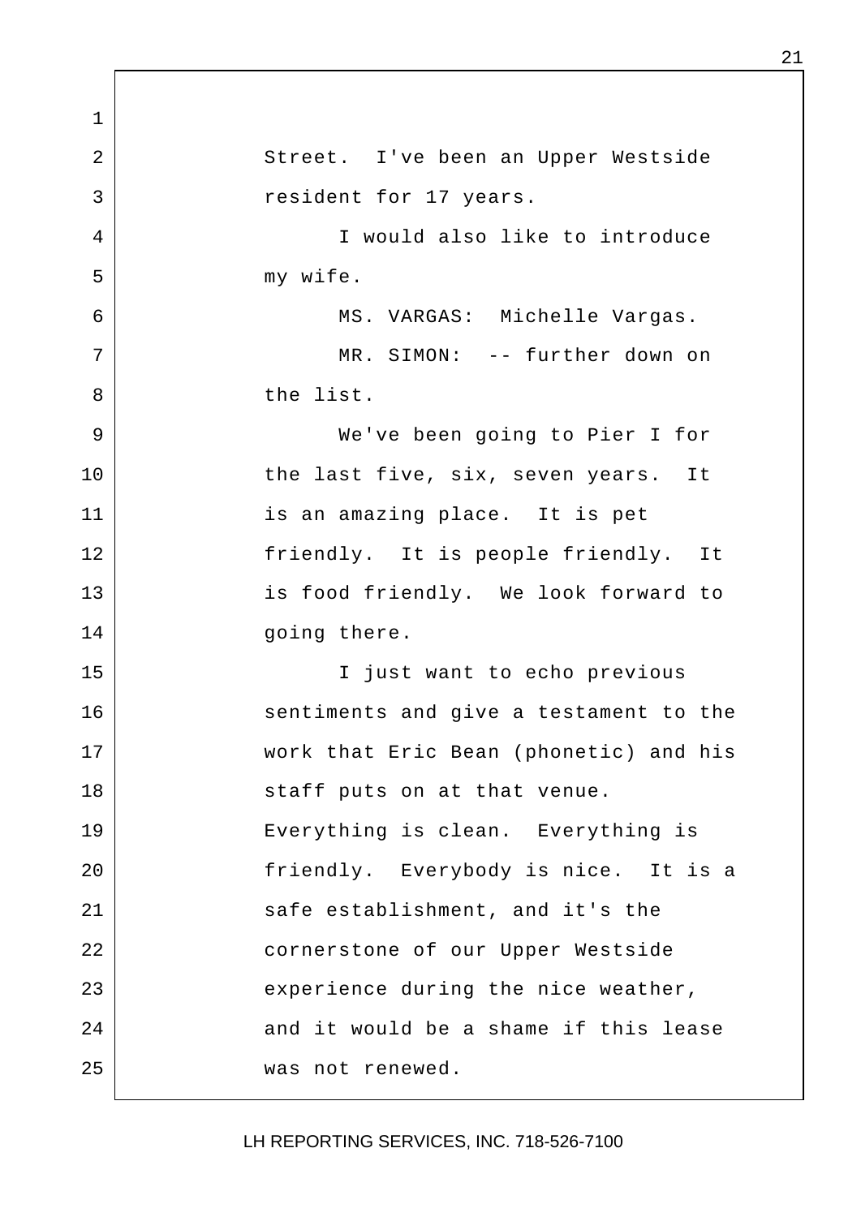Street. I've been an Upper Westside resident for 17 years.

I would also like to introduce my wife.

MS. VARGAS: Michelle Vargas.

MR. SIMON: -- further down on the list.

We've been going to Pier I for the last five, six, seven years. It is an amazing place. It is pet friendly. It is people friendly. It is food friendly. We look forward to going there.

I just want to echo previous sentiments and give a testament to the work that Eric Bean (phonetic) and his staff puts on at that venue. Everything is clean. Everything is friendly. Everybody is nice. It is a safe establishment, and it's the cornerstone of our Upper Westside experience during the nice weather, and it would be a shame if this lease was not renewed.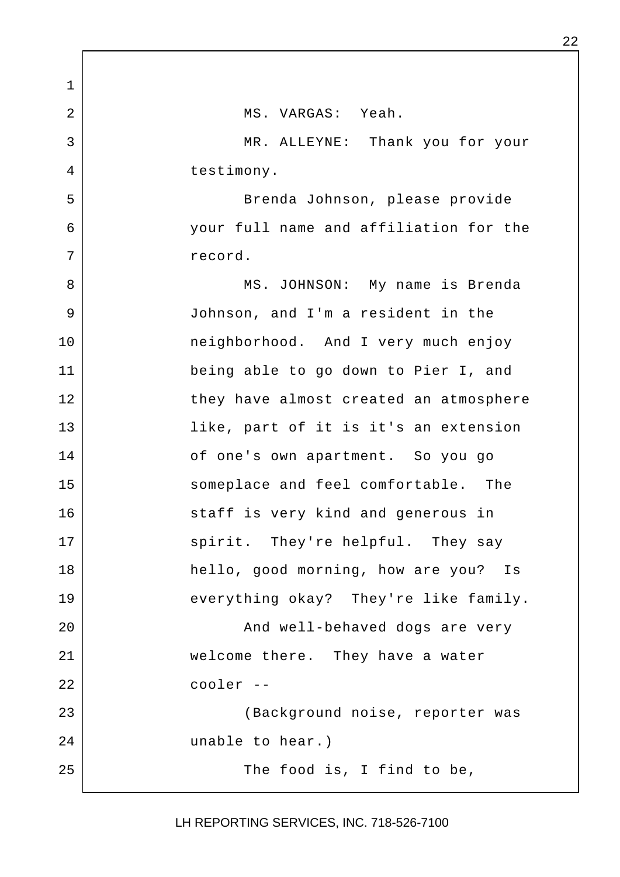MS. VARGAS: Yeah.

MR. ALLEYNE: Thank you for your testimony.

Brenda Johnson, please provide your full name and affiliation for the record.

MS. JOHNSON: My name is Brenda Johnson, and I'm a resident in the neighborhood. And I very much enjoy being able to go down to Pier I, and they have almost created an atmosphere like, part of it is it's an extension of one's own apartment. So you go someplace and feel comfortable. The staff is very kind and generous in spirit. They're helpful. They say hello, good morning, how are you? Is everything okay? They're like family.

And well-behaved dogs are very welcome there. They have a water cooler --

(Background noise, reporter was unable to hear.)

The food is, I find to be,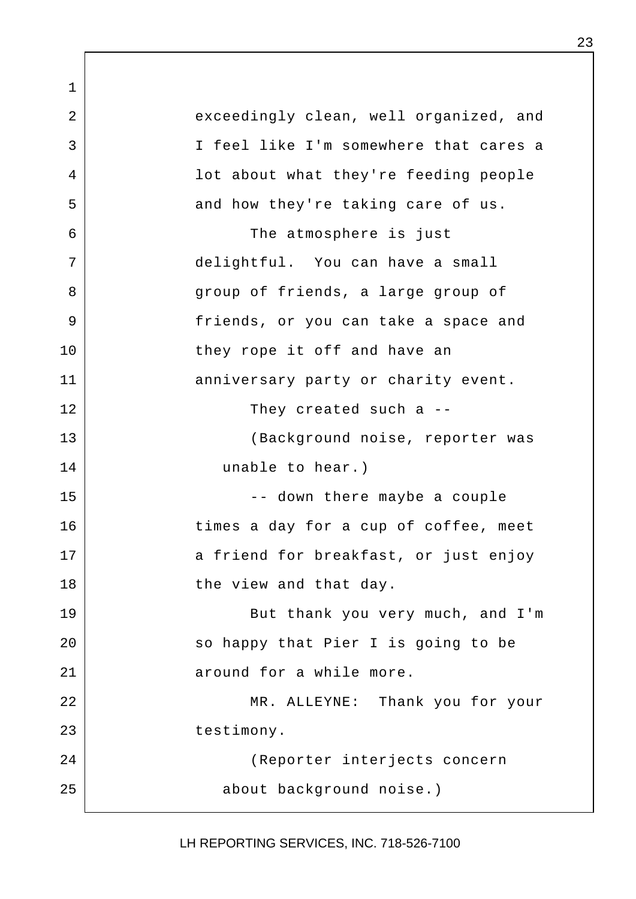exceedingly clean, well organized, and I feel like I'm somewhere that cares a lot about what they're feeding people and how they're taking care of us.

The atmosphere is just delightful. You can have a small group of friends, a large group of friends, or you can take a space and they rope it off and have an anniversary party or charity event.

They created such a --

(Background noise, reporter was unable to hear.)

-- down there maybe a couple times a day for a cup of coffee, meet a friend for breakfast, or just enjoy the view and that day.

But thank you very much, and I'm so happy that Pier I is going to be around for a while more.

MR. ALLEYNE: Thank you for your testimony.

(Reporter interjects concern about background noise.)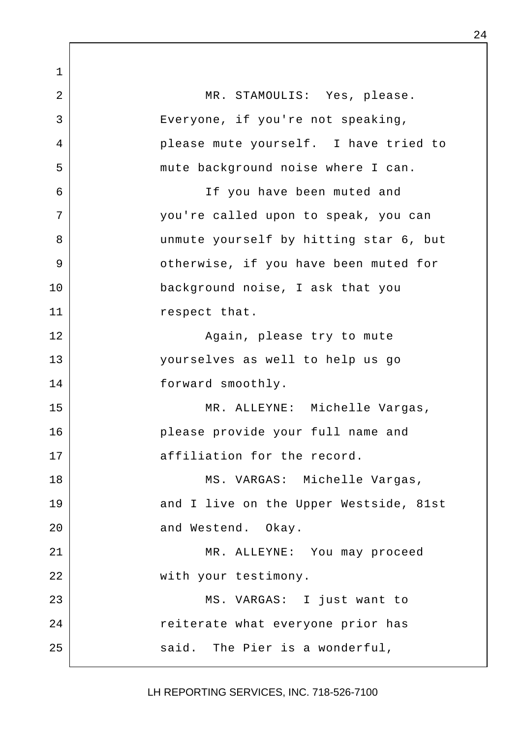MR. STAMOULIS: Yes, please. Everyone, if you're not speaking, please mute yourself. I have tried to mute background noise where I can.

If you have been muted and you're called upon to speak, you can unmute yourself by hitting star 6, but otherwise, if you have been muted for background noise, I ask that you respect that.

Again, please try to mute yourselves as well to help us go forward smoothly.

MR. ALLEYNE: Michelle Vargas, please provide your full name and affiliation for the record.

MS. VARGAS: Michelle Vargas, and I live on the Upper Westside, 81st and Westend. Okay.

MR. ALLEYNE: You may proceed with your testimony.

MS. VARGAS: I just want to reiterate what everyone prior has said. The Pier is a wonderful,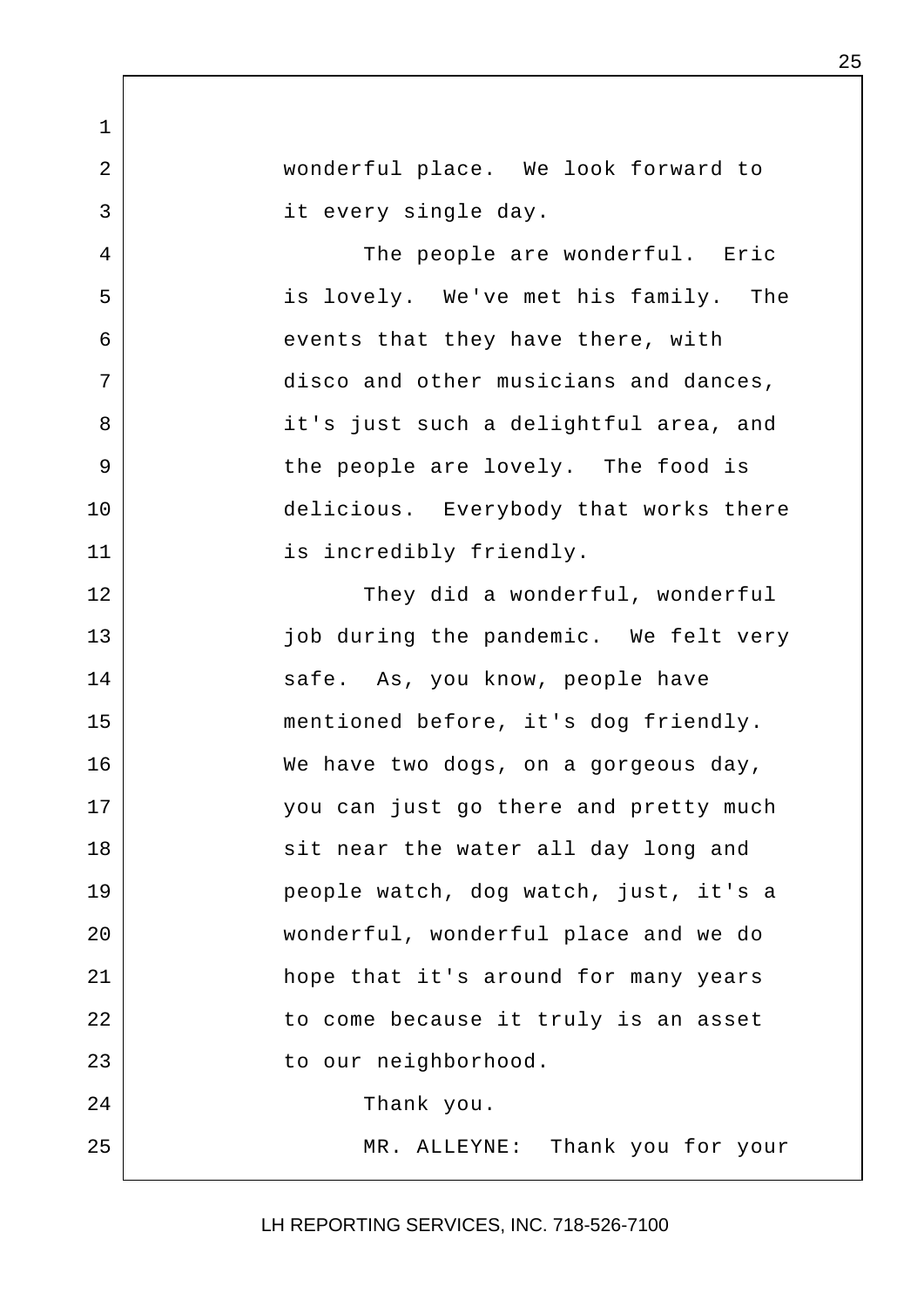wonderful place. We look forward to it every single day.

The people are wonderful. Eric is lovely. We've met his family. The events that they have there, with disco and other musicians and dances, it's just such a delightful area, and the people are lovely. The food is delicious. Everybody that works there is incredibly friendly.

They did a wonderful, wonderful job during the pandemic. We felt very safe. As, you know, people have mentioned before, it's dog friendly. We have two dogs, on a gorgeous day, you can just go there and pretty much sit near the water all day long and people watch, dog watch, just, it's a wonderful, wonderful place and we do hope that it's around for many years to come because it truly is an asset to our neighborhood.

Thank you.

MR. ALLEYNE: Thank you for your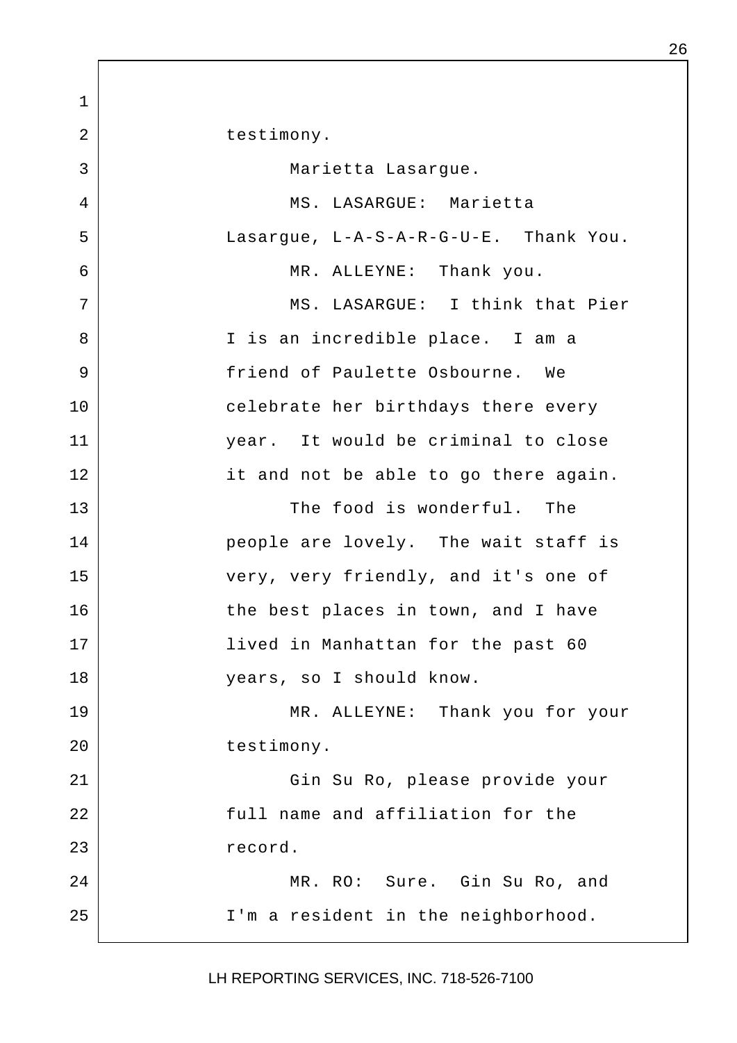testimony.

Marietta Lasargue.

MS. LASARGUE: Marietta Lasargue, L-A-S-A-R-G-U-E. Thank You.

MR. ALLEYNE: Thank you.

MS. LASARGUE: I think that Pier I is an incredible place. I am a friend of Paulette Osbourne. We celebrate her birthdays there every year. It would be criminal to close it and not be able to go there again.

The food is wonderful. The people are lovely. The wait staff is very, very friendly, and it's one of the best places in town, and I have lived in Manhattan for the past 60 years, so I should know.

MR. ALLEYNE: Thank you for your testimony.

Gin Su Ro, please provide your full name and affiliation for the record.

MR. RO: Sure. Gin Su Ro, and I'm a resident in the neighborhood.

LH REPORTING SERVICES, INC. 718-526-7100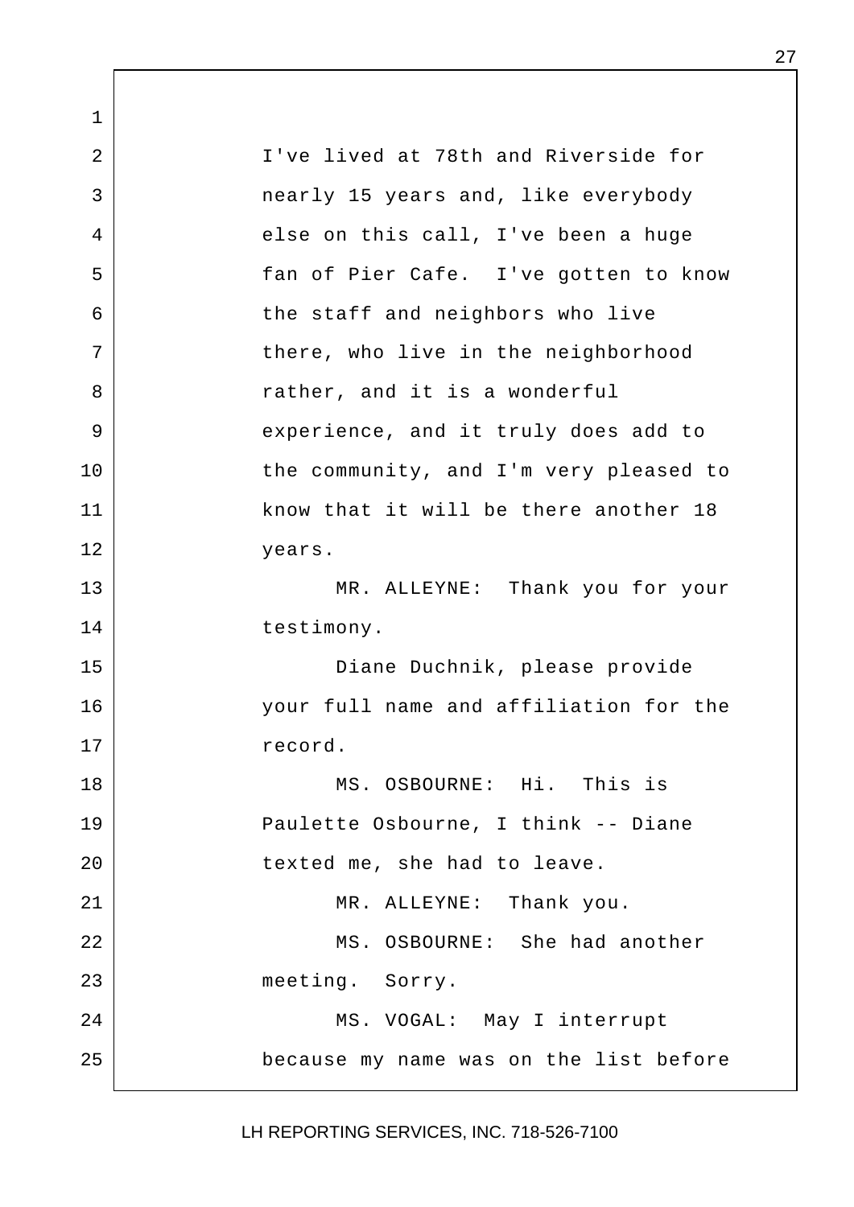I've lived at 78th and Riverside for nearly 15 years and, like everybody else on this call, I've been a huge fan of Pier Cafe. I've gotten to know the staff and neighbors who live there, who live in the neighborhood rather, and it is a wonderful experience, and it truly does add to the community, and I'm very pleased to know that it will be there another 18 years.

MR. ALLEYNE: Thank you for your testimony.

Diane Duchnik, please provide your full name and affiliation for the record.

MS. OSBOURNE: Hi. This is Paulette Osbourne, I think -- Diane texted me, she had to leave.

MR. ALLEYNE: Thank you.

MS. OSBOURNE: She had another meeting. Sorry.

MS. VOGAL: May I interrupt because my name was on the list before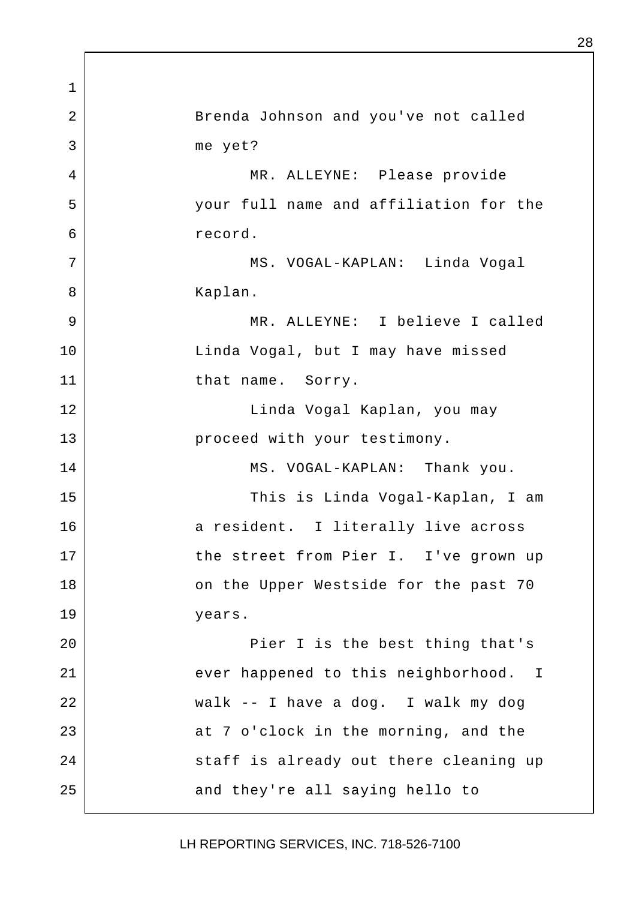Brenda Johnson and you've not called me yet?

MR. ALLEYNE: Please provide your full name and affiliation for the record.

MS. VOGAL-KAPLAN: Linda Vogal Kaplan.

MR. ALLEYNE: I believe I called Linda Vogal, but I may have missed that name. Sorry.

Linda Vogal Kaplan, you may proceed with your testimony.

MS. VOGAL-KAPLAN: Thank you.

This is Linda Vogal-Kaplan, I am a resident. I literally live across the street from Pier I. I've grown up on the Upper Westside for the past 70 years.

Pier I is the best thing that's ever happened to this neighborhood. I walk -- I have a dog. I walk my dog at 7 o'clock in the morning, and the staff is already out there cleaning up and they're all saying hello to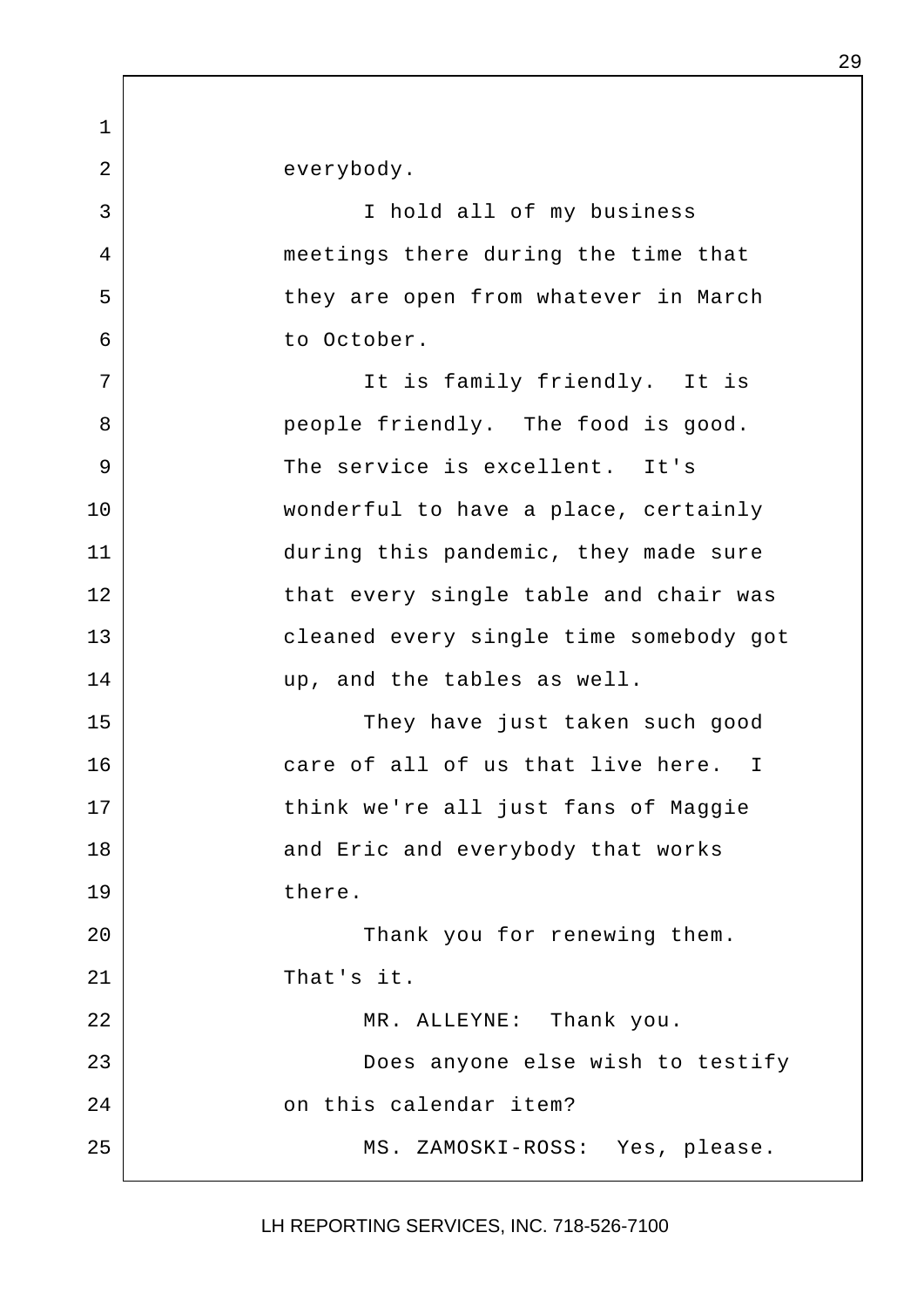everybody.

I hold all of my business meetings there during the time that they are open from whatever in March to October.

It is family friendly. It is people friendly. The food is good. The service is excellent. It's wonderful to have a place, certainly during this pandemic, they made sure that every single table and chair was cleaned every single time somebody got up, and the tables as well.

They have just taken such good care of all of us that live here. I think we're all just fans of Maggie and Eric and everybody that works there.

Thank you for renewing them. That's it.

MR. ALLEYNE: Thank you.

Does anyone else wish to testify on this calendar item?

MS. ZAMOSKI-ROSS: Yes, please.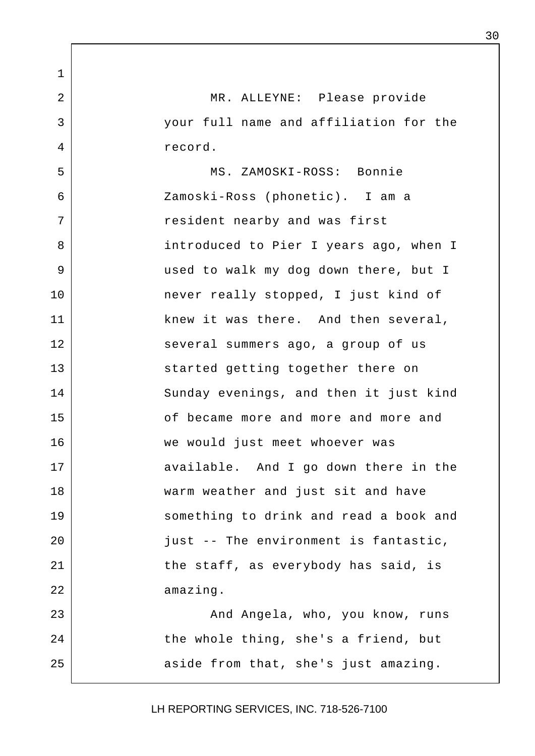MR. ALLEYNE: Please provide your full name and affiliation for the record.

MS. ZAMOSKI-ROSS: Bonnie Zamoski-Ross (phonetic). I am a resident nearby and was first introduced to Pier I years ago, when I used to walk my dog down there, but I never really stopped, I just kind of knew it was there. And then several, several summers ago, a group of us started getting together there on Sunday evenings, and then it just kind of became more and more and more and we would just meet whoever was available. And I go down there in the warm weather and just sit and have something to drink and read a book and just -- The environment is fantastic, the staff, as everybody has said, is amazing.

And Angela, who, you know, runs the whole thing, she's a friend, but aside from that, she's just amazing.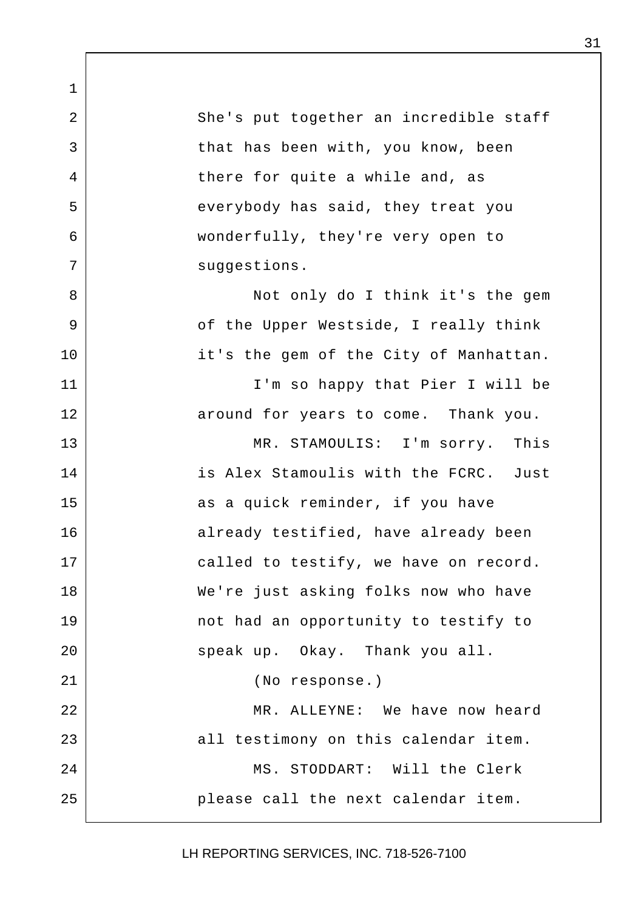She's put together an incredible staff that has been with, you know, been there for quite a while and, as everybody has said, they treat you wonderfully, they're very open to suggestions.

Not only do I think it's the gem of the Upper Westside, I really think it's the gem of the City of Manhattan.

I'm so happy that Pier I will be around for years to come. Thank you.

MR. STAMOULIS: I'm sorry. This is Alex Stamoulis with the FCRC. Just as a quick reminder, if you have already testified, have already been called to testify, we have on record. We're just asking folks now who have not had an opportunity to testify to speak up. Okay. Thank you all.

(No response.)

MR. ALLEYNE: We have now heard all testimony on this calendar item.

MS. STODDART: Will the Clerk please call the next calendar item.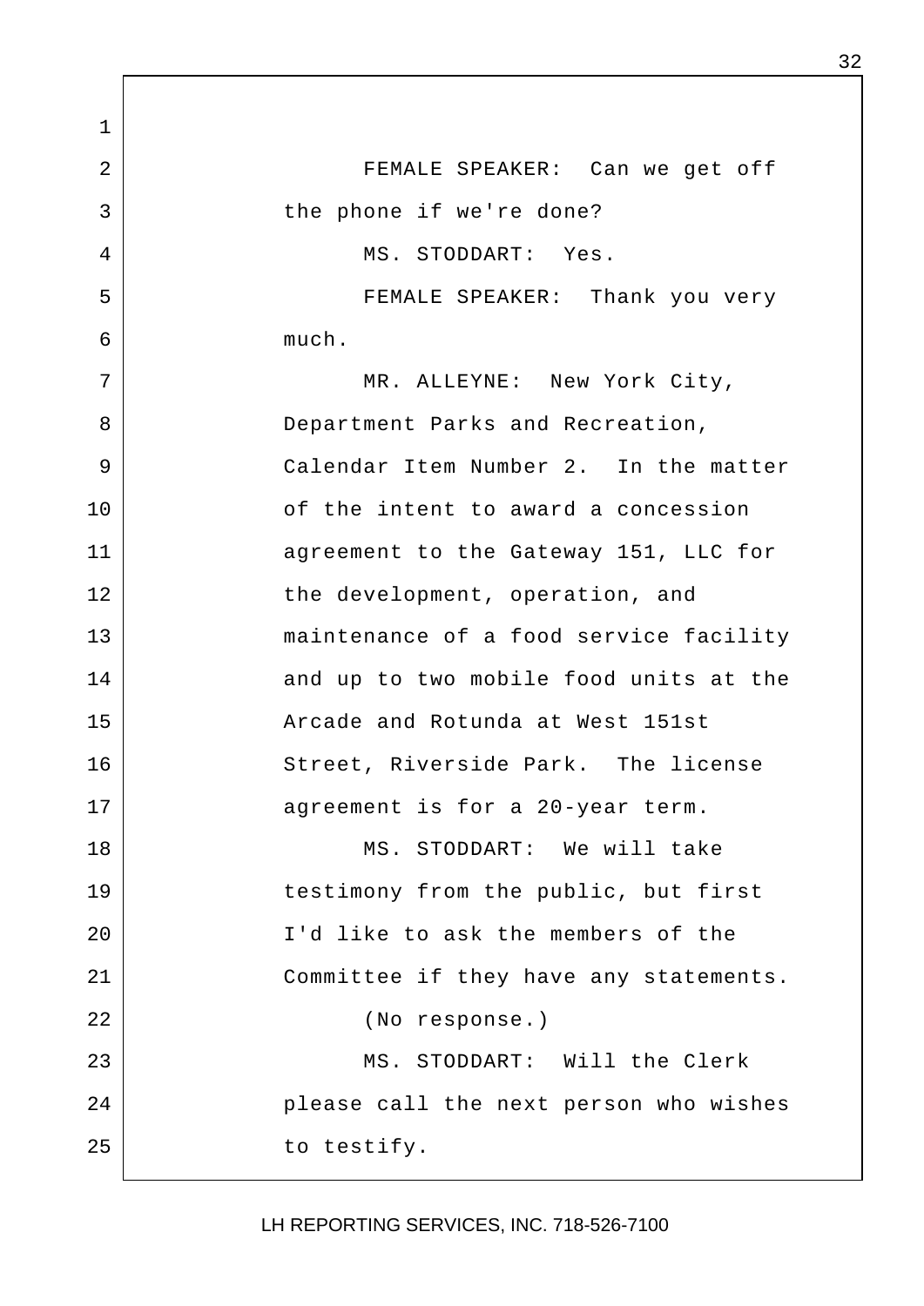FEMALE SPEAKER: Can we get off the phone if we're done?

MS. STODDART: Yes.

FEMALE SPEAKER: Thank you very much.

MR. ALLEYNE: New York City, Department Parks and Recreation, Calendar Item Number 2. In the matter of the intent to award a concession agreement to the Gateway 151, LLC for the development, operation, and maintenance of a food service facility and up to two mobile food units at the Arcade and Rotunda at West 151st Street, Riverside Park. The license agreement is for a 20-year term.

MS. STODDART: We will take testimony from the public, but first I'd like to ask the members of the Committee if they have any statements.

(No response.)

MS. STODDART: Will the Clerk please call the next person who wishes to testify.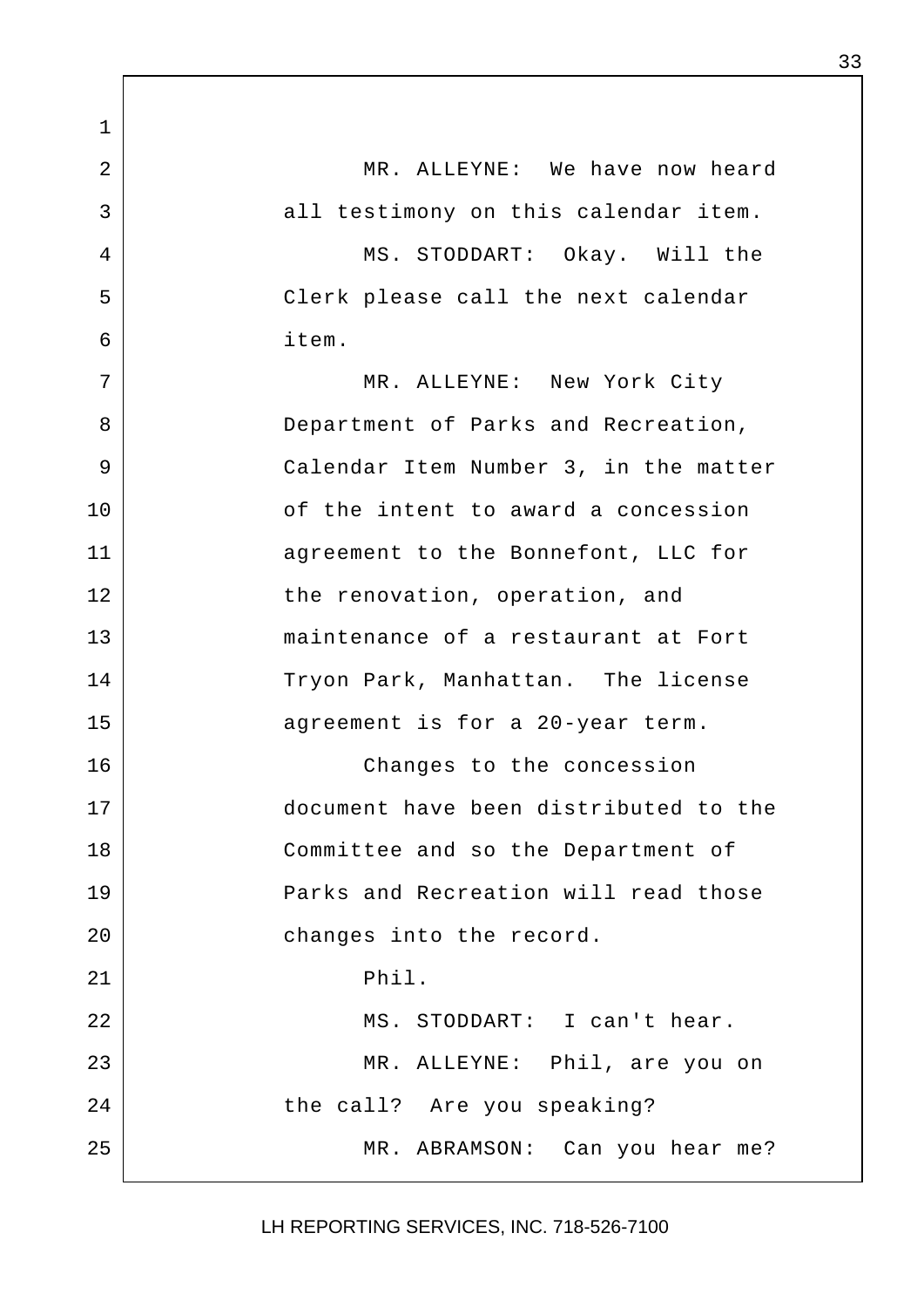MR. ALLEYNE: We have now heard all testimony on this calendar item.

MS. STODDART: Okay. Will the Clerk please call the next calendar item.

MR. ALLEYNE: New York City Department of Parks and Recreation, Calendar Item Number 3, in the matter of the intent to award a concession agreement to the Bonnefont, LLC for the renovation, operation, and maintenance of a restaurant at Fort Tryon Park, Manhattan. The license agreement is for a 20-year term.

Changes to the concession document have been distributed to the Committee and so the Department of Parks and Recreation will read those changes into the record.

Phil.

MS. STODDART: I can't hear.

MR. ALLEYNE: Phil, are you on the call? Are you speaking?

MR. ABRAMSON: Can you hear me?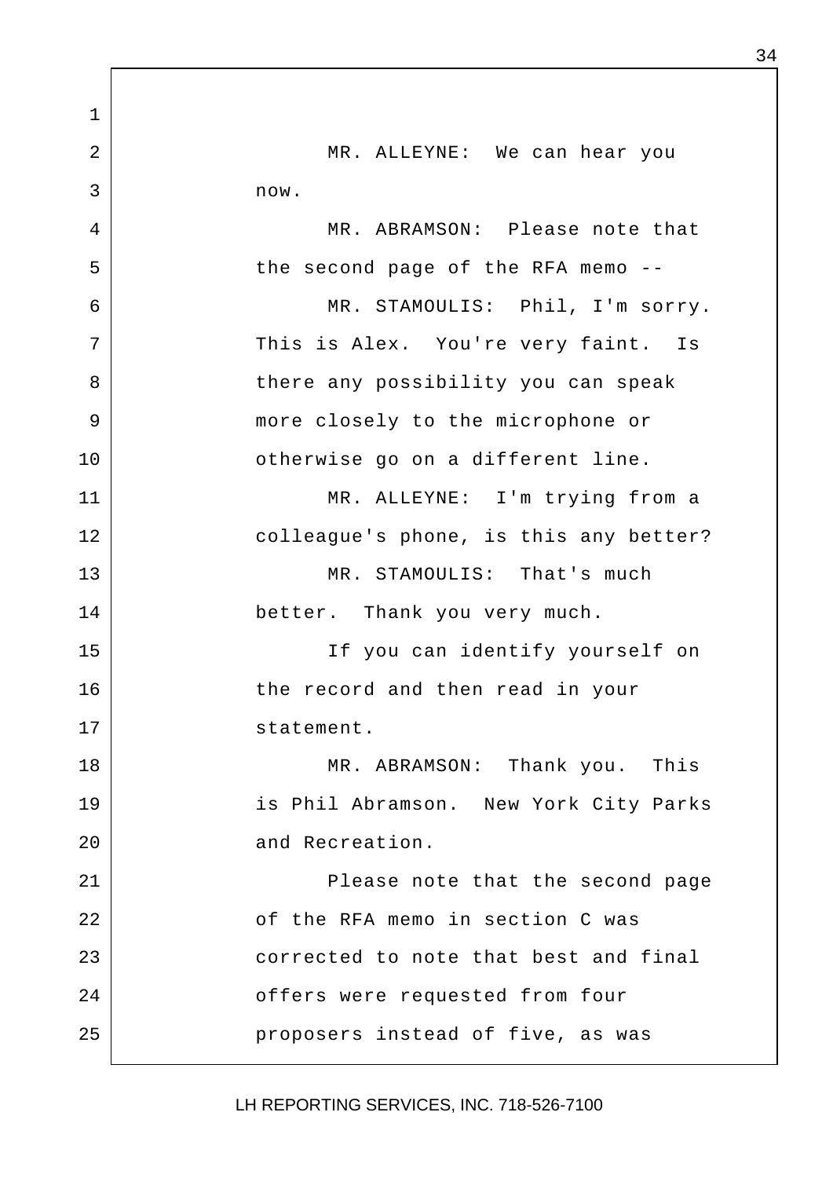MR. ALLEYNE: We can hear you now.

MR. ABRAMSON: Please note that the second page of the RFA memo --

MR. STAMOULIS: Phil, I'm sorry. This is Alex. You're very faint. Is there any possibility you can speak more closely to the microphone or otherwise go on a different line.

MR. ALLEYNE: I'm trying from a colleague's phone, is this any better?

MR. STAMOULIS: That's much better. Thank you very much.

If you can identify yourself on the record and then read in your statement.

MR. ABRAMSON: Thank you. This is Phil Abramson. New York City Parks and Recreation.

Please note that the second page of the RFA memo in section C was corrected to note that best and final offers were requested from four proposers instead of five, as was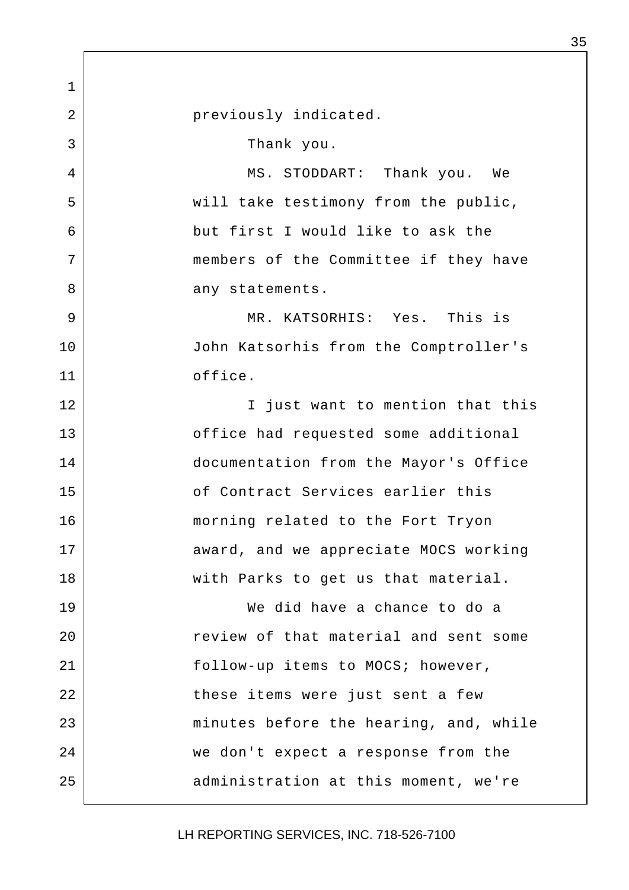previously indicated.

Thank you.

MS. STODDART: Thank you. We will take testimony from the public, but first I would like to ask the members of the Committee if they have any statements.

MR. KATSORHIS: Yes. This is John Katsorhis from the Comptroller's office.

I just want to mention that this office had requested some additional documentation from the Mayor's Office of Contract Services earlier this morning related to the Fort Tryon award, and we appreciate MOCS working with Parks to get us that material.

We did have a chance to do a review of that material and sent some follow-up items to MOCS; however, these items were just sent a few minutes before the hearing, and, while we don't expect a response from the administration at this moment, we're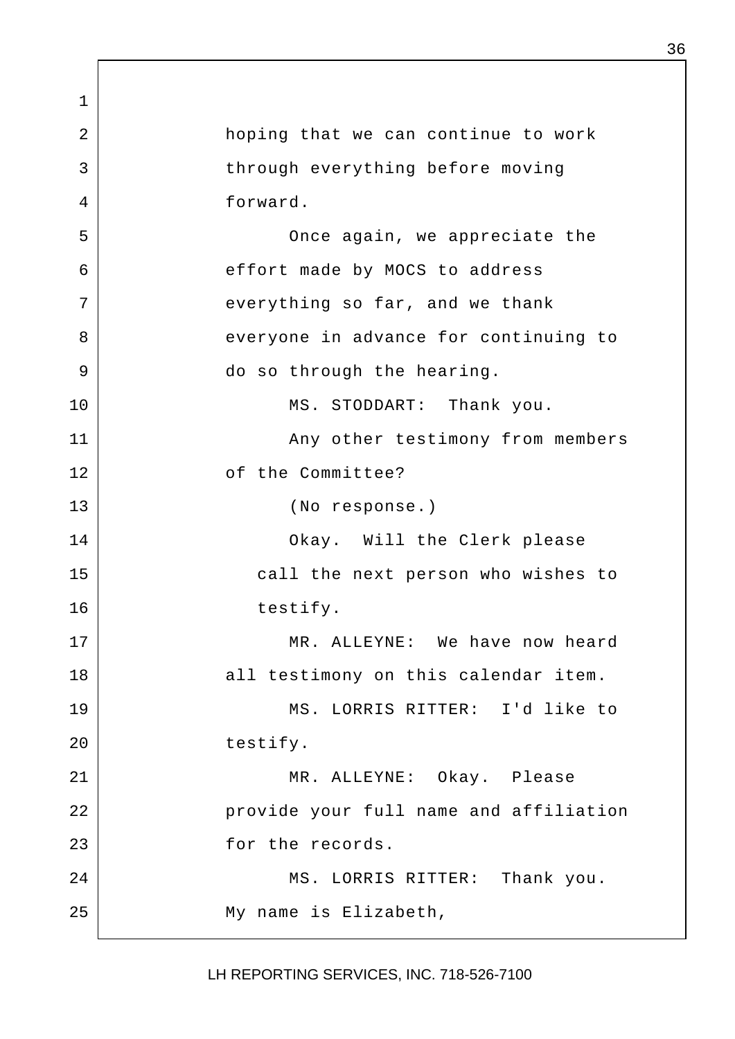hoping that we can continue to work through everything before moving forward.

Once again, we appreciate the effort made by MOCS to address everything so far, and we thank everyone in advance for continuing to do so through the hearing.

MS. STODDART: Thank you.

Any other testimony from members of the Committee?

(No response.)

Okay. Will the Clerk please call the next person who wishes to testify.

MR. ALLEYNE: We have now heard all testimony on this calendar item.

MS. LORRIS RITTER: I'd like to testify.

MR. ALLEYNE: Okay. Please provide your full name and affiliation for the records.

MS. LORRIS RITTER: Thank you. My name is Elizabeth,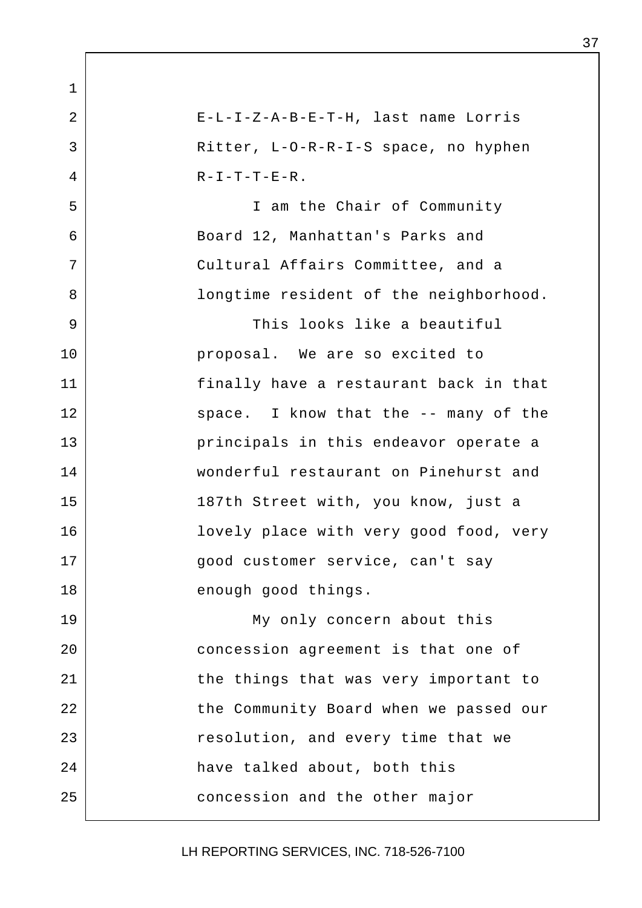E-L-I-Z-A-B-E-T-H, last name Lorris Ritter, L-O-R-R-I-S space, no hyphen R-I-T-T-E-R.

I am the Chair of Community Board 12, Manhattan's Parks and Cultural Affairs Committee, and a longtime resident of the neighborhood.

This looks like a beautiful proposal. We are so excited to finally have a restaurant back in that space. I know that the -- many of the principals in this endeavor operate a wonderful restaurant on Pinehurst and 187th Street with, you know, just a lovely place with very good food, very good customer service, can't say enough good things.

My only concern about this concession agreement is that one of the things that was very important to the Community Board when we passed our resolution, and every time that we have talked about, both this concession and the other major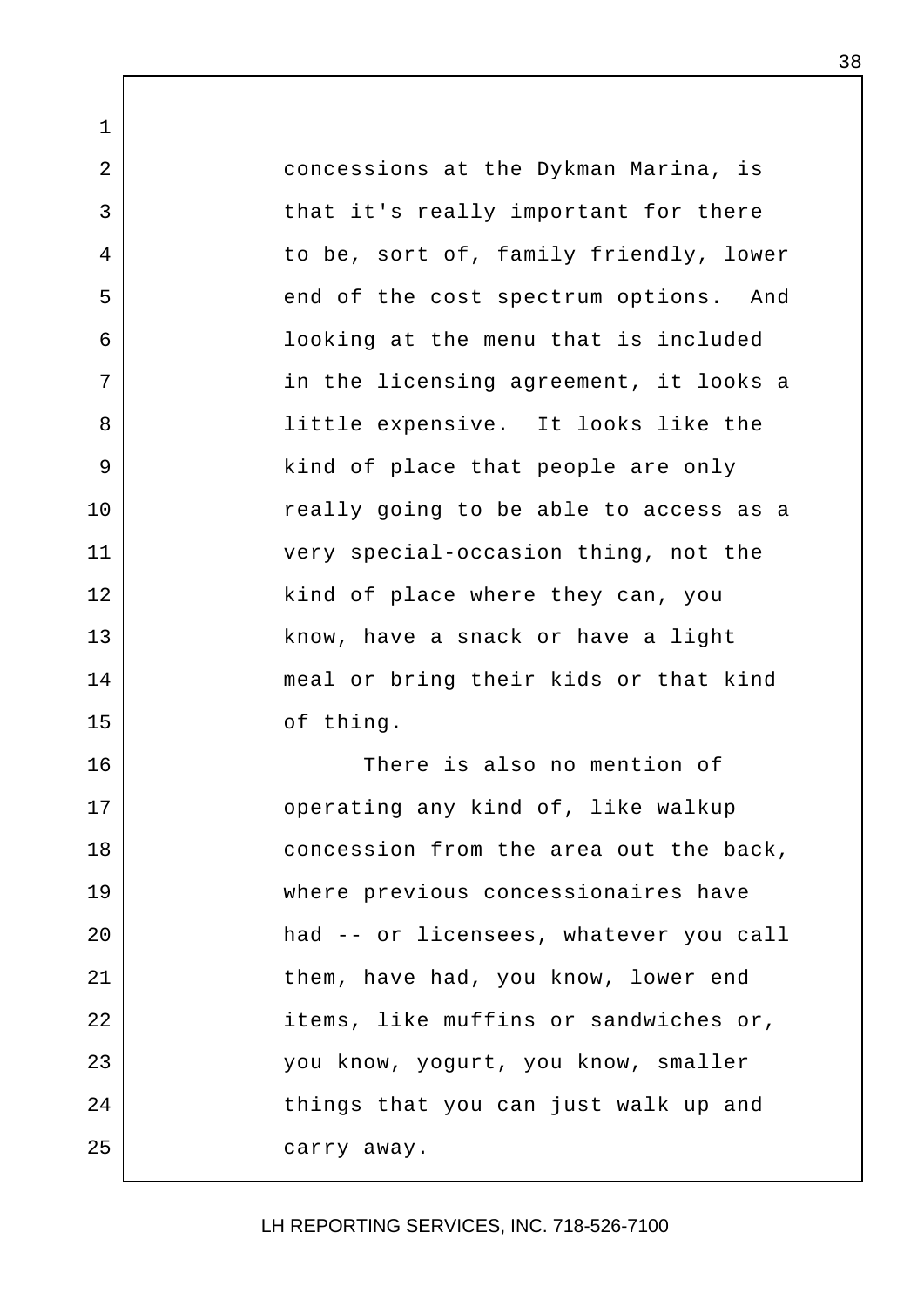concessions at the Dykman Marina, is that it's really important for there to be, sort of, family friendly, lower end of the cost spectrum options. And looking at the menu that is included in the licensing agreement, it looks a little expensive. It looks like the kind of place that people are only really going to be able to access as a very special-occasion thing, not the kind of place where they can, you know, have a snack or have a light meal or bring their kids or that kind of thing.

There is also no mention of operating any kind of, like walkup concession from the area out the back, where previous concessionaires have had -- or licensees, whatever you call them, have had, you know, lower end items, like muffins or sandwiches or, you know, yogurt, you know, smaller things that you can just walk up and carry away.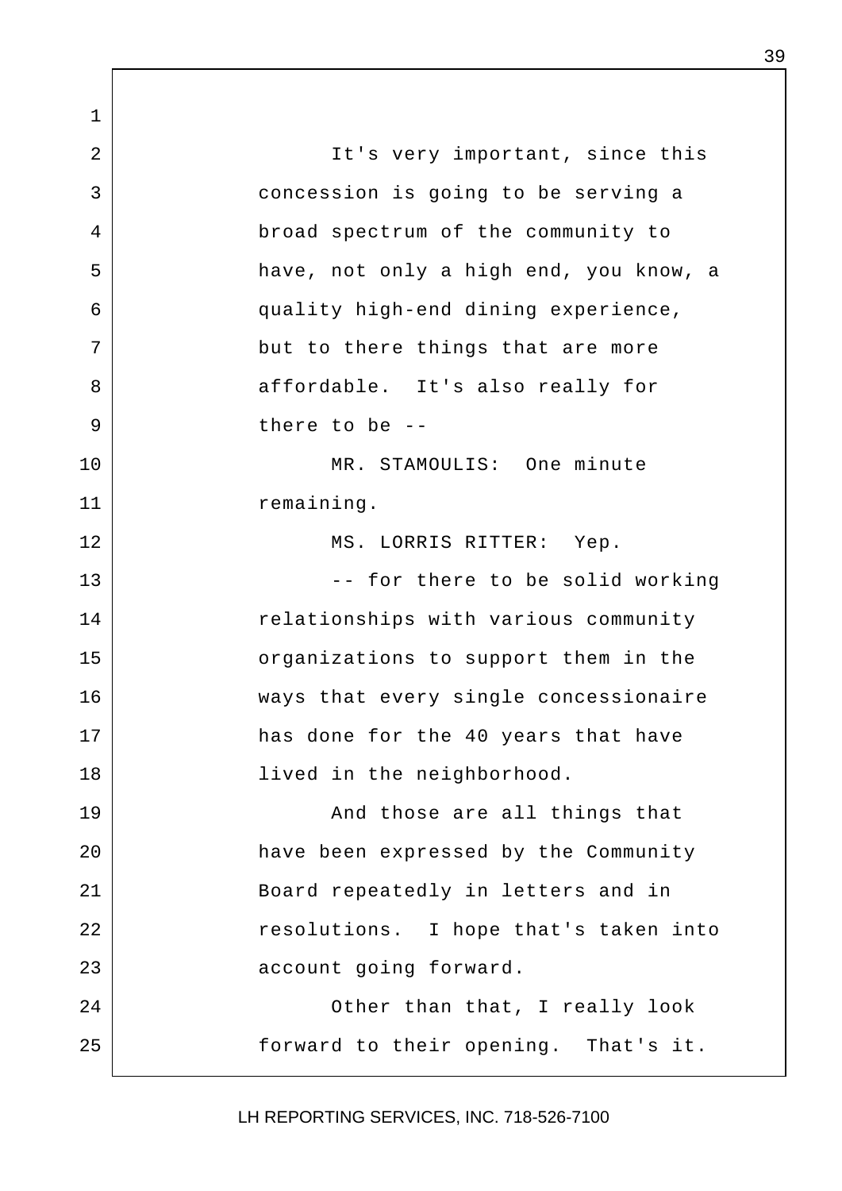It's very important, since this concession is going to be serving a broad spectrum of the community to have, not only a high end, you know, a quality high-end dining experience, but to there things that are more affordable. It's also really for there to be --

MR. STAMOULIS: One minute remaining.

MS. LORRIS RITTER: Yep.

-- for there to be solid working relationships with various community organizations to support them in the ways that every single concessionaire has done for the 40 years that have lived in the neighborhood.

And those are all things that have been expressed by the Community Board repeatedly in letters and in resolutions. I hope that's taken into account going forward.

Other than that, I really look forward to their opening. That's it.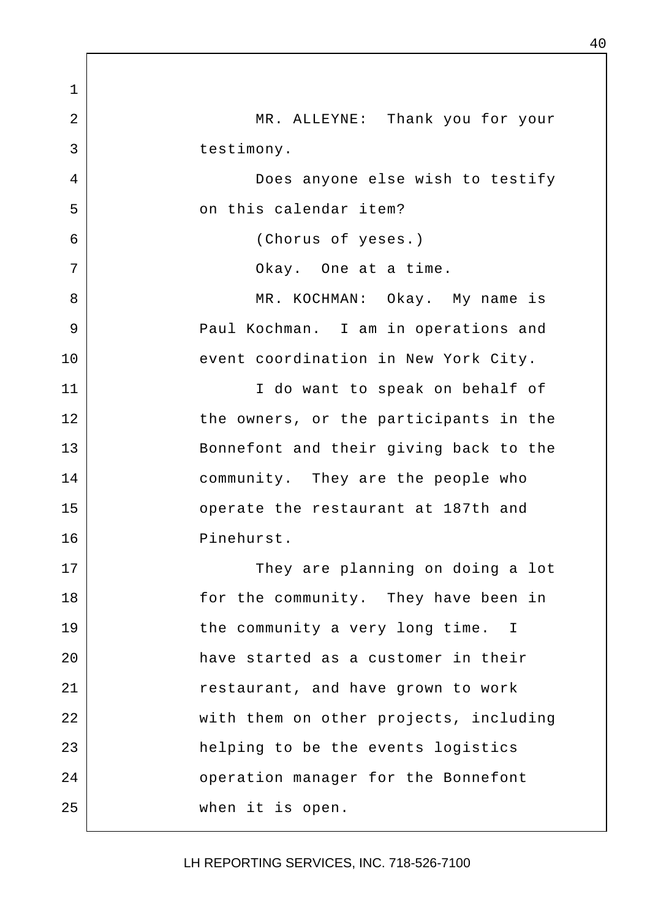MR. ALLEYNE: Thank you for your testimony.

Does anyone else wish to testify on this calendar item?

(Chorus of yeses.)

Okay. One at a time.

MR. KOCHMAN: Okay. My name is Paul Kochman. I am in operations and event coordination in New York City.

I do want to speak on behalf of the owners, or the participants in the Bonnefont and their giving back to the community. They are the people who operate the restaurant at 187th and Pinehurst.

They are planning on doing a lot for the community. They have been in the community a very long time. I have started as a customer in their restaurant, and have grown to work with them on other projects, including helping to be the events logistics operation manager for the Bonnefont when it is open.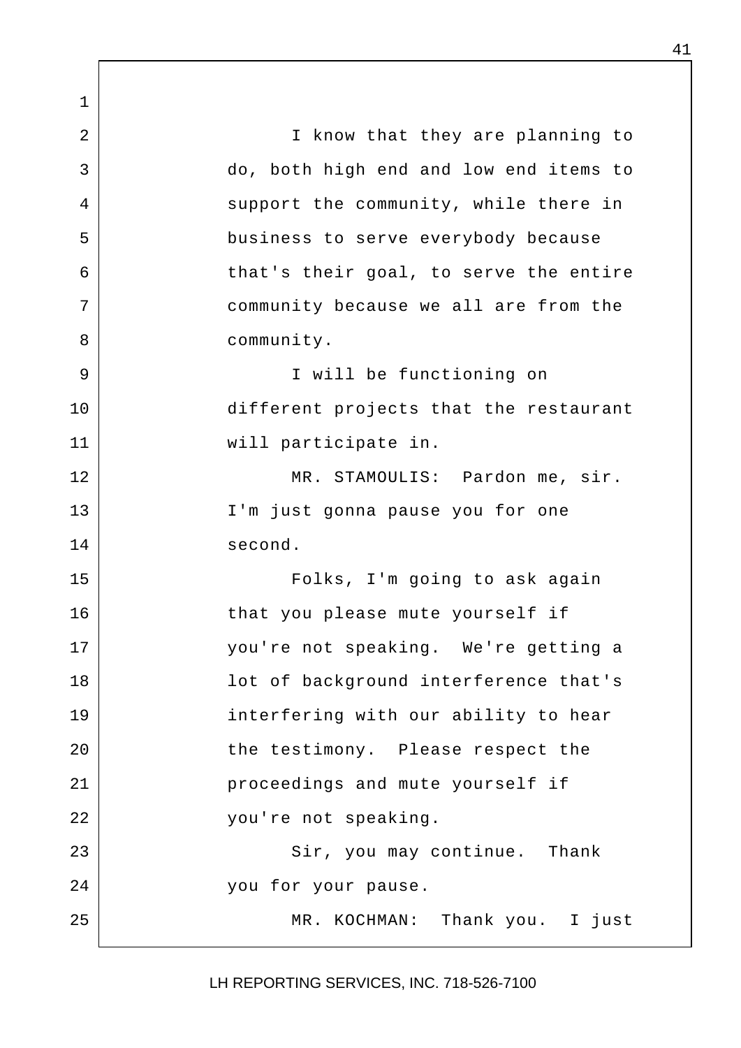I know that they are planning to do, both high end and low end items to support the community, while there in business to serve everybody because that's their goal, to serve the entire community because we all are from the community.

I will be functioning on different projects that the restaurant will participate in.

MR. STAMOULIS: Pardon me, sir. I'm just gonna pause you for one second.

Folks, I'm going to ask again that you please mute yourself if you're not speaking. We're getting a lot of background interference that's interfering with our ability to hear the testimony. Please respect the proceedings and mute yourself if you're not speaking.

Sir, you may continue. Thank you for your pause.

MR. KOCHMAN: Thank you. I just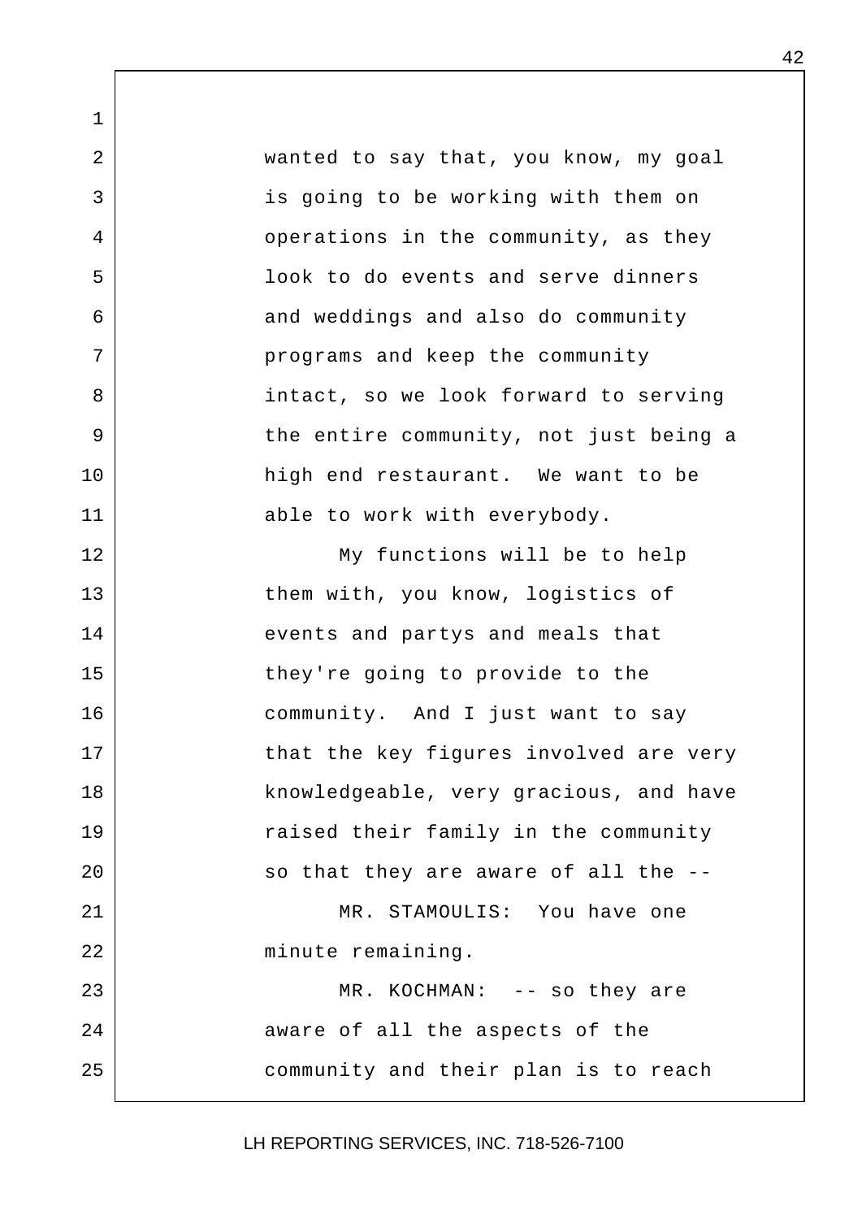wanted to say that, you know, my goal is going to be working with them on operations in the community, as they look to do events and serve dinners and weddings and also do community programs and keep the community intact, so we look forward to serving the entire community, not just being a high end restaurant. We want to be able to work with everybody.

My functions will be to help them with, you know, logistics of events and partys and meals that they're going to provide to the community. And I just want to say that the key figures involved are very knowledgeable, very gracious, and have raised their family in the community so that they are aware of all the --

MR. STAMOULIS: You have one minute remaining.

MR. KOCHMAN: -- so they are aware of all the aspects of the community and their plan is to reach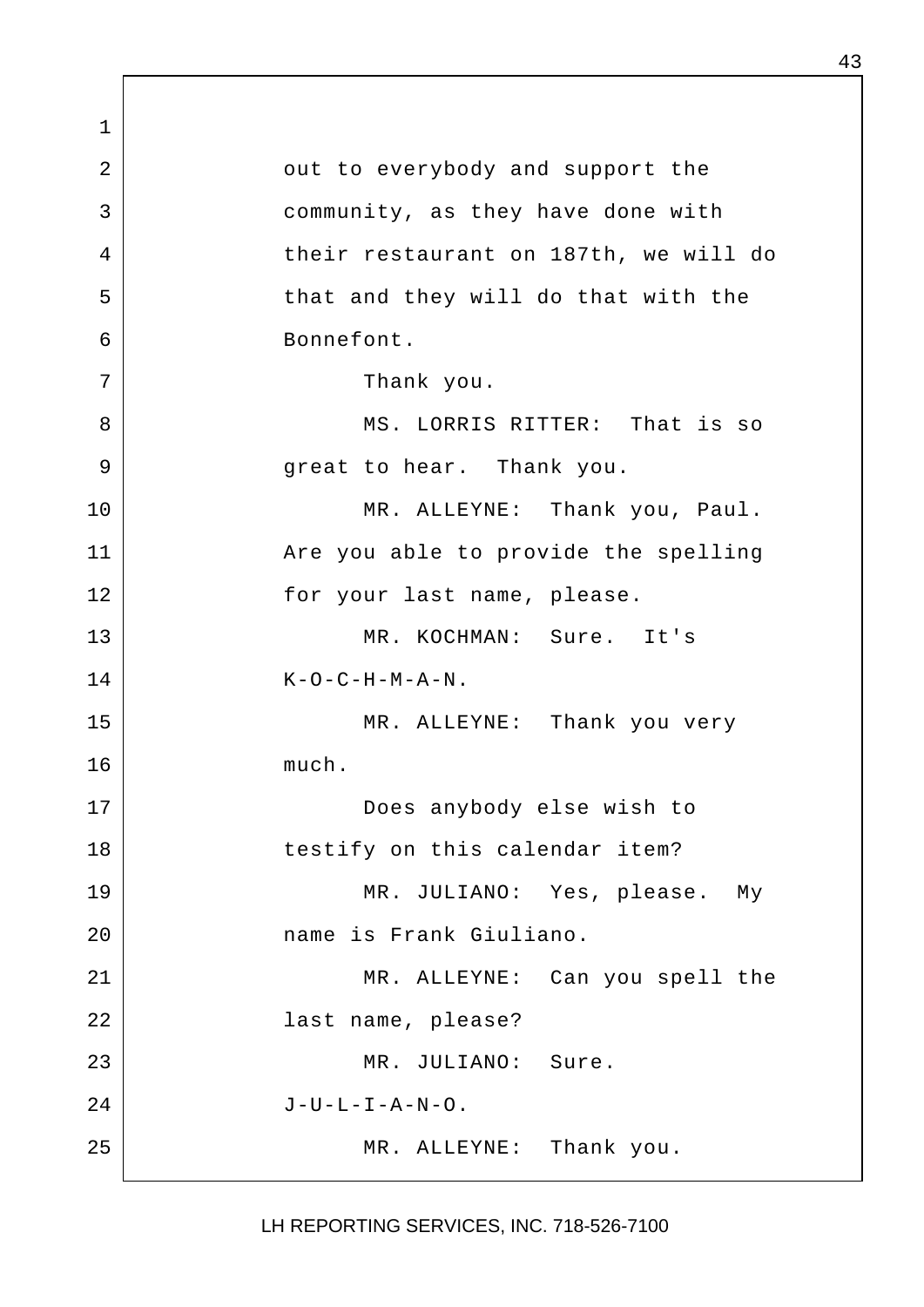out to everybody and support the community, as they have done with their restaurant on 187th, we will do that and they will do that with the Bonnefont.

Thank you.

MS. LORRIS RITTER: That is so great to hear. Thank you.

MR. ALLEYNE: Thank you, Paul. Are you able to provide the spelling for your last name, please.

MR. KOCHMAN: Sure. It's K-O-C-H-M-A-N.

MR. ALLEYNE: Thank you very much.

Does anybody else wish to testify on this calendar item?

MR. JULIANO: Yes, please. My name is Frank Giuliano.

MR. ALLEYNE: Can you spell the last name, please?

MR. JULIANO: Sure. J-U-L-I-A-N-O.

MR. ALLEYNE: Thank you.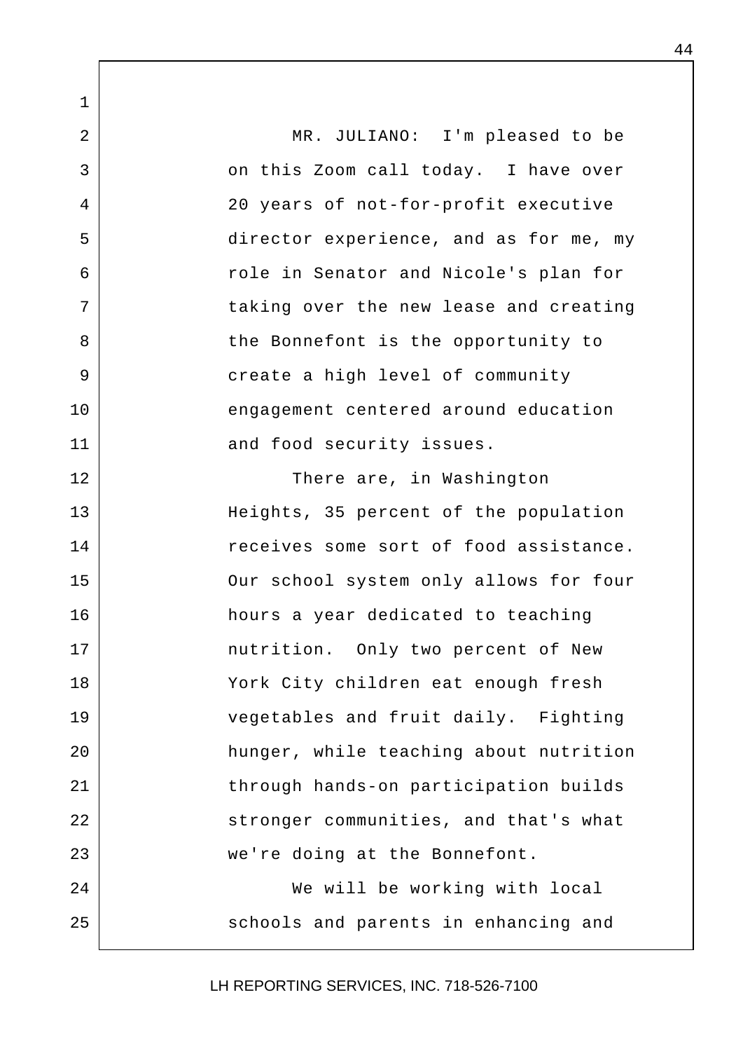MR. JULIANO: I'm pleased to be on this Zoom call today. I have over 20 years of not-for-profit executive director experience, and as for me, my role in Senator and Nicole's plan for taking over the new lease and creating the Bonnefont is the opportunity to create a high level of community engagement centered around education and food security issues.

There are, in Washington Heights, 35 percent of the population receives some sort of food assistance. Our school system only allows for four hours a year dedicated to teaching nutrition. Only two percent of New York City children eat enough fresh vegetables and fruit daily. Fighting hunger, while teaching about nutrition through hands-on participation builds stronger communities, and that's what we're doing at the Bonnefont.

We will be working with local schools and parents in enhancing and

LH REPORTING SERVICES, INC. 718-526-7100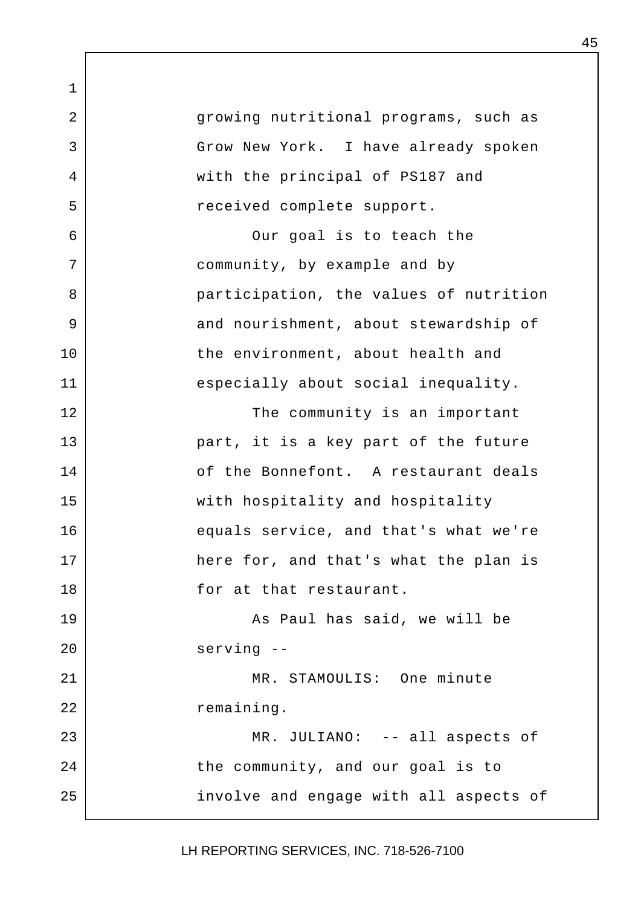growing nutritional programs, such as Grow New York. I have already spoken with the principal of PS187 and received complete support.

Our goal is to teach the community, by example and by participation, the values of nutrition and nourishment, about stewardship of the environment, about health and especially about social inequality.

The community is an important part, it is a key part of the future of the Bonnefont. A restaurant deals with hospitality and hospitality equals service, and that's what we're here for, and that's what the plan is for at that restaurant.

As Paul has said, we will be serving --

MR. STAMOULIS: One minute remaining.

MR. JULIANO: -- all aspects of the community, and our goal is to involve and engage with all aspects of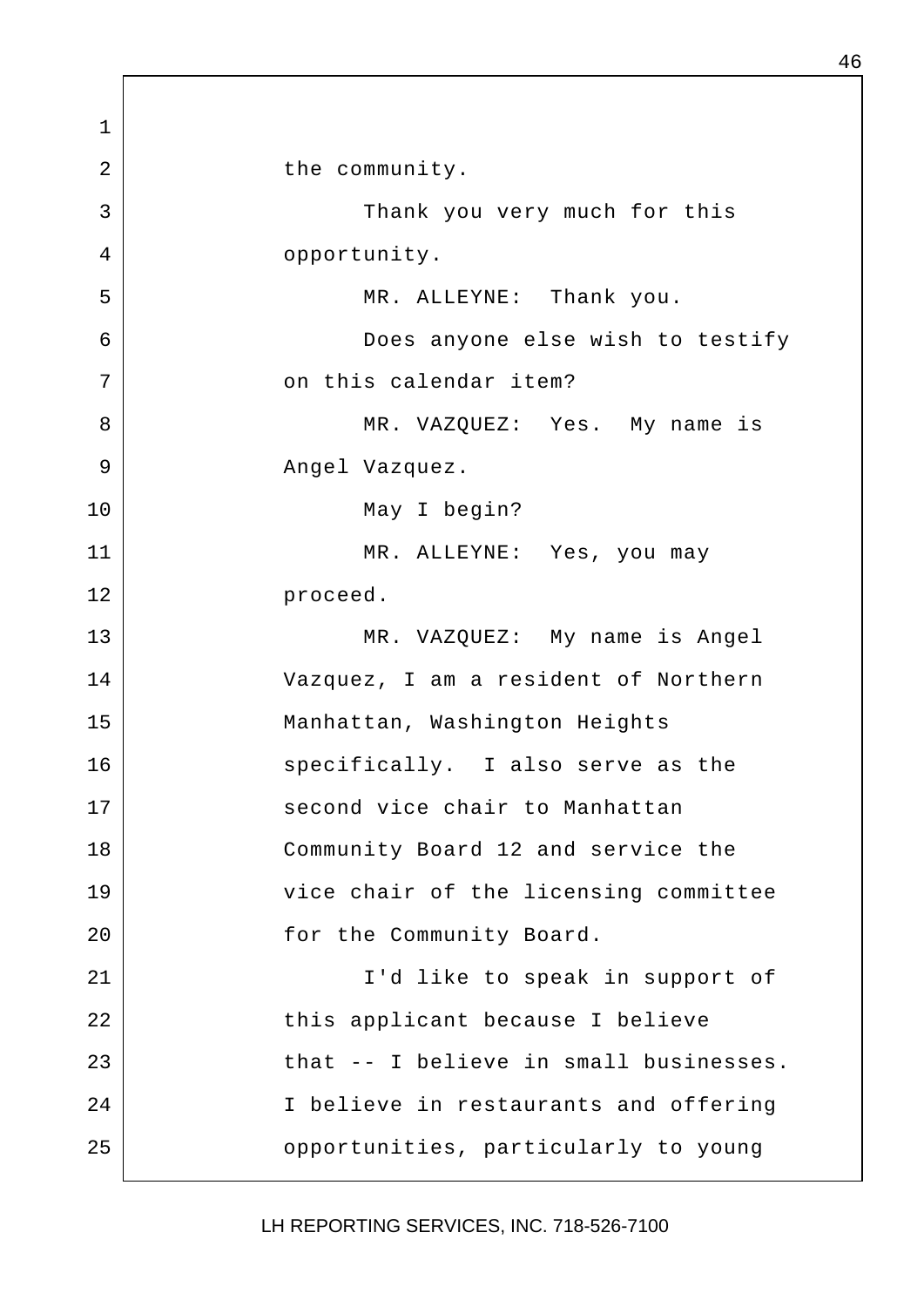the community.

Thank you very much for this opportunity.

MR. ALLEYNE: Thank you.

Does anyone else wish to testify on this calendar item?

MR. VAZQUEZ: Yes. My name is Angel Vazquez.

May I begin?

MR. ALLEYNE: Yes, you may proceed.

MR. VAZQUEZ: My name is Angel Vazquez, I am a resident of Northern Manhattan, Washington Heights specifically. I also serve as the second vice chair to Manhattan Community Board 12 and service the vice chair of the licensing committee for the Community Board.

I'd like to speak in support of this applicant because I believe that -- I believe in small businesses. I believe in restaurants and offering opportunities, particularly to young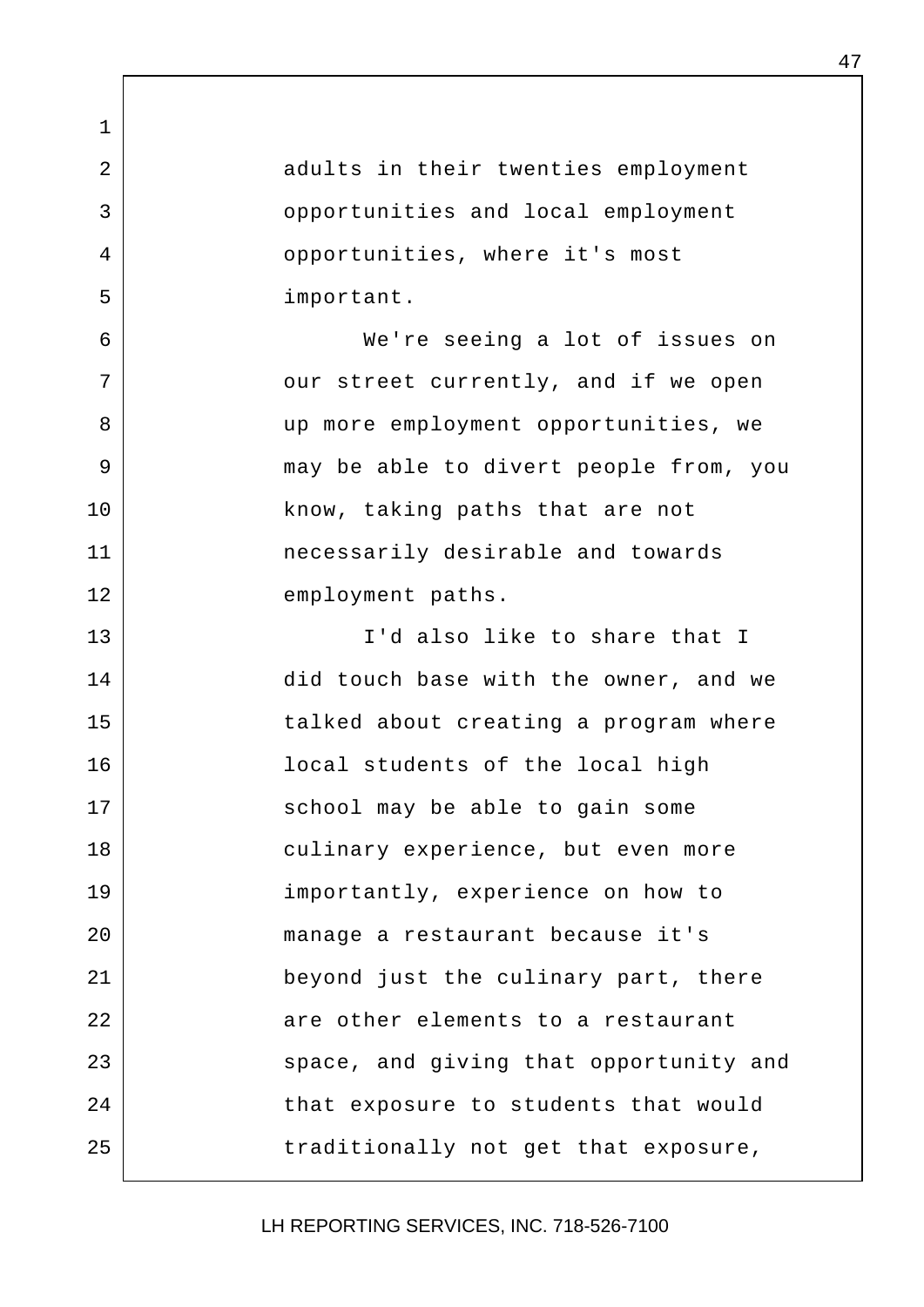adults in their twenties employment opportunities and local employment opportunities, where it's most important.

We're seeing a lot of issues on our street currently, and if we open up more employment opportunities, we may be able to divert people from, you know, taking paths that are not necessarily desirable and towards employment paths.

I'd also like to share that I did touch base with the owner, and we talked about creating a program where local students of the local high school may be able to gain some culinary experience, but even more importantly, experience on how to manage a restaurant because it's beyond just the culinary part, there are other elements to a restaurant space, and giving that opportunity and that exposure to students that would traditionally not get that exposure,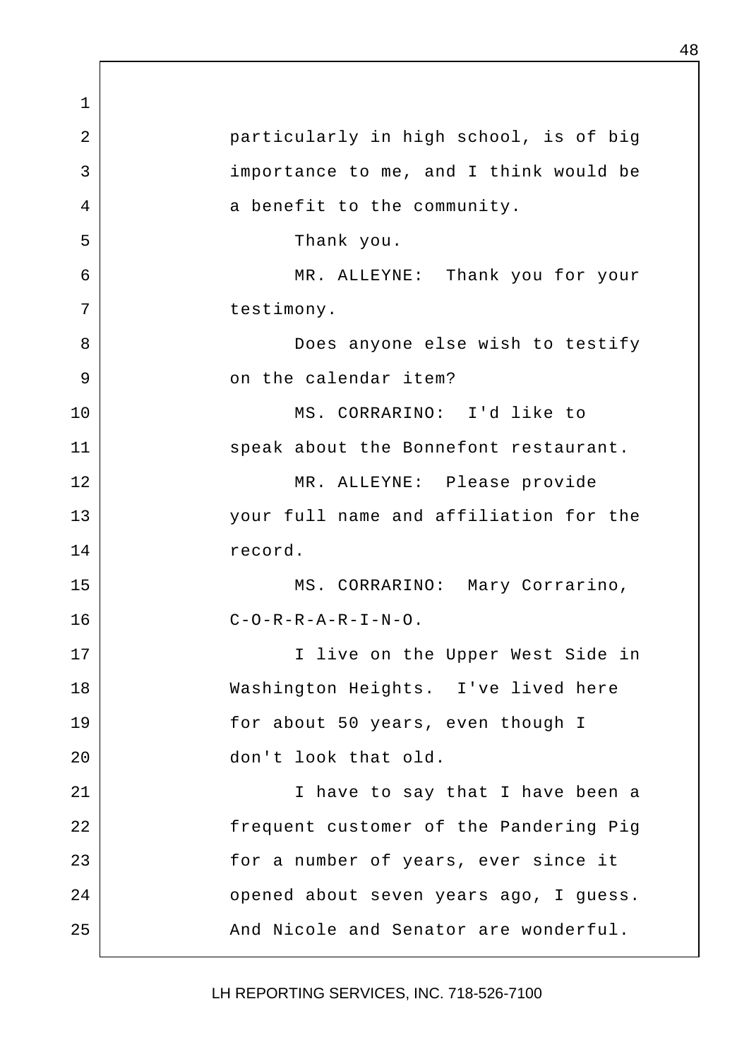particularly in high school, is of big importance to me, and I think would be a benefit to the community.

Thank you.

MR. ALLEYNE: Thank you for your testimony.

Does anyone else wish to testify on the calendar item?

MS. CORRARINO: I'd like to speak about the Bonnefont restaurant.

MR. ALLEYNE: Please provide your full name and affiliation for the record.

MS. CORRARINO: Mary Corrarino, C-O-R-R-A-R-I-N-O.

I live on the Upper West Side in Washington Heights. I've lived here for about 50 years, even though I don't look that old.

I have to say that I have been a frequent customer of the Pandering Pig for a number of years, ever since it opened about seven years ago, I guess. And Nicole and Senator are wonderful.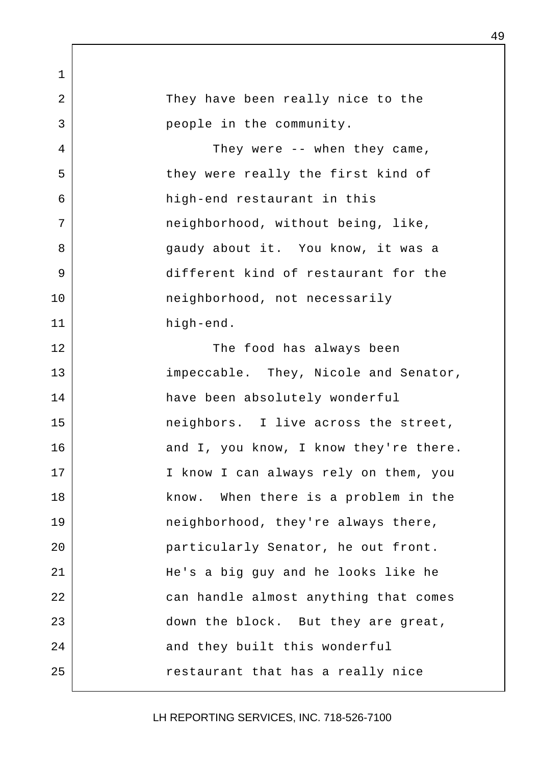They have been really nice to the people in the community.

They were -- when they came, they were really the first kind of high-end restaurant in this neighborhood, without being, like, gaudy about it. You know, it was a different kind of restaurant for the neighborhood, not necessarily high-end.

The food has always been impeccable. They, Nicole and Senator, have been absolutely wonderful neighbors. I live across the street, and I, you know, I know they're there. I know I can always rely on them, you know. When there is a problem in the neighborhood, they're always there, particularly Senator, he out front. He's a big guy and he looks like he can handle almost anything that comes down the block. But they are great, and they built this wonderful restaurant that has a really nice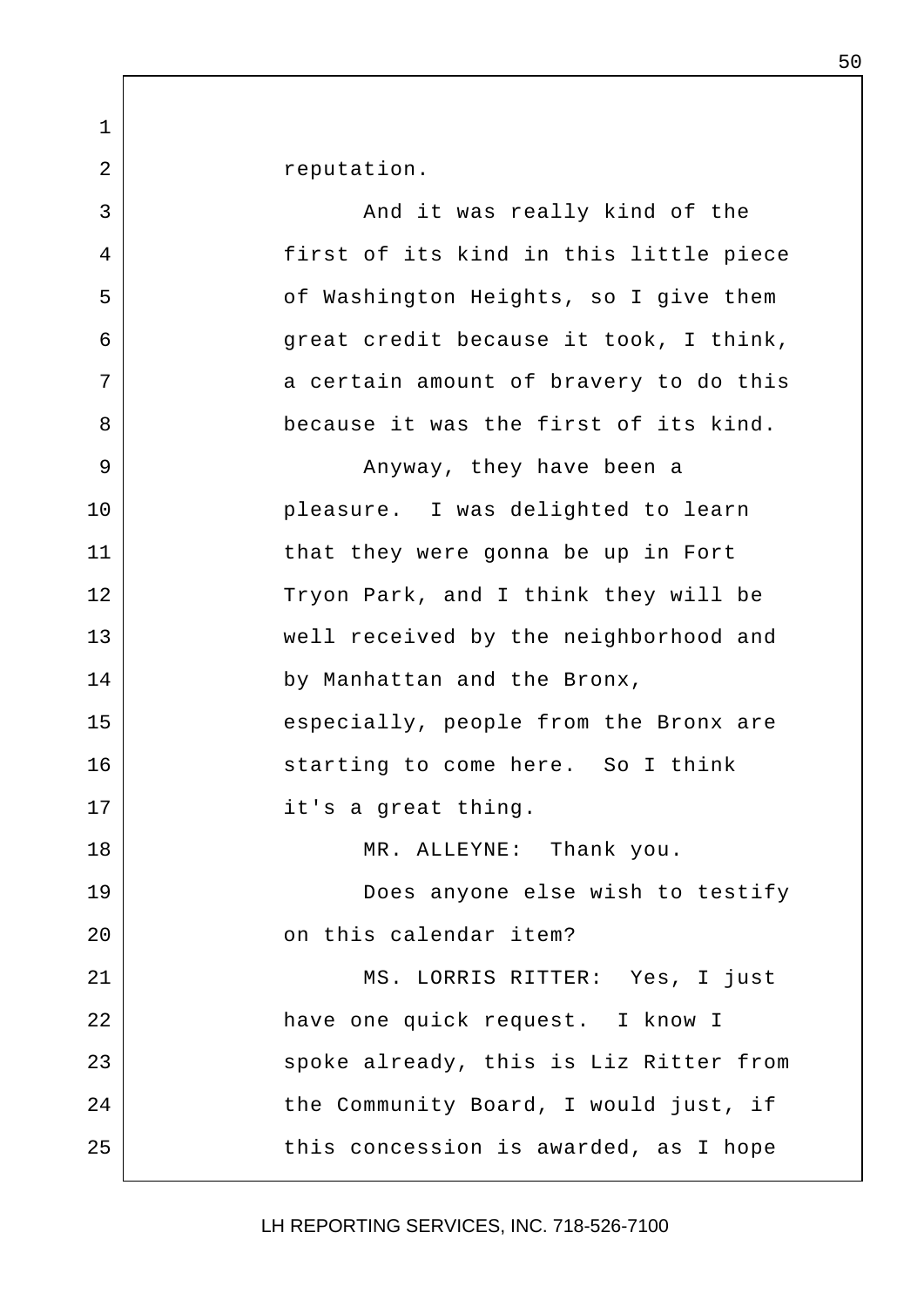reputation.

And it was really kind of the first of its kind in this little piece of Washington Heights, so I give them great credit because it took, I think, a certain amount of bravery to do this because it was the first of its kind.

Anyway, they have been a pleasure. I was delighted to learn that they were gonna be up in Fort Tryon Park, and I think they will be well received by the neighborhood and by Manhattan and the Bronx, especially, people from the Bronx are starting to come here. So I think it's a great thing.

MR. ALLEYNE: Thank you.

Does anyone else wish to testify on this calendar item?

MS. LORRIS RITTER: Yes, I just have one quick request. I know I spoke already, this is Liz Ritter from the Community Board, I would just, if this concession is awarded, as I hope

LH REPORTING SERVICES, INC. 718-526-7100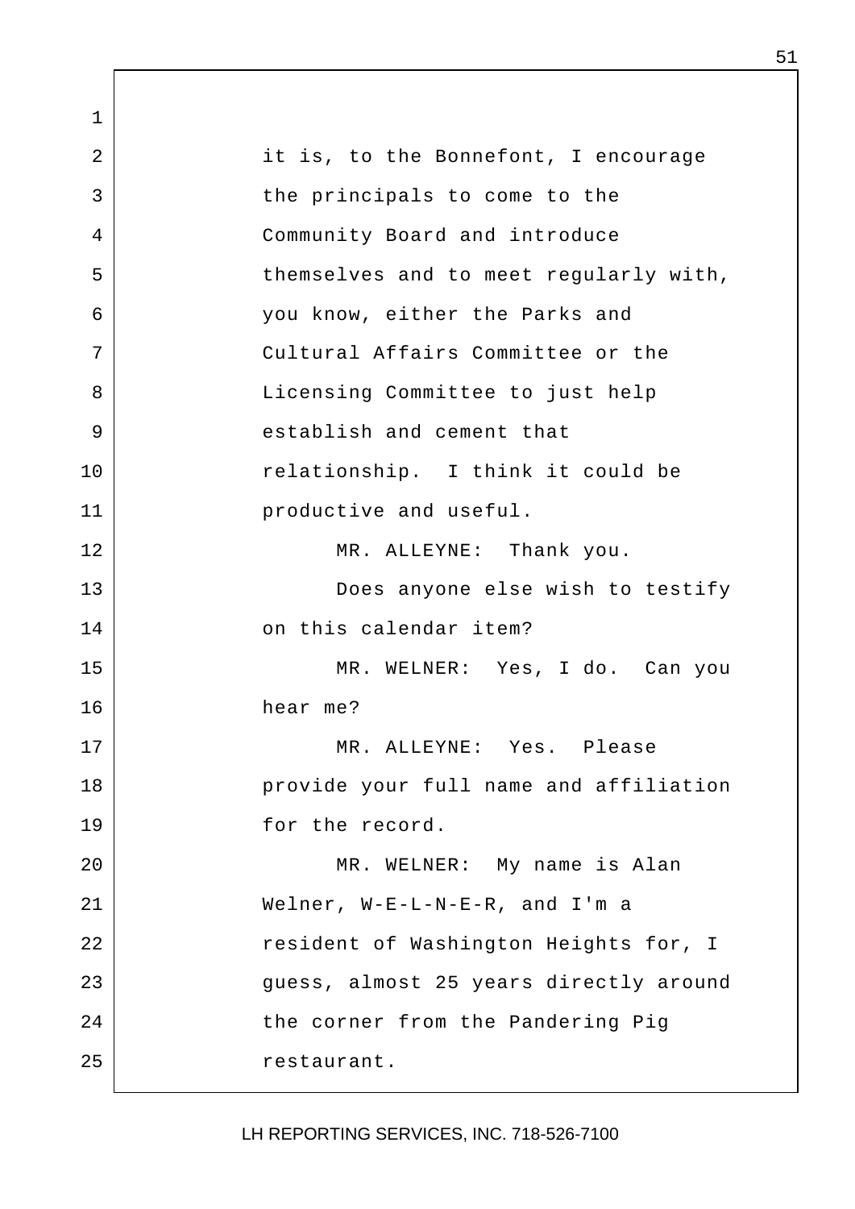it is, to the Bonnefont, I encourage the principals to come to the Community Board and introduce themselves and to meet regularly with, you know, either the Parks and Cultural Affairs Committee or the Licensing Committee to just help establish and cement that relationship. I think it could be productive and useful.

MR. ALLEYNE: Thank you.

Does anyone else wish to testify on this calendar item?

MR. WELNER: Yes, I do. Can you hear me?

MR. ALLEYNE: Yes. Please provide your full name and affiliation for the record.

MR. WELNER: My name is Alan Welner, W-E-L-N-E-R, and I'm a resident of Washington Heights for, I guess, almost 25 years directly around the corner from the Pandering Pig restaurant.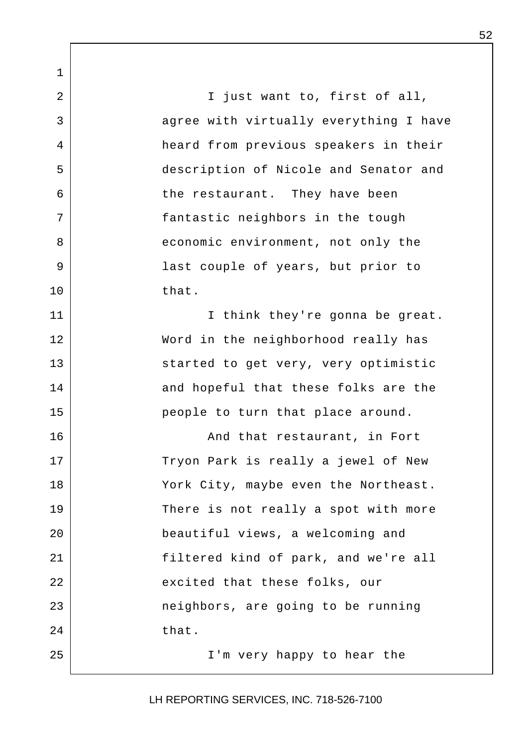I just want to, first of all, agree with virtually everything I have heard from previous speakers in their description of Nicole and Senator and the restaurant. They have been fantastic neighbors in the tough economic environment, not only the last couple of years, but prior to that.

I think they're gonna be great. Word in the neighborhood really has started to get very, very optimistic and hopeful that these folks are the people to turn that place around.

And that restaurant, in Fort Tryon Park is really a jewel of New York City, maybe even the Northeast. There is not really a spot with more beautiful views, a welcoming and filtered kind of park, and we're all excited that these folks, our neighbors, are going to be running that.

I'm very happy to hear the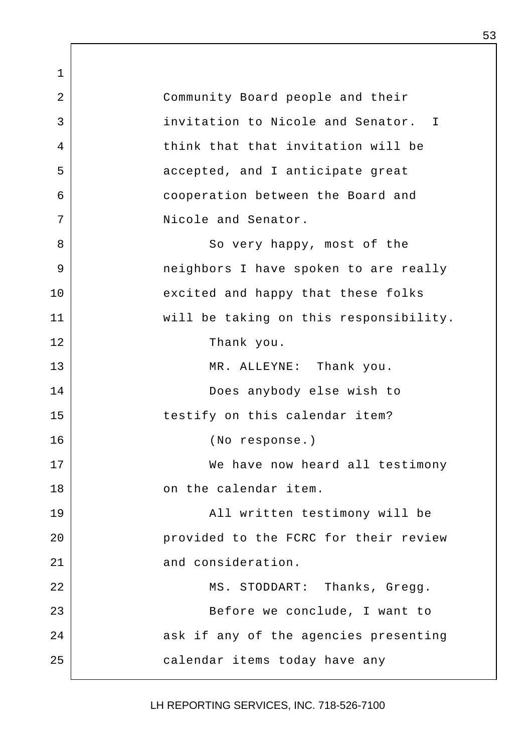Community Board people and their invitation to Nicole and Senator. I think that that invitation will be accepted, and I anticipate great cooperation between the Board and Nicole and Senator.

So very happy, most of the neighbors I have spoken to are really excited and happy that these folks will be taking on this responsibility.

Thank you.

MR. ALLEYNE: Thank you.

Does anybody else wish to testify on this calendar item?

(No response.)

We have now heard all testimony on the calendar item.

All written testimony will be provided to the FCRC for their review and consideration.

MS. STODDART: Thanks, Gregg.

Before we conclude, I want to ask if any of the agencies presenting calendar items today have any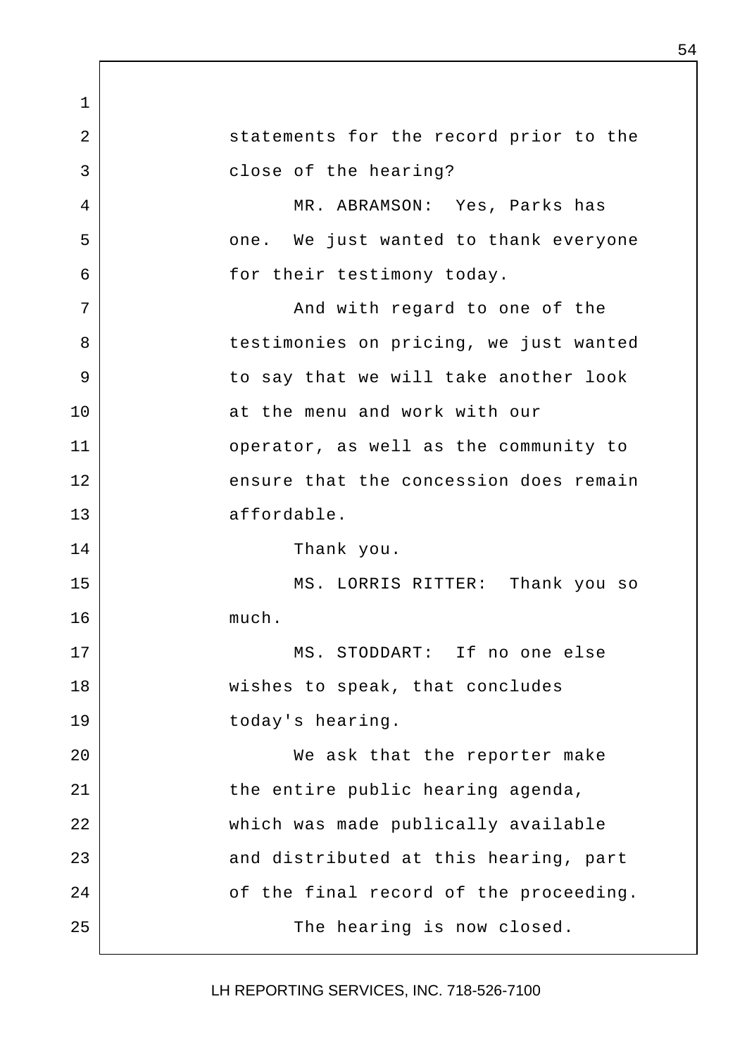statements for the record prior to the close of the hearing?

MR. ABRAMSON: Yes, Parks has one. We just wanted to thank everyone for their testimony today.

And with regard to one of the testimonies on pricing, we just wanted to say that we will take another look at the menu and work with our operator, as well as the community to ensure that the concession does remain affordable.

Thank you.

MS. LORRIS RITTER: Thank you so much.

MS. STODDART: If no one else wishes to speak, that concludes today's hearing.

We ask that the reporter make the entire public hearing agenda, which was made publically available and distributed at this hearing, part of the final record of the proceeding.

The hearing is now closed.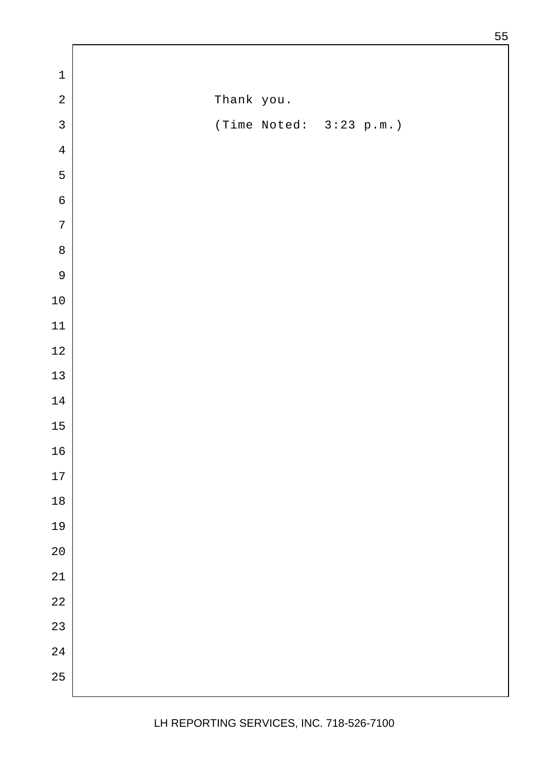Thank you.

(Time Noted: 3:23 p.m.)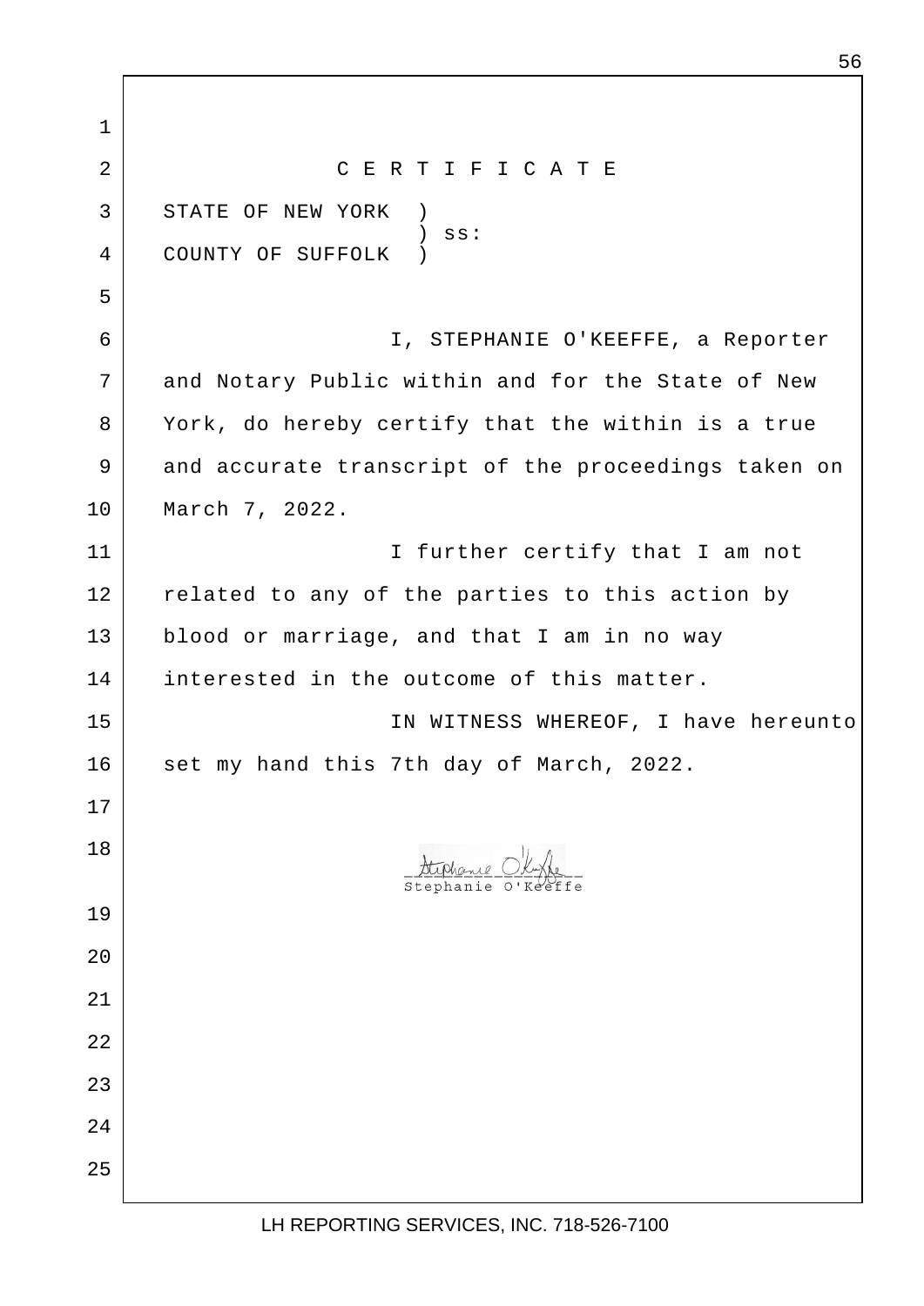# C E R T I F I C A T E

STATE OF NEW YORK )
) ss:
COUNTY OF SUFFOLK )

I, STEPHANIE O'KEEFFE, a Reporter and Notary Public within and for the State of New York, do hereby certify that the within is a true and accurate transcript of the proceedings taken on March 7, 2022.

I further certify that I am not related to any of the parties to this action by blood or marriage, and that I am in no way interested in the outcome of this matter.

IN WITNESS WHEREOF, I have hereunto set my hand this 7th day of March, 2022.

Stephanie O'Keeffe

Stephanie O'Keeffe

LH REPORTING SERVICES, INC. 718-526-7100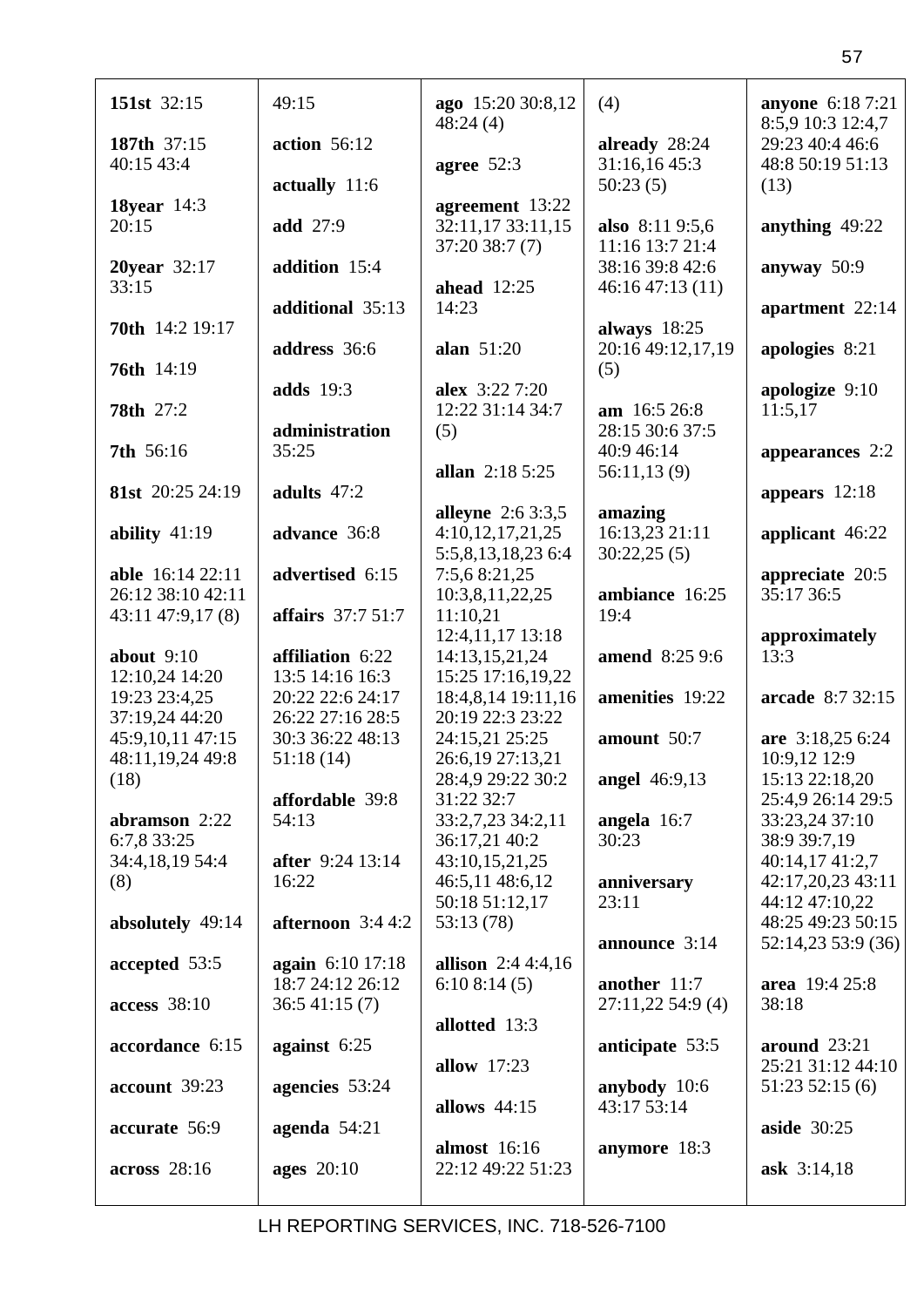**151st** 32:15

**187th** 37:15 40:15 43:4

**18year** 14:3 20:15

**20year** 32:17 33:15

**70th** 14:2 19:17

**76th** 14:19

**78th** 27:2

**7th** 56:16

**81st** 20:25 24:19

**ability** 41:19

**able** 16:14 22:11 26:12 38:10 42:11 43:11 47:9,17 (8)

**about** 9:10 12:10,24 14:20 19:23 23:4,25 37:19,24 44:20 45:9,10,11 47:15 48:11,19,24 49:8 (18)

**abramson** 2:22 6:7,8 33:25 34:4,18,19 54:4 (8)

**absolutely** 49:14

**accepted** 53:5

**access** 38:10

**accordance** 6:15

**account** 39:23

**accurate** 56:9

**across** 28:16

49:15

**action** 56:12

**actually** 11:6

**add** 27:9

**addition** 15:4

**additional** 35:13

**address** 36:6

**adds** 19:3

**administration** 35:25

**adults** 47:2

**advance** 36:8

**advertised** 6:15

**affairs** 37:7 51:7

**affiliation** 6:22 13:5 14:16 16:3 20:22 22:6 24:17 26:22 27:16 28:5 30:3 36:22 48:13 51:18 (14)

**affordable** 39:8 54:13

**after** 9:24 13:14 16:22

**afternoon** 3:4 4:2

**again** 6:10 17:18 18:7 24:12 26:12 36:5 41:15 (7)

**against** 6:25

**agencies** 53:24

**agenda** 54:21

**ages** 20:10

**ago** 15:20 30:8,12 48:24 (4)

**agree** 52:3

**agreement** 13:22 32:11,17 33:11,15 37:20 38:7 (7)

**ahead** 12:25 14:23

**alan** 51:20

**alex** 3:22 7:20 12:22 31:14 34:7 (5)

**allan** 2:18 5:25

**alleyne** 2:6 3:3,5 4:10,12,17,21,25 5:5,8,13,18,23 6:4 7:5,6 8:21,25 10:3,8,11,22,25 11:10,21 12:4,11,17 13:18 14:13,15,21,24 15:25 17:16,19,22 18:4,8,14 19:11,16 20:19 22:3 23:22 24:15,21 25:25 26:6,19 27:13,21 28:4,9 29:22 30:2 31:22 32:7 33:2,7,23 34:2,11 36:17,21 40:2 43:10,15,21,25 46:5,11 48:6,12 50:18 51:12,17 53:13 (78)

**allison** 2:4 4:4,16 6:10 8:14 (5)

**allotted** 13:3

**allow** 17:23

**allows** 44:15

**almost** 16:16 22:12 49:22 51:23

(4)

**already** 28:24 31:16,16 45:3 50:23 (5)

**also** 8:11 9:5,6 11:16 13:7 21:4 38:16 39:8 42:6 46:16 47:13 (11)

**always** 18:25 20:16 49:12,17,19 (5)

**am** 16:5 26:8 28:15 30:6 37:5 40:9 46:14 56:11,13 (9)

**amazing** 16:13,23 21:11 30:22,25 (5)

**ambiance** 16:25 19:4

**amend** 8:25 9:6

**amenities** 19:22

**amount** 50:7

**angel** 46:9,13

**angela** 16:7 30:23

**anniversary** 23:11

**announce** 3:14

**another** 11:7 27:11,22 54:9 (4)

**anticipate** 53:5

**anybody** 10:6 43:17 53:14

**anymore** 18:3

**anyone** 6:18 7:21 8:5,9 10:3 12:4,7 29:23 40:4 46:6 48:8 50:19 51:13 (13)

**anything** 49:22

**anyway** 50:9

**apartment** 22:14

**apologies** 8:21

**apologize** 9:10 11:5,17

**appearances** 2:2

**appears** 12:18

**applicant** 46:22

**appreciate** 20:5 35:17 36:5

**approximately** 13:3

**arcade** 8:7 32:15

**are** 3:18,25 6:24 10:9,12 12:9 15:13 22:18,20 25:4,9 26:14 29:5 33:23,24 37:10 38:9 39:7,19 40:14,17 41:2,7 42:17,20,23 43:11 44:12 47:10,22 48:25 49:23 50:15 52:14,23 53:9 (36)

**area** 19:4 25:8 38:18

**around** 23:21 25:21 31:12 44:10 51:23 52:15 (6)

**aside** 30:25

**ask** 3:14,18

LH REPORTING SERVICES, INC. 718-526-7100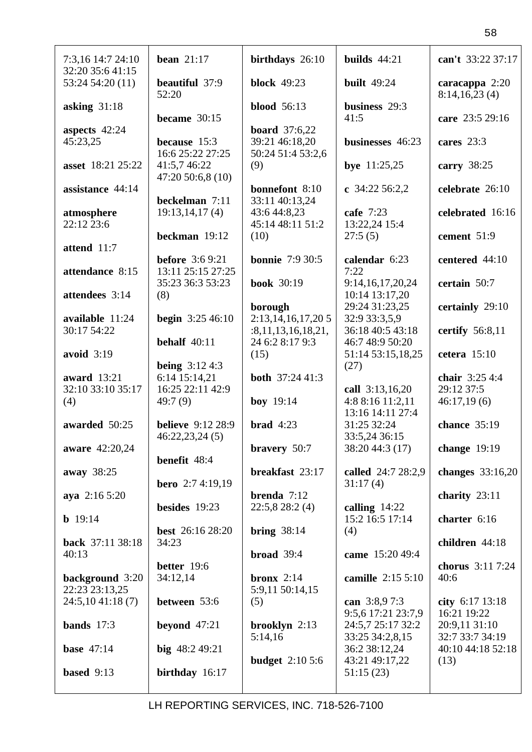7:3,16 14:7 24:10 32:20 35:6 41:15 53:24 54:20 (11)

**asking** 31:18

**aspects** 42:24 45:23,25

**asset** 18:21 25:22

**assistance** 44:14

**atmosphere** 22:12 23:6

**attend** 11:7

**attendance** 8:15

**attendees** 3:14

**available** 11:24 30:17 54:22

**avoid** 3:19

**award** 13:21 32:10 33:10 35:17 (4)

**awarded** 50:25

**aware** 42:20,24

**away** 38:25

**aya** 2:16 5:20

**b** 19:14

**back** 37:11 38:18 40:13

**background** 3:20 22:23 23:13,25 24:5,10 41:18 (7)

**bands** 17:3

**base** 47:14

**based** 9:13

**bean** 21:17

**beautiful** 37:9 52:20

**became** 30:15

**because** 15:3 16:6 25:22 27:25 41:5,7 46:22 47:20 50:6,8 (10)

**beckelman** 7:11 19:13,14,17 (4)

**beckman** 19:12

**before** 3:6 9:21 13:11 25:15 27:25 35:23 36:3 53:23 (8)

**begin** 3:25 46:10

**behalf** 40:11

**being** 3:12 4:3 6:14 15:14,21 16:25 22:11 42:9 49:7 (9)

**believe** 9:12 28:9 46:22,23,24 (5)

**benefit** 48:4

**bero** 2:7 4:19,19

**besides** 19:23

**best** 26:16 28:20 34:23

**better** 19:6 34:12,14

**between** 53:6

**beyond** 47:21

**big** 48:2 49:21

**birthday** 16:17

**birthdays** 26:10

**block** 49:23

**blood** 56:13

**board** 37:6,22 39:21 46:18,20 50:24 51:4 53:2,6 (9)

**bonnefont** 8:10 33:11 40:13,24 43:6 44:8,23 45:14 48:11 51:2 (10)

**bonnie** 7:9 30:5

**book** 30:19

**borough** 2:13,14,16,17,20 5:8,11,13,16,18,21, 24 6:2 8:17 9:3 (15)

**both** 37:24 41:3

**boy** 19:14

**brad** 4:23

**bravery** 50:7

**breakfast** 23:17

**brenda** 7:12 22:5,8 28:2 (4)

**bring** 38:14

**broad** 39:4

**bronx** 2:14 5:9,11 50:14,15 (5)

**brooklyn** 2:13 5:14,16

**budget** 2:10 5:6

**builds** 44:21

**built** 49:24

**business** 29:3 41:5

**businesses** 46:23

**bye** 11:25,25

**c** 34:22 56:2,2

**cafe** 7:23 13:22,24 15:4 27:5 (5)

**calendar** 6:23 7:22 9:14,16,17,20,24 10:14 13:17,20 29:24 31:23,25 32:9 33:3,5,9 36:18 40:5 43:18 46:7 48:9 50:20 51:14 53:15,18,25 (27)

**call** 3:13,16,20 4:8 8:16 11:2,11 13:16 14:11 27:4 31:25 32:24 33:5,24 36:15 38:20 44:3 (17)

**called** 24:7 28:2,9 31:17 (4)

**calling** 14:22 15:2 16:5 17:14 (4)

**came** 15:20 49:4

**camille** 2:15 5:10

**can** 3:8,9 7:3 9:5,6 17:21 23:7,9 24:5,7 25:17 32:2 33:25 34:2,8,15 36:2 38:12,24 43:21 49:17,22 51:15 (23)

**can't** 33:22 37:17

**caracappa** 2:20 8:14,16,23 (4)

**care** 23:5 29:16

**cares** 23:3

**carry** 38:25

**celebrate** 26:10

**celebrated** 16:16

**cement** 51:9

**centered** 44:10

**certain** 50:7

**certainly** 29:10

**certify** 56:8,11

**cetera** 15:10

**chair** 3:25 4:4 29:12 37:5 46:17,19 (6)

**chance** 35:19

**change** 19:19

**changes** 33:16,20

**charity** 23:11

**charter** 6:16

**children** 44:18

**chorus** 3:11 7:24 40:6

**city** 6:17 13:18 16:21 19:22 20:9,11 31:10 32:7 33:7 34:19 40:10 44:18 52:18 (13)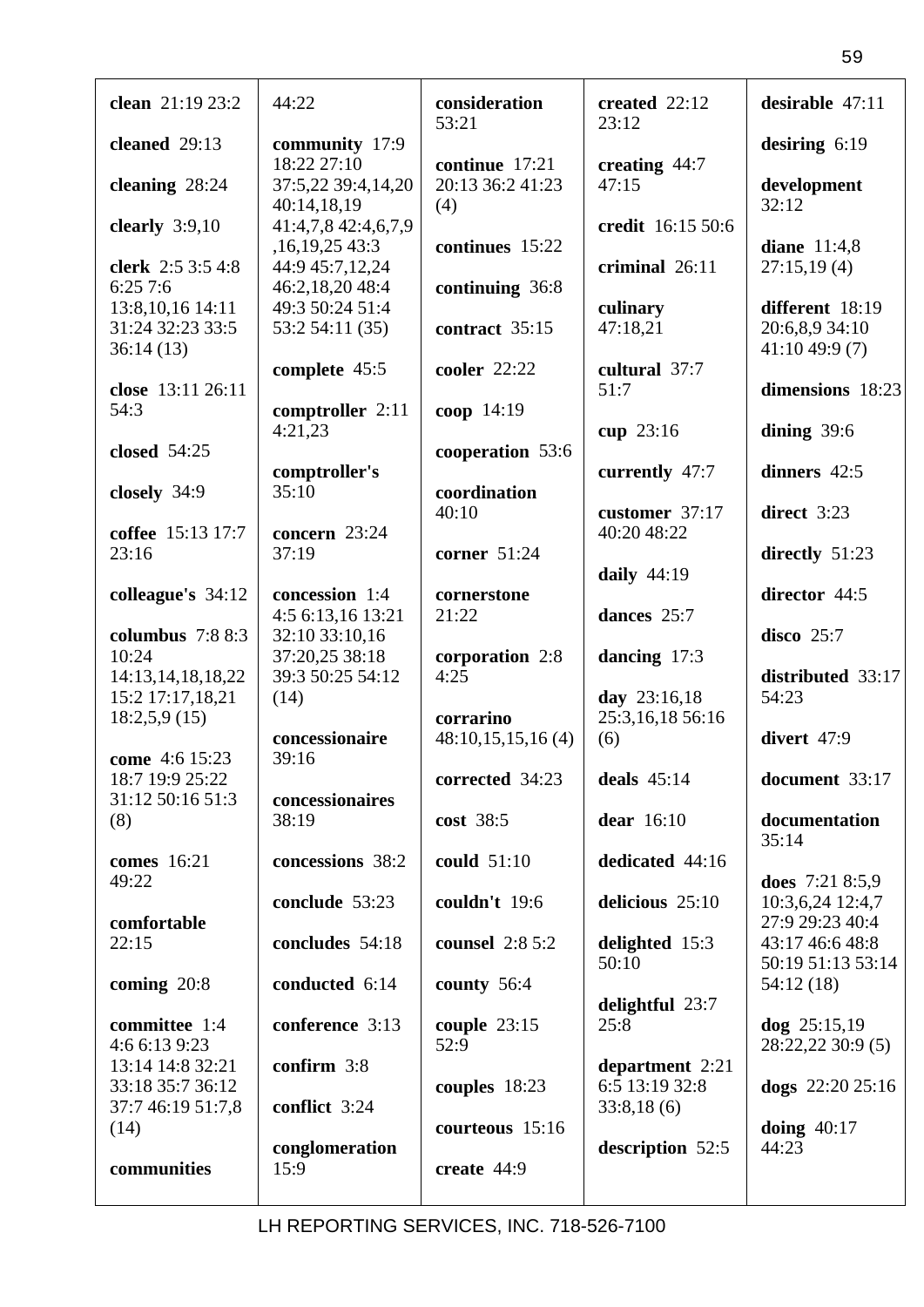**clean** 21:19 23:2 44:22

**cleaned** 29:13

**cleaning** 28:24

**clearly** 3:9,10

**clerk** 2:5 3:5 4:8 6:25 7:6 13:8,10,16 14:11 31:24 32:23 33:5 36:14 (13)

**close** 13:11 26:11 54:3

**closed** 54:25

**closely** 34:9

**coffee** 15:13 17:7 23:16

**colleague's** 34:12

**columbus** 7:8 8:3 10:24 14:13,14,18,18,22 15:2 17:17,18,21 18:2,5,9 (15)

**come** 4:6 15:23 18:7 19:9 25:22 31:12 50:16 51:3 (8)

**comes** 16:21 49:22

**comfortable** 22:15

**coming** 20:8

**committee** 1:4 4:6 6:13 9:23 13:14 14:8 32:21 33:18 35:7 36:12 37:7 46:19 51:7,8 (14)

**communities** 44:22

**community** 17:9 18:22 27:10 37:5,22 39:4,14,20 40:14,18,19 41:4,7,8 42:4,6,7,9 ,16,19,25 43:3 44:9 45:7,12,24 46:2,18,20 48:4 49:3 50:24 51:4 53:2 54:11 (35)

**complete** 45:5

**comptroller** 2:11 4:21,23

**comptroller's** 35:10

**concern** 23:24 37:19

**concession** 1:4 4:5 6:13,16 13:21 32:10 33:10,16 37:20,25 38:18 39:3 50:25 54:12 (14)

**concessionaire** 39:16

**concessionaires** 38:19

**concessions** 38:2

**conclude** 53:23

**concludes** 54:18

**conducted** 6:14

**conference** 3:13

**confirm** 3:8

**conflict** 3:24

**conglomeration** 15:9

**consideration** 53:21

**continue** 17:21 20:13 36:2 41:23 (4)

**continues** 15:22

**continuing** 36:8

**contract** 35:15

**cooler** 22:22

**coop** 14:19

**cooperation** 53:6

**coordination** 40:10

**corner** 51:24

**cornerstone** 21:22

**corporation** 2:8 4:25

**corrarino** 48:10,15,15,16 (4)

**corrected** 34:23

**cost** 38:5

**could** 51:10

**couldn't** 19:6

**counsel** 2:8 5:2

**county** 56:4

**couple** 23:15 52:9

**couples** 18:23

**courteous** 15:16

**create** 44:9

**created** 22:12 23:12

**creating** 44:7 47:15

**credit** 16:15 50:6

**criminal** 26:11

**culinary** 47:18,21

**cultural** 37:7 51:7

**cup** 23:16

**currently** 47:7

**customer** 37:17 40:20 48:22

**daily** 44:19

**dances** 25:7

**dancing** 17:3

**day** 23:16,18 25:3,16,18 56:16 (6)

**deals** 45:14

**dear** 16:10

**dedicated** 44:16

**delicious** 25:10

**delighted** 15:3 50:10

**delightful** 23:7 25:8

**department** 2:21 6:5 13:19 32:8 33:8,18 (6)

**description** 52:5

**desirable** 47:11

**desiring** 6:19

**development** 32:12

**diane** 11:4,8 27:15,19 (4)

**different** 18:19 20:6,8,9 34:10 41:10 49:9 (7)

**dimensions** 18:23

**dining** 39:6

**dinners** 42:5

**direct** 3:23

**directly** 51:23

**director** 44:5

**disco** 25:7

**distributed** 33:17 54:23

**divert** 47:9

**document** 33:17

**documentation** 35:14

**does** 7:21 8:5,9 10:3,6,24 12:4,7 27:9 29:23 40:4 43:17 46:6 48:8 50:19 51:13 53:14 54:12 (18)

**dog** 25:15,19 28:22,22 30:9 (5)

**dogs** 22:20 25:16

**doing** 40:17 44:23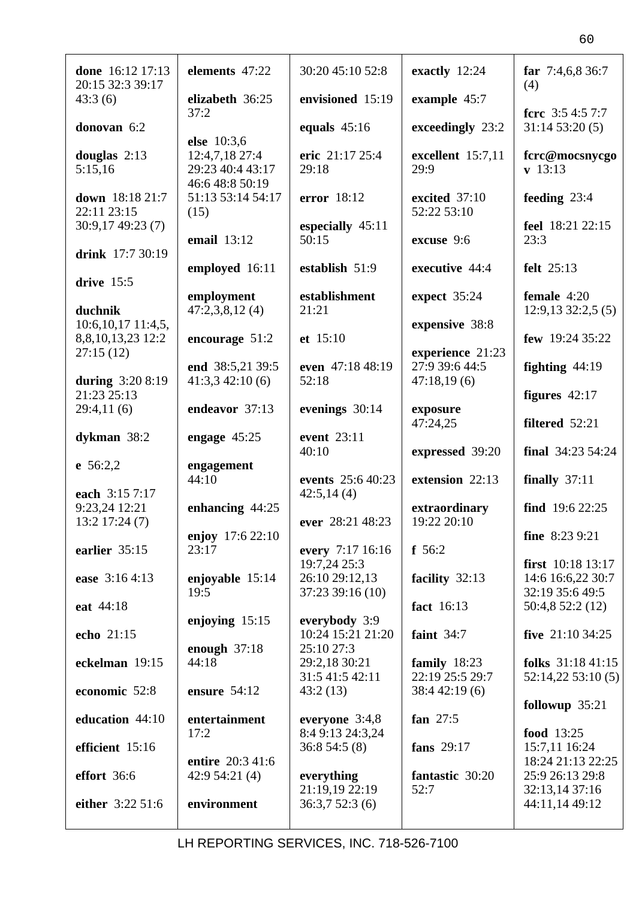**done** 16:12 17:13 20:15 32:3 39:17 43:3 (6)

**donovan** 6:2

**douglas** 2:13 5:15,16

**down** 18:18 21:7 22:11 23:15 30:9,17 49:23 (7)

**drink** 17:7 30:19

**drive** 15:5

**duchnik** 10:6,10,17 11:4,5, 8,8,10,13,23 12:2 27:15 (12)

**during** 3:20 8:19 21:23 25:13 29:4,11 (6)

**dykman** 38:2

**e** 56:2,2

**each** 3:15 7:17 9:23,24 12:21 13:2 17:24 (7)

**earlier** 35:15

**ease** 3:16 4:13

**eat** 44:18

**echo** 21:15

**eckelman** 19:15

**economic** 52:8

**education** 44:10

**efficient** 15:16

**effort** 36:6

**either** 3:22 51:6

**elements** 47:22

**elizabeth** 36:25 37:2

**else** 10:3,6 12:4,7,18 27:4 29:23 40:4 43:17 46:6 48:8 50:19 51:13 53:14 54:17 (15)

**email** 13:12

**employed** 16:11

**employment** 47:2,3,8,12 (4)

**encourage** 51:2

**end** 38:5,21 39:5 41:3,3 42:10 (6)

**endeavor** 37:13

**engage** 45:25

**engagement** 44:10

**enhancing** 44:25

**enjoy** 17:6 22:10 23:17

**enjoyable** 15:14 19:5

**enjoying** 15:15

**enough** 37:18 44:18

**ensure** 54:12

**entertainment** 17:2

**entire** 20:3 41:6 42:9 54:21 (4)

**environment** 30:20 45:10 52:8

**envisioned** 15:19

**equals** 45:16

**eric** 21:17 25:4 29:18

**error** 18:12

**especially** 45:11 50:15

**establish** 51:9

**establishment** 21:21

**et** 15:10

**even** 47:18 48:19 52:18

**evenings** 30:14

**event** 23:11 40:10

**events** 25:6 40:23 42:5,14 (4)

**ever** 28:21 48:23

**every** 7:17 16:16 19:7,24 25:3 26:10 29:12,13 37:23 39:16 (10)

**everybody** 3:9 10:24 15:21 21:20 25:10 27:3 29:2,18 30:21 31:5 41:5 42:11 43:2 (13)

**everyone** 3:4,8 8:4 9:13 24:3,24 36:8 54:5 (8)

**everything** 21:19,19 22:19 36:3,7 52:3 (6)

**exactly** 12:24

**example** 45:7

**exceedingly** 23:2

**excellent** 15:7,11 29:9

**excited** 37:10 52:22 53:10

**excuse** 9:6

**executive** 44:4

**expect** 35:24

**expensive** 38:8

**experience** 21:23 27:9 39:6 44:5 47:18,19 (6)

**exposure** 47:24,25

**expressed** 39:20

**extension** 22:13

**extraordinary** 19:22 20:10

**f** 56:2

**facility** 32:13

**fact** 16:13

**faint** 34:7

**family** 18:23 22:19 25:5 29:7 38:4 42:19 (6)

**fan** 27:5

**fans** 29:17

**fantastic** 30:20 52:7

**far** 7:4,6,8 36:7 (4)

**fcrc** 3:5 4:5 7:7 31:14 53:20 (5)

**fcrc@mocsnycgov** 13:13

**feeding** 23:4

**feel** 18:21 22:15 23:3

**felt** 25:13

**female** 4:20 12:9,13 32:2,5 (5)

**few** 19:24 35:22

**fighting** 44:19

**figures** 42:17

**filtered** 52:21

**final** 34:23 54:24

**finally** 37:11

**find** 19:6 22:25

**fine** 8:23 9:21

**first** 10:18 13:17 14:6 16:6,22 30:7 32:19 35:6 49:5 50:4,8 52:2 (12)

**five** 21:10 34:25

**folks** 31:18 41:15 52:14,22 53:10 (5)

**followup** 35:21

**food** 13:25 15:7,11 16:24 18:24 21:13 22:25 25:9 26:13 29:8 32:13,14 37:16 44:11,14 49:12

LH REPORTING SERVICES, INC. 718-526-7100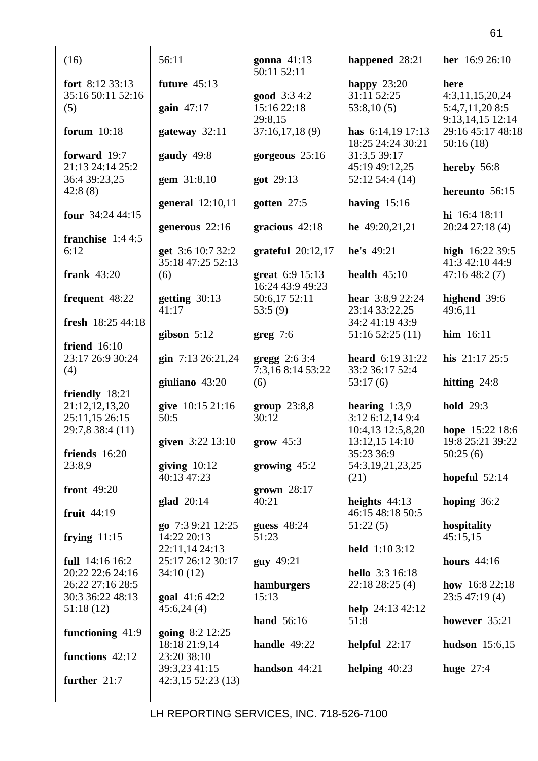(16)

**fort** 8:12 33:13 35:16 50:11 52:16 (5)

**forum** 10:18

**forward** 19:7 21:13 24:14 25:2 36:4 39:23,25 42:8 (8)

**four** 34:24 44:15

**franchise** 1:4 4:5 6:12

**frank** 43:20

**frequent** 48:22

**fresh** 18:25 44:18

**friend** 16:10 23:17 26:9 30:24 (4)

**friendly** 18:21 21:12,12,13,20 25:11,15 26:15 29:7,8 38:4 (11)

**friends** 16:20 23:8,9

**front** 49:20

**fruit** 44:19

**frying** 11:15

**full** 14:16 16:2 20:22 22:6 24:16 26:22 27:16 28:5 30:3 36:22 48:13 51:18 (12)

**functioning** 41:9

**functions** 42:12

**further** 21:7

56:11

**future** 45:13

**gain** 47:17

**gateway** 32:11

**gaudy** 49:8

**gem** 31:8,10

**general** 12:10,11

**generous** 22:16

**get** 3:6 10:7 32:2 35:18 47:25 52:13 (6)

**getting** 30:13 41:17

**gibson** 5:12

**gin** 7:13 26:21,24

**giuliano** 43:20

**give** 10:15 21:16 50:5

**given** 3:22 13:10

**giving** 10:12 40:13 47:23

**glad** 20:14

**go** 7:3 9:21 12:25 14:22 20:13 22:11,14 24:13 25:17 26:12 30:17 34:10 (12)

**goal** 41:6 42:2 45:6,24 (4)

**going** 8:2 12:25 18:18 21:9,14 23:20 38:10 39:3,23 41:15 42:3,15 52:23 (13)

**gonna** 41:13 50:11 52:11

**good** 3:3 4:2 15:16 22:18 29:8,15 37:16,17,18 (9)

**gorgeous** 25:16

**got** 29:13

**gotten** 27:5

**gracious** 42:18

**grateful** 20:12,17

**great** 6:9 15:13 16:24 43:9 49:23 50:6,17 52:11 53:5 (9)

**greg** 7:6

**gregg** 2:6 3:4 7:3,16 8:14 53:22 (6)

**group** 23:8,8 30:12

**grow** 45:3

**growing** 45:2

**grown** 28:17 40:21

**guess** 48:24 51:23

**guy** 49:21

**hamburgers** 15:13

**hand** 56:16

**handle** 49:22

**handson** 44:21

**happened** 28:21

**happy** 23:20 31:11 52:25 53:8,10 (5)

**has** 6:14,19 17:13 18:25 24:24 30:21 31:3,5 39:17 45:19 49:12,25 52:12 54:4 (14)

**having** 15:16

**he** 49:20,21,21

**he's** 49:21

**health** 45:10

**hear** 3:8,9 22:24 23:14 33:22,25 34:2 41:19 43:9 51:16 52:25 (11)

**heard** 6:19 31:22 33:2 36:17 52:4 53:17 (6)

**hearing** 1:3,9 3:12 6:12,14 9:4 10:4,13 12:5,8,20 13:12,15 14:10 35:23 36:9 54:3,19,21,23,25 (21)

**heights** 44:13 46:15 48:18 50:5 51:22 (5)

**held** 1:10 3:12

**hello** 3:3 16:18 22:18 28:25 (4)

**help** 24:13 42:12 51:8

**helpful** 22:17

**helping** 40:23

**her** 16:9 26:10

**here** 4:3,11,15,20,24 5:4,7,11,20 8:5 9:13,14,15 12:14 29:16 45:17 48:18 50:16 (18)

**hereby** 56:8

**hereunto** 56:15

**hi** 16:4 18:11 20:24 27:18 (4)

**high** 16:22 39:5 41:3 42:10 44:9 47:16 48:2 (7)

**highend** 39:6 49:6,11

**him** 16:11

**his** 21:17 25:5

**hitting** 24:8

**hold** 29:3

**hope** 15:22 18:6 19:8 25:21 39:22 50:25 (6)

**hopeful** 52:14

**hoping** 36:2

**hospitality** 45:15,15

**hours** 44:16

**how** 16:8 22:18 23:5 47:19 (4)

**however** 35:21

**hudson** 15:6,15

**huge** 27:4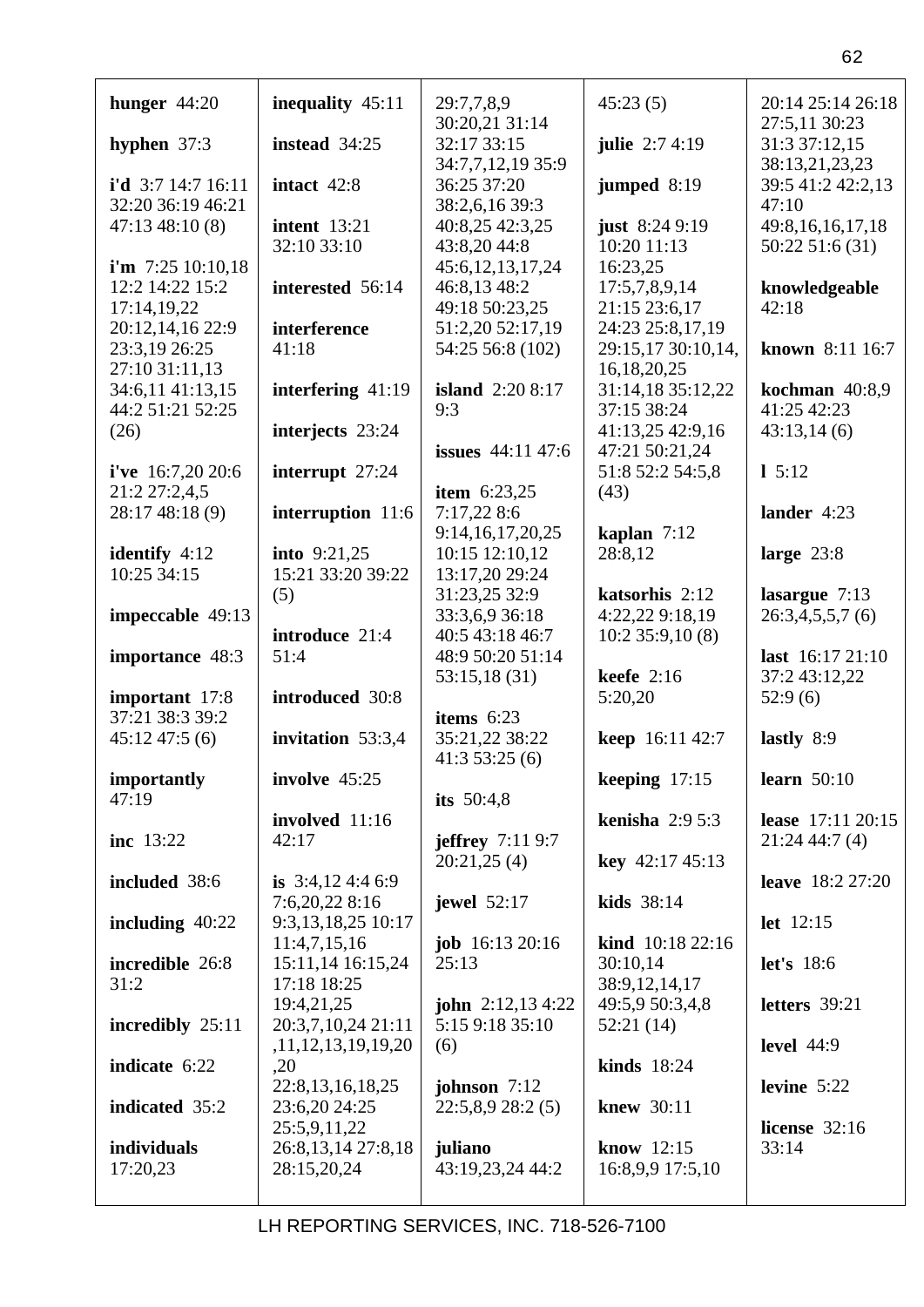**hunger** 44:20

**hyphen** 37:3

**i'd** 3:7 14:7 16:11 32:20 36:19 46:21 47:13 48:10 (8)

**i'm** 7:25 10:10,18 12:2 14:22 15:2 17:14,19,22 20:12,14,16 22:9 23:3,19 26:25 27:10 31:11,13 34:6,11 41:13,15 44:2 51:21 52:25 (26)

**i've** 16:7,20 20:6 21:2 27:2,4,5 28:17 48:18 (9)

**identify** 4:12 10:25 34:15

**impeccable** 49:13

**importance** 48:3

**important** 17:8 37:21 38:3 39:2 45:12 47:5 (6)

**importantly** 47:19

**inc** 13:22

**included** 38:6

**including** 40:22

**incredible** 26:8 31:2

**incredibly** 25:11

**indicate** 6:22

**indicated** 35:2

**individuals** 17:20,23

**inequality** 45:11

**instead** 34:25

**intact** 42:8

**intent** 13:21 32:10 33:10

**interested** 56:14

**interference** 41:18

**interfering** 41:19

**interjects** 23:24

**interrupt** 27:24

**interruption** 11:6

**into** 9:21,25 15:21 33:20 39:22 (5)

**introduce** 21:4 51:4

**introduced** 30:8

**invitation** 53:3,4

**involve** 45:25

**involved** 11:16 42:17

**is** 3:4,12 4:4 6:9 7:6,20,22 8:16 9:3,13,18,25 10:17 11:4,7,15,16 15:11,14 16:15,24 17:18 18:25 19:4,21,25 20:3,7,10,24 21:11 ,11,12,13,19,19,20 ,20 22:8,13,16,18,25 23:6,20 24:25 25:5,9,11,22 26:8,13,14 27:8,18 28:15,20,24 29:7,7,8,9 30:20,21 31:14 32:17 33:15 34:7,7,12,19 35:9 36:25 37:20 38:2,6,16 39:3 40:8,25 42:3,25 43:8,20 44:8 45:6,12,13,17,24 46:8,13 48:2 49:18 50:23,25 51:2,20 52:17,19 54:25 56:8 (102)

**island** 2:20 8:17 9:3

**issues** 44:11 47:6

**item** 6:23,25 7:17,22 8:6 9:14,16,17,20,25 10:15 12:10,12 13:17,20 29:24 31:23,25 32:9 33:3,6,9 36:18 40:5 43:18 46:7 48:9 50:20 51:14 53:15,18 (31)

**items** 6:23 35:21,22 38:22 41:3 53:25 (6)

**its** 50:4,8

**jeffrey** 7:11 9:7 20:21,25 (4)

**jewel** 52:17

**job** 16:13 20:16 25:13

**john** 2:12,13 4:22 5:15 9:18 35:10 (6)

**johnson** 7:12 22:5,8,9 28:2 (5)

**juliano** 43:19,23,24 44:2 45:23 (5)

**julie** 2:7 4:19

**jumped** 8:19

**just** 8:24 9:19 10:20 11:13 16:23,25 17:5,7,8,9,14 21:15 23:6,17 24:23 25:8,17,19 29:15,17 30:10,14, 16,18,20,25 31:14,18 35:12,22 37:15 38:24 41:13,25 42:9,16 47:21 50:21,24 51:8 52:2 54:5,8 (43)

**kaplan** 7:12 28:8,12

**katsorhis** 2:12 4:22,22 9:18,19 10:2 35:9,10 (8)

**keefe** 2:16 5:20,20

**keep** 16:11 42:7

**keeping** 17:15

**kenisha** 2:9 5:3

**key** 42:17 45:13

**kids** 38:14

**kind** 10:18 22:16 30:10,14 38:9,12,14,17 49:5,9 50:3,4,8 52:21 (14)

**kinds** 18:24

**knew** 30:11

**know** 12:15 16:8,9,9 17:5,10 20:14 25:14 26:18 27:5,11 30:23 31:3 37:12,15 38:13,21,23,23 39:5 41:2 42:2,13 47:10 49:8,16,16,17,18 50:22 51:6 (31)

**knowledgeable** 42:18

**known** 8:11 16:7

**kochman** 40:8,9 41:25 42:23 43:13,14 (6)

**l** 5:12

**lander** 4:23

**large** 23:8

**lasargue** 7:13 26:3,4,5,5,7 (6)

**last** 16:17 21:10 37:2 43:12,22 52:9 (6)

**lastly** 8:9

**learn** 50:10

**lease** 17:11 20:15 21:24 44:7 (4)

**leave** 18:2 27:20

**let** 12:15

**let's** 18:6

**letters** 39:21

**level** 44:9

**levine** 5:22

**license** 32:16 33:14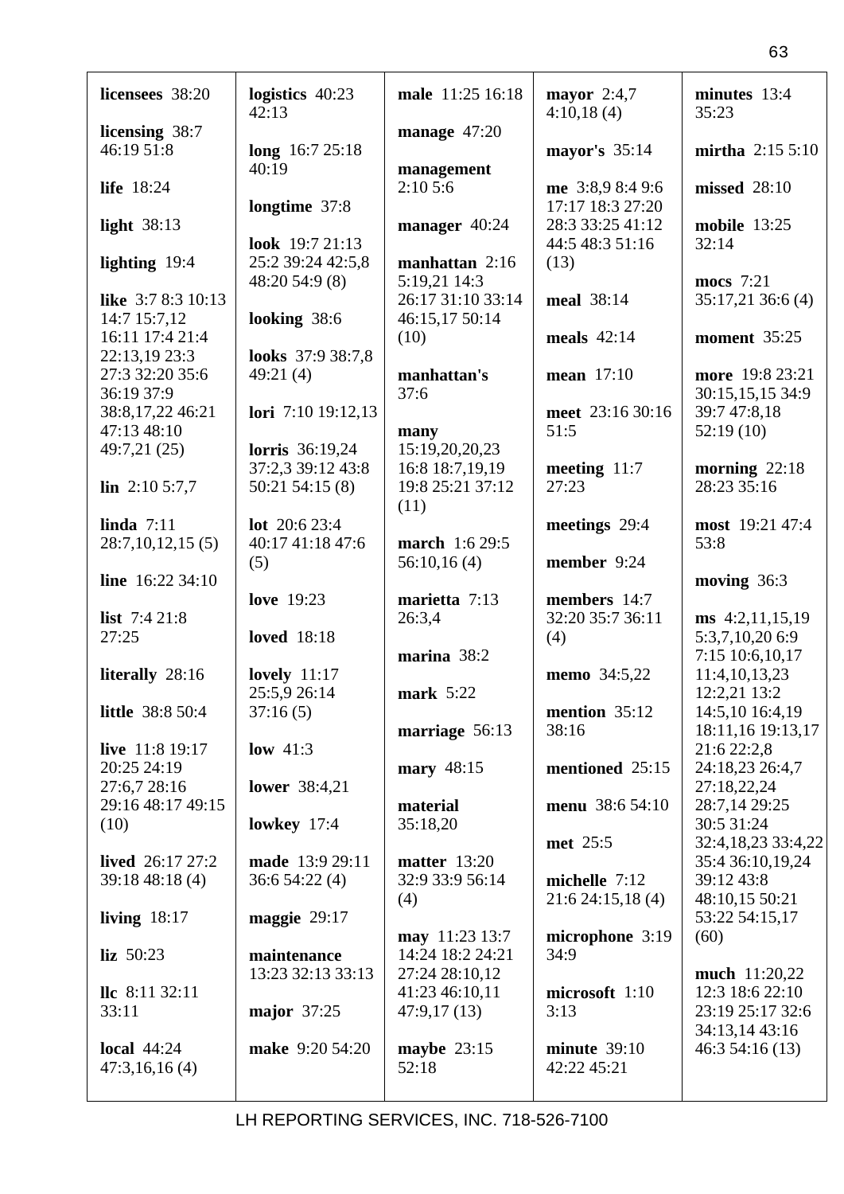**licensees** 38:20

**licensing** 38:7 46:19 51:8

**life** 18:24

**light** 38:13

**lighting** 19:4

**like** 3:7 8:3 10:13 14:7 15:7,12 16:11 17:4 21:4 22:13,19 23:3 27:3 32:20 35:6 36:19 37:9 38:8,17,22 46:21 47:13 48:10 49:7,21 (25)

**lin** 2:10 5:7,7

**linda** 7:11 28:7,10,12,15 (5)

**line** 16:22 34:10

**list** 7:4 21:8 27:25

**literally** 28:16

**little** 38:8 50:4

**live** 11:8 19:17 20:25 24:19 27:6,7 28:16 29:16 48:17 49:15 (10)

**lived** 26:17 27:2 39:18 48:18 (4)

**living** 18:17

**liz** 50:23

**llc** 8:11 32:11 33:11

**local** 44:24 47:3,16,16 (4)

**logistics** 40:23 42:13

**long** 16:7 25:18 40:19

**longtime** 37:8

**look** 19:7 21:13 25:2 39:24 42:5,8 48:20 54:9 (8)

**looking** 38:6

**looks** 37:9 38:7,8 49:21 (4)

**lori** 7:10 19:12,13

**lorris** 36:19,24 37:2,3 39:12 43:8 50:21 54:15 (8)

**lot** 20:6 23:4 40:17 41:18 47:6 (5)

**love** 19:23

**loved** 18:18

**lovely** 11:17 25:5,9 26:14 37:16 (5)

**low** 41:3

**lower** 38:4,21

**lowkey** 17:4

**made** 13:9 29:11 36:6 54:22 (4)

**maggie** 29:17

**maintenance** 13:23 32:13 33:13

**major** 37:25

**make** 9:20 54:20

**male** 11:25 16:18

**manage** 47:20

**management** 2:10 5:6

**manager** 40:24

**manhattan** 2:16 5:19,21 14:3 26:17 31:10 33:14 46:15,17 50:14 (10)

**manhattan's** 37:6

**many** 15:19,20,20,23 16:8 18:7,19,19 19:8 25:21 37:12 (11)

**march** 1:6 29:5 56:10,16 (4)

**marietta** 7:13 26:3,4

**marina** 38:2

**mark** 5:22

**marriage** 56:13

**mary** 48:15

**material** 35:18,20

**matter** 13:20 32:9 33:9 56:14 (4)

**may** 11:23 13:7 14:24 18:2 24:21 27:24 28:10,12 41:23 46:10,11 47:9,17 (13)

**maybe** 23:15 52:18

**mayor** 2:4,7 4:10,18 (4)

**mayor's** 35:14

**me** 3:8,9 8:4 9:6 17:17 18:3 27:20 28:3 33:25 41:12 44:5 48:3 51:16 (13)

**meal** 38:14

**meals** 42:14

**mean** 17:10

**meet** 23:16 30:16 51:5

**meeting** 11:7 27:23

**meetings** 29:4

**member** 9:24

**members** 14:7 32:20 35:7 36:11 (4)

**memo** 34:5,22

**mention** 35:12 38:16

**mentioned** 25:15

**menu** 38:6 54:10

**met** 25:5

**michelle** 7:12 21:6 24:15,18 (4)

**microphone** 3:19 34:9

**microsoft** 1:10 3:13

**minute** 39:10 42:22 45:21

**minutes** 13:4 35:23

**mirtha** 2:15 5:10

**missed** 28:10

**mobile** 13:25 32:14

**mocs** 7:21 35:17,21 36:6 (4)

**moment** 35:25

**more** 19:8 23:21 30:15,15,15 34:9 39:7 47:8,18 52:19 (10)

**morning** 22:18 28:23 35:16

**most** 19:21 47:4 53:8

**moving** 36:3

**ms** 4:2,11,15,19 5:3,7,10,20 6:9 7:15 10:6,10,17 11:4,10,13,23 12:2,21 13:2 14:5,10 16:4,19 18:11,16 19:13,17 21:6 22:2,8 24:18,23 26:4,7 27:18,22,24 28:7,14 29:25 30:5 31:24 32:4,18,23 33:4,22 35:4 36:10,19,24 39:12 43:8 48:10,15 50:21 53:22 54:15,17 (60)

**much** 11:20,22 12:3 18:6 22:10 23:19 25:17 32:6 34:13,14 43:16 46:3 54:16 (13)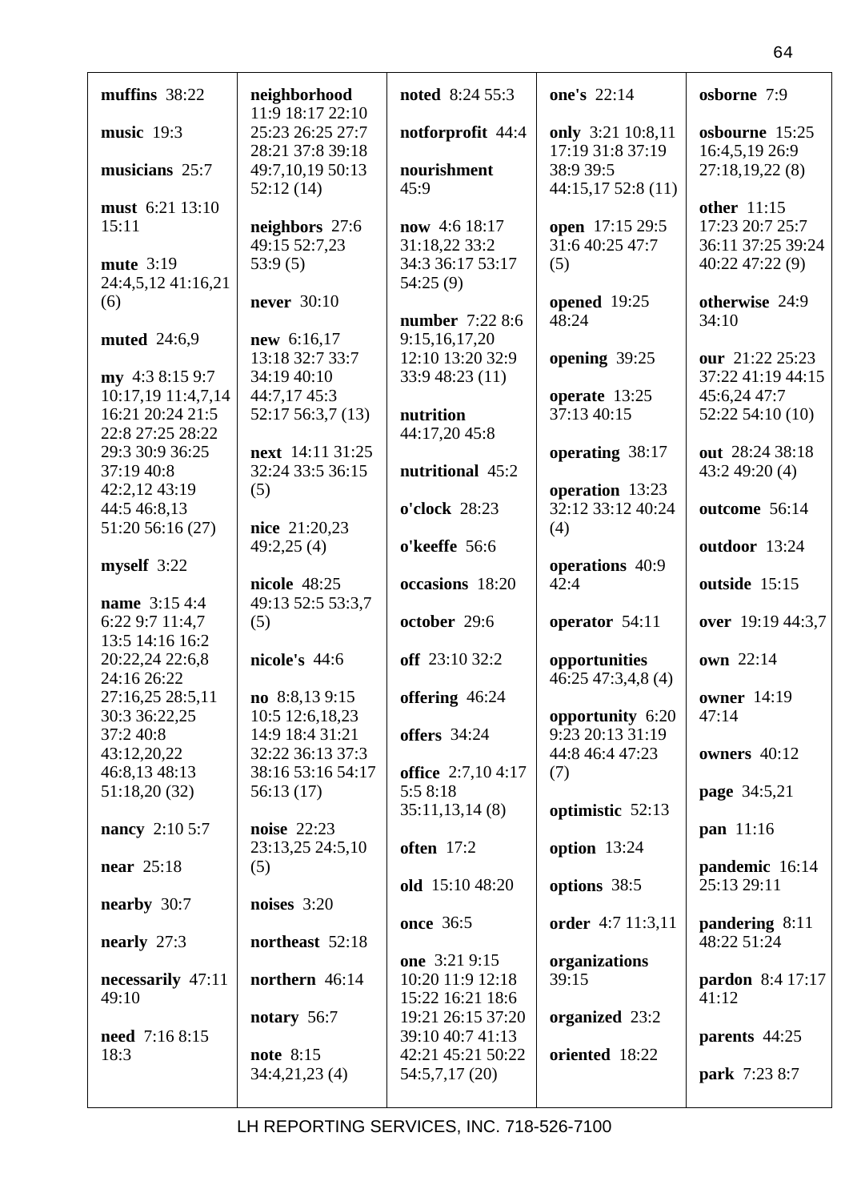**muffins** 38:22

**music** 19:3

**musicians** 25:7

**must** 6:21 13:10 15:11

**mute** 3:19 24:4,5,12 41:16,21 (6)

**muted** 24:6,9

**my** 4:3 8:15 9:7 10:17,19 11:4,7,14 16:21 20:24 21:5 22:8 27:25 28:22 29:3 30:9 36:25 37:19 40:8 42:2,12 43:19 44:5 46:8,13 51:20 56:16 (27)

**myself** 3:22

**name** 3:15 4:4 6:22 9:7 11:4,7 13:5 14:16 16:2 20:22,24 22:6,8 24:16 26:22 27:16,25 28:5,11 30:3 36:22,25 37:2 40:8 43:12,20,22 46:8,13 48:13 51:18,20 (32)

**nancy** 2:10 5:7

**near** 25:18

**nearby** 30:7

**nearly** 27:3

**necessarily** 47:11 49:10

**need** 7:16 8:15 18:3

**neighborhood** 11:9 18:17 22:10 25:23 26:25 27:7 28:21 37:8 39:18 49:7,10,19 50:13 52:12 (14)

**neighbors** 27:6 49:15 52:7,23 53:9 (5)

**never** 30:10

**new** 6:16,17 13:18 32:7 33:7 34:19 40:10 44:7,17 45:3 52:17 56:3,7 (13)

**next** 14:11 31:25 32:24 33:5 36:15 (5)

**nice** 21:20,23 49:2,25 (4)

**nicole** 48:25 49:13 52:5 53:3,7 (5)

**nicole's** 44:6

**no** 8:8,13 9:15 10:5 12:6,18,23 14:9 18:4 31:21 32:22 36:13 37:3 38:16 53:16 54:17 56:13 (17)

**noise** 22:23 23:13,25 24:5,10 (5)

**noises** 3:20

**northeast** 52:18

**northern** 46:14

**notary** 56:7

**note** 8:15 34:4,21,23 (4)

**noted** 8:24 55:3

**notforprofit** 44:4

**nourishment** 45:9

**now** 4:6 18:17 31:18,22 33:2 34:3 36:17 53:17 54:25 (9)

**number** 7:22 8:6 9:15,16,17,20 12:10 13:20 32:9 33:9 48:23 (11)

**nutrition** 44:17,20 45:8

**nutritional** 45:2

**o'clock** 28:23

**o'keeffe** 56:6

**occasions** 18:20

**october** 29:6

**off** 23:10 32:2

**offering** 46:24

**offers** 34:24

**office** 2:7,10 4:17 5:5 8:18 35:11,13,14 (8)

**often** 17:2

**old** 15:10 48:20

**once** 36:5

**one** 3:21 9:15 10:20 11:9 12:18 15:22 16:21 18:6 19:21 26:15 37:20 39:10 40:7 41:13 42:21 45:21 50:22 54:5,7,17 (20)

**one's** 22:14

**only** 3:21 10:8,11 17:19 31:8 37:19 38:9 39:5 44:15,17 52:8 (11)

**open** 17:15 29:5 31:6 40:25 47:7 (5)

**opened** 19:25 48:24

**opening** 39:25

**operate** 13:25 37:13 40:15

**operating** 38:17

**operation** 13:23 32:12 33:12 40:24 (4)

**operations** 40:9 42:4

**operator** 54:11

**opportunities** 46:25 47:3,4,8 (4)

**opportunity** 6:20 9:23 20:13 31:19 44:8 46:4 47:23 (7)

**optimistic** 52:13

**option** 13:24

**options** 38:5

**order** 4:7 11:3,11

**organizations** 39:15

**organized** 23:2

**oriented** 18:22

**osborne** 7:9

**osbourne** 15:25 16:4,5,19 26:9 27:18,19,22 (8)

**other** 11:15 17:23 20:7 25:7 36:11 37:25 39:24 40:22 47:22 (9)

**otherwise** 24:9 34:10

**our** 21:22 25:23 37:22 41:19 44:15 45:6,24 47:7 52:22 54:10 (10)

**out** 28:24 38:18 43:2 49:20 (4)

**outcome** 56:14

**outdoor** 13:24

**outside** 15:15

**over** 19:19 44:3,7

**own** 22:14

**owner** 14:19 47:14

**owners** 40:12

**page** 34:5,21

**pan** 11:16

**pandemic** 16:14 25:13 29:11

**pandering** 8:11 48:22 51:24

**pardon** 8:4 17:17 41:12

**parents** 44:25

**park** 7:23 8:7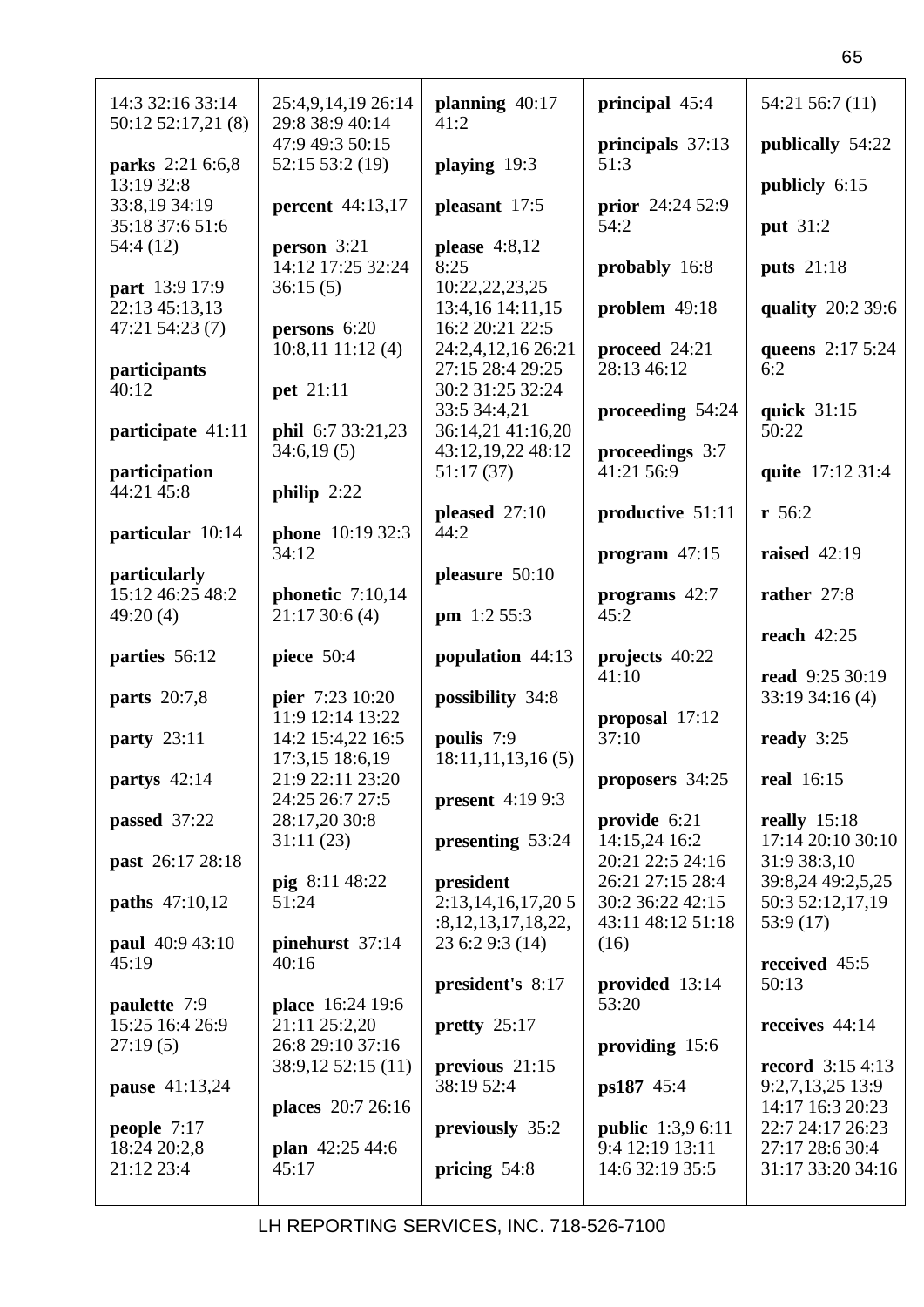14:3 32:16 33:14 50:12 52:17,21 (8)

**parks** 2:21 6:6,8 13:19 32:8 33:8,19 34:19 35:18 37:6 51:6 54:4 (12)

**part** 13:9 17:9 22:13 45:13,13 47:21 54:23 (7)

**participants** 40:12

**participate** 41:11

**participation** 44:21 45:8

**particular** 10:14

**particularly** 15:12 46:25 48:2 49:20 (4)

**parties** 56:12

**parts** 20:7,8

**party** 23:11

**partys** 42:14

**passed** 37:22

**past** 26:17 28:18

**paths** 47:10,12

**paul** 40:9 43:10 45:19

**paulette** 7:9 15:25 16:4 26:9 27:19 (5)

**pause** 41:13,24

**people** 7:17 18:24 20:2,8 21:12 23:4

25:4,9,14,19 26:14 29:8 38:9 40:14 47:9 49:3 50:15 52:15 53:2 (19)

**percent** 44:13,17

**person** 3:21 14:12 17:25 32:24 36:15 (5)

**persons** 6:20 10:8,11 11:12 (4)

**pet** 21:11

**phil** 6:7 33:21,23 34:6,19 (5)

**philip** 2:22

**phone** 10:19 32:3 34:12

**phonetic** 7:10,14 21:17 30:6 (4)

**piece** 50:4

**pier** 7:23 10:20 11:9 12:14 13:22 14:2 15:4,22 16:5 17:3,15 18:6,19 21:9 22:11 23:20 24:25 26:7 27:5 28:17,20 30:8 31:11 (23)

**pig** 8:11 48:22 51:24

**pinehurst** 37:14 40:16

**place** 16:24 19:6 21:11 25:2,20 26:8 29:10 37:16 38:9,12 52:15 (11)

**places** 20:7 26:16

**plan** 42:25 44:6 45:17

**planning** 40:17 41:2

**playing** 19:3

**pleasant** 17:5

**please** 4:8,12 8:25 10:22,22,23,25 13:4,16 14:11,15 16:2 20:21 22:5 24:2,4,12,16 26:21 27:15 28:4 29:25 30:2 31:25 32:24 33:5 34:4,21 36:14,21 41:16,20 43:12,19,22 48:12 51:17 (37)

**pleased** 27:10 44:2

**pleasure** 50:10

**pm** 1:2 55:3

**population** 44:13

**possibility** 34:8

**poulis** 7:9 18:11,11,13,16 (5)

**present** 4:19 9:3

**presenting** 53:24

**president** 2:13,14,16,17,20 5:8,12,13,17,18,22, 23 6:2 9:3 (14)

**president's** 8:17

**pretty** 25:17

**previous** 21:15 38:19 52:4

**previously** 35:2

**pricing** 54:8

**principal** 45:4

**principals** 37:13 51:3

**prior** 24:24 52:9 54:2

**probably** 16:8

**problem** 49:18

**proceed** 24:21 28:13 46:12

**proceeding** 54:24

**proceedings** 3:7 41:21 56:9

**productive** 51:11

**program** 47:15

**programs** 42:7 45:2

**projects** 40:22 41:10

**proposal** 17:12 37:10

**proposers** 34:25

**provide** 6:21 14:15,24 16:2 20:21 22:5 24:16 26:21 27:15 28:4 30:2 36:22 42:15 43:11 48:12 51:18 (16)

**provided** 13:14 53:20

**providing** 15:6

**ps187** 45:4

**public** 1:3,9 6:11 9:4 12:19 13:11 14:6 32:19 35:5

54:21 56:7 (11)

**publically** 54:22

**publicly** 6:15

**put** 31:2

**puts** 21:18

**quality** 20:2 39:6

**queens** 2:17 5:24 6:2

**quick** 31:15 50:22

**quite** 17:12 31:4

**r** 56:2

**raised** 42:19

**rather** 27:8

**reach** 42:25

**read** 9:25 30:19 33:19 34:16 (4)

**ready** 3:25

**real** 16:15

**really** 15:18 17:14 20:10 30:10 31:9 38:3,10 39:8,24 49:2,5,25 50:3 52:12,17,19 53:9 (17)

**received** 45:5 50:13

**receives** 44:14

**record** 3:15 4:13 9:2,7,13,25 13:9 14:17 16:3 20:23 22:7 24:17 26:23 27:17 28:6 30:4 31:17 33:20 34:16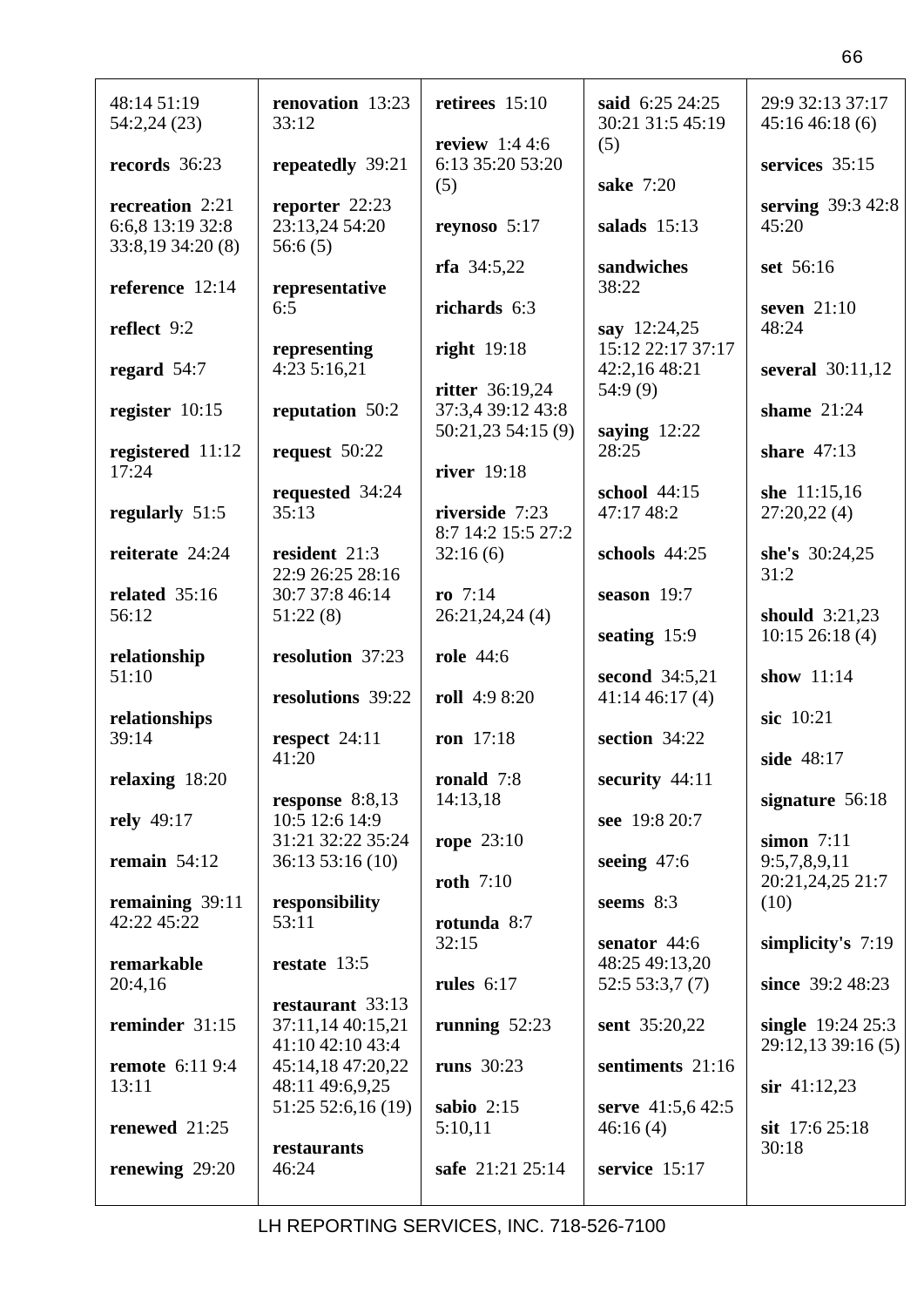48:14 51:19
54:2,24 (23)

**records** 36:23

**recreation** 2:21
6:6,8 13:19 32:8
33:8,19 34:20 (8)

**reference** 12:14

**reflect** 9:2

**regard** 54:7

**register** 10:15

**registered** 11:12
17:24

**regularly** 51:5

**reiterate** 24:24

**related** 35:16
56:12

**relationship**
51:10

**relationships**
39:14

**relaxing** 18:20

**rely** 49:17

**remain** 54:12

**remaining** 39:11
42:22 45:22

**remarkable**
20:4,16

**reminder** 31:15

**remote** 6:11 9:4
13:11

**renewed** 21:25

**renewing** 29:20

**renovation** 13:23
33:12

**repeatedly** 39:21

**reporter** 22:23
23:13,24 54:20
56:6 (5)

**representative**
6:5

**representing**
4:23 5:16,21

**reputation** 50:2

**request** 50:22

**requested** 34:24
35:13

**resident** 21:3
22:9 26:25 28:16
30:7 37:8 46:14
51:22 (8)

**resolution** 37:23

**resolutions** 39:22

**respect** 24:11
41:20

**response** 8:8,13
10:5 12:6 14:9
31:21 32:22 35:24
36:13 53:16 (10)

**responsibility**
53:11

**restate** 13:5

**restaurant** 33:13
37:11,14 40:15,21
41:10 42:10 43:4
45:14,18 47:20,22
48:11 49:6,9,25
51:25 52:6,16 (19)

**restaurants**
46:24

**retirees** 15:10

**review** 1:4 4:6
6:13 35:20 53:20
(5)

**reynoso** 5:17

**rfa** 34:5,22

**richards** 6:3

**right** 19:18

**ritter** 36:19,24
37:3,4 39:12 43:8
50:21,23 54:15 (9)

**river** 19:18

**riverside** 7:23
8:7 14:2 15:5 27:2
32:16 (6)

**ro** 7:14
26:21,24,24 (4)

**role** 44:6

**roll** 4:9 8:20

**ron** 17:18

**ronald** 7:8
14:13,18

**rope** 23:10

**roth** 7:10

**rotunda** 8:7
32:15

**rules** 6:17

**running** 52:23

**runs** 30:23

**sabio** 2:15
5:10,11

**safe** 21:21 25:14

**said** 6:25 24:25
30:21 31:5 45:19
(5)

**sake** 7:20

**salads** 15:13

**sandwiches**
38:22

**say** 12:24,25
15:12 22:17 37:17
42:2,16 48:21
54:9 (9)

**saying** 12:22
28:25

**school** 44:15
47:17 48:2

**schools** 44:25

**season** 19:7

**seating** 15:9

**second** 34:5,21
41:14 46:17 (4)

**section** 34:22

**security** 44:11

**see** 19:8 20:7

**seeing** 47:6

**seems** 8:3

**senator** 44:6
48:25 49:13,20
52:5 53:3,7 (7)

**sent** 35:20,22

**sentiments** 21:16

**serve** 41:5,6 42:5
46:16 (4)

**service** 15:17

29:9 32:13 37:17
45:16 46:18 (6)

**services** 35:15

**serving** 39:3 42:8
45:20

**set** 56:16

**seven** 21:10
48:24

**several** 30:11,12

**shame** 21:24

**share** 47:13

**she** 11:15,16
27:20,22 (4)

**she's** 30:24,25
31:2

**should** 3:21,23
10:15 26:18 (4)

**show** 11:14

**sic** 10:21

**side** 48:17

**signature** 56:18

**simon** 7:11
9:5,7,8,9,11
20:21,24,25 21:7
(10)

**simplicity's** 7:19

**since** 39:2 48:23

**single** 19:24 25:3
29:12,13 39:16 (5)

**sir** 41:12,23

**sit** 17:6 25:18
30:18

LH REPORTING SERVICES, INC. 718-526-7100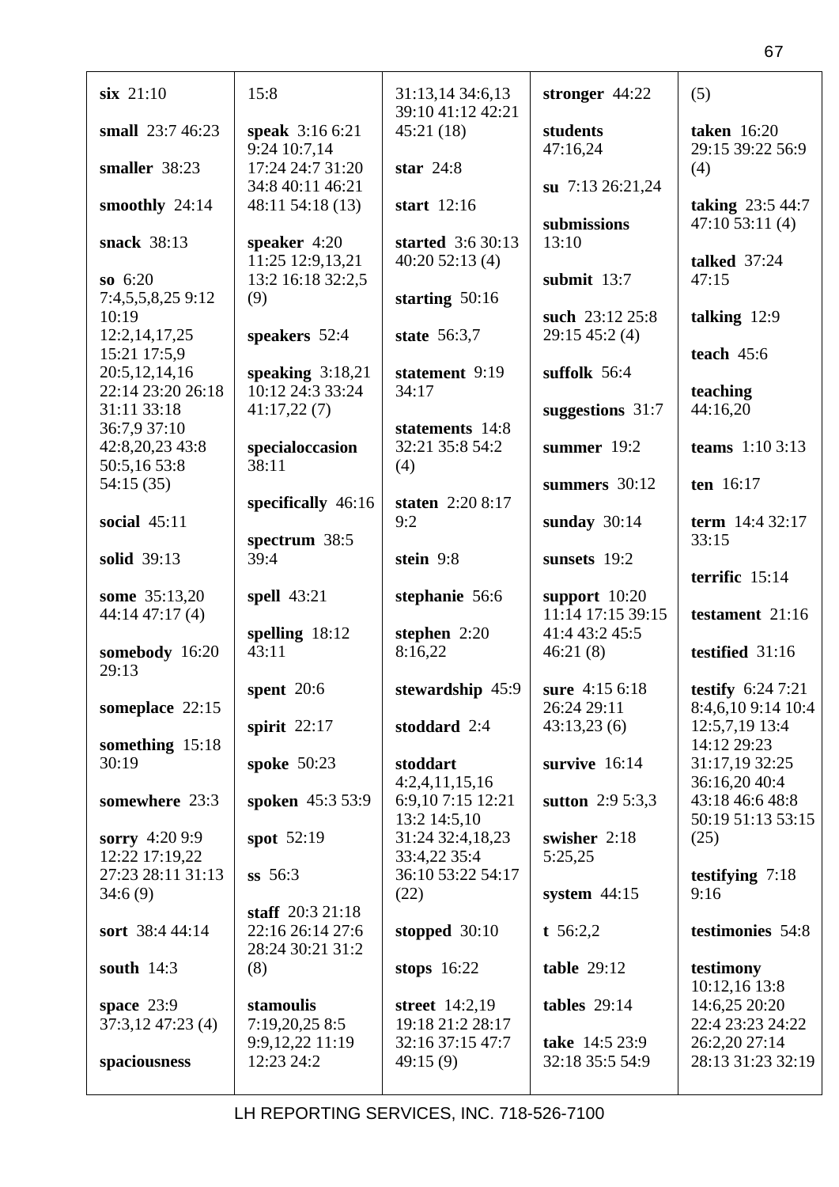**six** 21:10

**small** 23:7 46:23

**smaller** 38:23

**smoothly** 24:14

**snack** 38:13

**so** 6:20 7:4,5,5,8,25 9:12 10:19 12:2,14,17,25 15:21 17:5,9 20:5,12,14,16 22:14 23:20 26:18 31:11 33:18 36:7,9 37:10 42:8,20,23 43:8 50:5,16 53:8 54:15 (35)

**social** 45:11

**solid** 39:13

**some** 35:13,20 44:14 47:17 (4)

**somebody** 16:20 29:13

**someplace** 22:15

**something** 15:18 30:19

**somewhere** 23:3

**sorry** 4:20 9:9 12:22 17:19,22 27:23 28:11 31:13 34:6 (9)

**sort** 38:4 44:14

**south** 14:3

**space** 23:9 37:3,12 47:23 (4)

**spaciousness** 15:8

**speak** 3:16 6:21 9:24 10:7,14 17:24 24:7 31:20 34:8 40:11 46:21 48:11 54:18 (13)

**speaker** 4:20 11:25 12:9,13,21 13:2 16:18 32:2,5 (9)

**speakers** 52:4

**speaking** 3:18,21 10:12 24:3 33:24 41:17,22 (7)

**specialoccasion** 38:11

**specifically** 46:16

**spectrum** 38:5 39:4

**spell** 43:21

**spelling** 18:12 43:11

**spent** 20:6

**spirit** 22:17

**spoke** 50:23

**spoken** 45:3 53:9

**spot** 52:19

**ss** 56:3

**staff** 20:3 21:18 22:16 26:14 27:6 28:24 30:21 31:2 (8)

**stamoulis** 7:19,20,25 8:5 9:9,12,22 11:19 12:23 24:2 31:13,14 34:6,13 39:10 41:12 42:21 45:21 (18)

**star** 24:8

**start** 12:16

**started** 3:6 30:13 40:20 52:13 (4)

**starting** 50:16

**state** 56:3,7

**statement** 9:19 34:17

**statements** 14:8 32:21 35:8 54:2 (4)

**staten** 2:20 8:17 9:2

**stein** 9:8

**stephanie** 56:6

**stephen** 2:20 8:16,22

**stewardship** 45:9

**stoddard** 2:4

**stoddart** 4:2,4,11,15,16 6:9,10 7:15 12:21 13:2 14:5,10 31:24 32:4,18,23 33:4,22 35:4 36:10 53:22 54:17 (22)

**stopped** 30:10

**stops** 16:22

**street** 14:2,19 19:18 21:2 28:17 32:16 37:15 47:7 49:15 (9)

**stronger** 44:22

**students** 47:16,24

**su** 7:13 26:21,24

**submissions** 13:10

**submit** 13:7

**such** 23:12 25:8 29:15 45:2 (4)

**suffolk** 56:4

**suggestions** 31:7

**summer** 19:2

**summers** 30:12

**sunday** 30:14

**sunsets** 19:2

**support** 10:20 11:14 17:15 39:15 41:4 43:2 45:5 46:21 (8)

**sure** 4:15 6:18 26:24 29:11 43:13,23 (6)

**survive** 16:14

**sutton** 2:9 5:3,3

**swisher** 2:18 5:25,25

**system** 44:15

**t** 56:2,2

**table** 29:12

**tables** 29:14

**take** 14:5 23:9 32:18 35:5 54:9 (5)

**taken** 16:20 29:15 39:22 56:9 (4)

**taking** 23:5 44:7 47:10 53:11 (4)

**talked** 37:24 47:15

**talking** 12:9

**teach** 45:6

**teaching** 44:16,20

**teams** 1:10 3:13

**ten** 16:17

**term** 14:4 32:17 33:15

**terrific** 15:14

**testament** 21:16

**testified** 31:16

**testify** 6:24 7:21 8:4,6,10 9:14 10:4 12:5,7,19 13:4 14:12 29:23 31:17,19 32:25 36:16,20 40:4 43:18 46:6 48:8 50:19 51:13 53:15 (25)

**testifying** 7:18 9:16

**testimonies** 54:8

**testimony** 10:12,16 13:8 14:6,25 20:20 22:4 23:23 24:22 26:2,20 27:14 28:13 31:23 32:19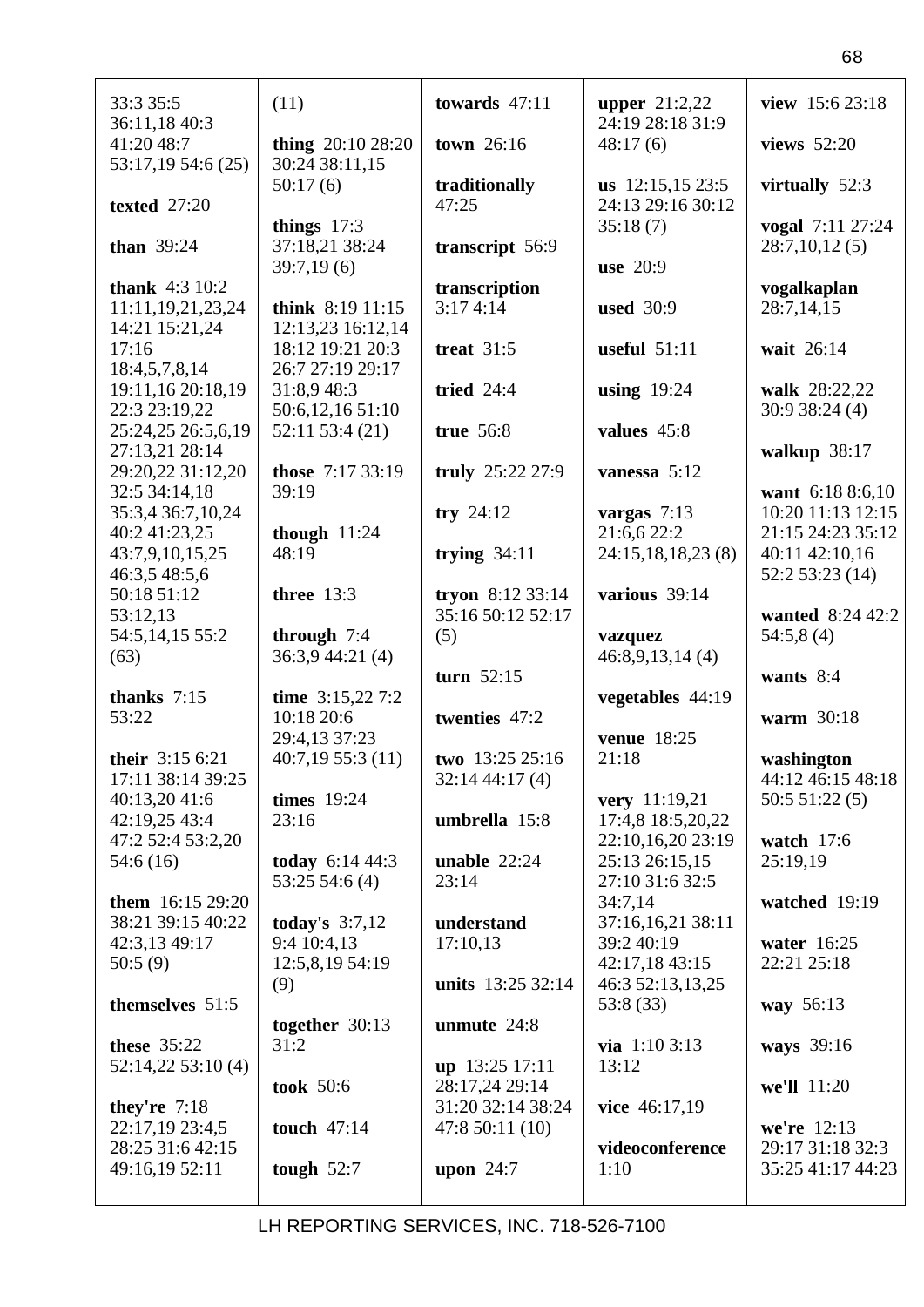33:3 35:5 36:11,18 40:3 41:20 48:7 53:17,19 54:6 (25)

**texted** 27:20

**than** 39:24

**thank** 4:3 10:2 11:11,19,21,23,24 14:21 15:21,24 17:16 18:4,5,7,8,14 19:11,16 20:18,19 22:3 23:19,22 25:24,25 26:5,6,19 27:13,21 28:14 29:20,22 31:12,20 32:5 34:14,18 35:3,4 36:7,10,24 40:2 41:23,25 43:7,9,10,15,25 46:3,5 48:5,6 50:18 51:12 53:12,13 54:5,14,15 55:2 (63)

**thanks** 7:15 53:22

**their** 3:15 6:21 17:11 38:14 39:25 40:13,20 41:6 42:19,25 43:4 47:2 52:4 53:2,20 54:6 (16)

**them** 16:15 29:20 38:21 39:15 40:22 42:3,13 49:17 50:5 (9)

**themselves** 51:5

**these** 35:22 52:14,22 53:10 (4)

**they're** 7:18 22:17,19 23:4,5 28:25 31:6 42:15 49:16,19 52:11

(11)

**thing** 20:10 28:20 30:24 38:11,15 50:17 (6)

**things** 17:3 37:18,21 38:24 39:7,19 (6)

**think** 8:19 11:15 12:13,23 16:12,14 18:12 19:21 20:3 26:7 27:19 29:17 31:8,9 48:3 50:6,12,16 51:10 52:11 53:4 (21)

**those** 7:17 33:19 39:19

**though** 11:24 48:19

**three** 13:3

**through** 7:4 36:3,9 44:21 (4)

**time** 3:15,22 7:2 10:18 20:6 29:4,13 37:23 40:7,19 55:3 (11)

**times** 19:24 23:16

**today** 6:14 44:3 53:25 54:6 (4)

**today's** 3:7,12 9:4 10:4,13 12:5,8,19 54:19 (9)

**together** 30:13 31:2

**took** 50:6

**touch** 47:14

**tough** 52:7

**towards** 47:11

**town** 26:16

**traditionally** 47:25

**transcript** 56:9

**transcription** 3:17 4:14

**treat** 31:5

**tried** 24:4

**true** 56:8

**truly** 25:22 27:9

**try** 24:12

**trying** 34:11

**tryon** 8:12 33:14 35:16 50:12 52:17 (5)

**turn** 52:15

**twenties** 47:2

**two** 13:25 25:16 32:14 44:17 (4)

**umbrella** 15:8

**unable** 22:24 23:14

**understand** 17:10,13

**units** 13:25 32:14

**unmute** 24:8

**up** 13:25 17:11 28:17,24 29:14 31:20 32:14 38:24 47:8 50:11 (10)

**upon** 24:7

**upper** 21:2,22 24:19 28:18 31:9 48:17 (6)

**us** 12:15,15 23:5 24:13 29:16 30:12 35:18 (7)

**use** 20:9

**used** 30:9

**useful** 51:11

**using** 19:24

**values** 45:8

**vanessa** 5:12

**vargas** 7:13 21:6,6 22:2 24:15,18,18,23 (8)

**various** 39:14

**vazquez** 46:8,9,13,14 (4)

**vegetables** 44:19

**venue** 18:25 21:18

**very** 11:19,21 17:4,8 18:5,20,22 22:10,16,20 23:19 25:13 26:15,15 27:10 31:6 32:5 34:7,14 37:16,16,21 38:11 39:2 40:19 42:17,18 43:15 46:3 52:13,13,25 53:8 (33)

**via** 1:10 3:13 13:12

**vice** 46:17,19

**videoconference** 1:10

**view** 15:6 23:18

**views** 52:20

**virtually** 52:3

**vogal** 7:11 27:24 28:7,10,12 (5)

**vogalkaplan** 28:7,14,15

**wait** 26:14

**walk** 28:22,22 30:9 38:24 (4)

**walkup** 38:17

**want** 6:18 8:6,10 10:20 11:13 12:15 21:15 24:23 35:12 40:11 42:10,16 52:2 53:23 (14)

**wanted** 8:24 42:2 54:5,8 (4)

**wants** 8:4

**warm** 30:18

**washington** 44:12 46:15 48:18 50:5 51:22 (5)

**watch** 17:6 25:19,19

**watched** 19:19

**water** 16:25 22:21 25:18

**way** 56:13

**ways** 39:16

**we'll** 11:20

**we're** 12:13 29:17 31:18 32:3 35:25 41:17 44:23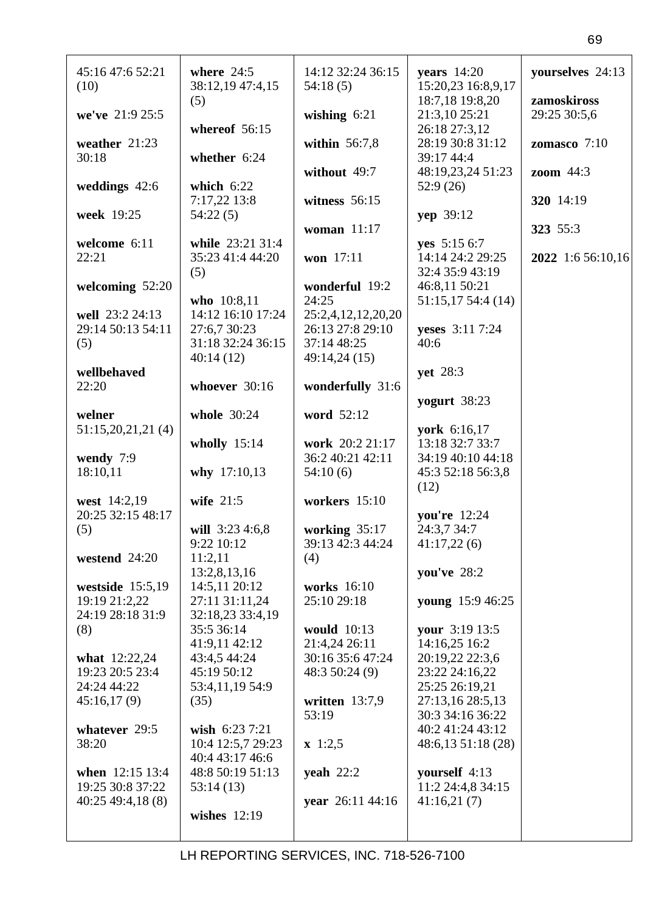45:16 47:6 52:21 (10)

**we've** 21:9 25:5

**weather** 21:23 30:18

**weddings** 42:6

**week** 19:25

**welcome** 6:11 22:21

**welcoming** 52:20

**well** 23:2 24:13 29:14 50:13 54:11 (5)

**wellbehaved** 22:20

**welner** 51:15,20,21,21 (4)

**wendy** 7:9 18:10,11

**west** 14:2,19 20:25 32:15 48:17 (5)

**westend** 24:20

**westside** 15:5,19 19:19 21:2,22 24:19 28:18 31:9 (8)

**what** 12:22,24 19:23 20:5 23:4 24:24 44:22 45:16,17 (9)

**whatever** 29:5 38:20

**when** 12:15 13:4 19:25 30:8 37:22 40:25 49:4,18 (8)

**where** 24:5 38:12,19 47:4,15 (5)

**whereof** 56:15

**whether** 6:24

**which** 6:22 7:17,22 13:8 54:22 (5)

**while** 23:21 31:4 35:23 41:4 44:20 (5)

**who** 10:8,11 14:12 16:10 17:24 27:6,7 30:23 31:18 32:24 36:15 40:14 (12)

**whoever** 30:16

**whole** 30:24

**wholly** 15:14

**why** 17:10,13

**wife** 21:5

**will** 3:23 4:6,8 9:22 10:12 11:2,11 13:2,8,13,16 14:5,11 20:12 27:11 31:11,24 32:18,23 33:4,19 35:5 36:14 41:9,11 42:12 43:4,5 44:24 45:19 50:12 53:4,11,19 54:9 (35)

**wish** 6:23 7:21 10:4 12:5,7 29:23 40:4 43:17 46:6 48:8 50:19 51:13 53:14 (13)

**wishes** 12:19

14:12 32:24 36:15 54:18 (5)

**wishing** 6:21

**within** 56:7,8

**without** 49:7

**witness** 56:15

**woman** 11:17

**won** 17:11

**wonderful** 19:2 24:25 25:2,4,12,12,20,20 26:13 27:8 29:10 37:14 48:25 49:14,24 (15)

**wonderfully** 31:6

**word** 52:12

**work** 20:2 21:17 36:2 40:21 42:11 54:10 (6)

**workers** 15:10

**working** 35:17 39:13 42:3 44:24 (4)

**works** 16:10 25:10 29:18

**would** 10:13 21:4,24 26:11 30:16 35:6 47:24 48:3 50:24 (9)

**written** 13:7,9 53:19

**x** 1:2,5

**yeah** 22:2

**year** 26:11 44:16

**years** 14:20 15:20,23 16:8,9,17 18:7,18 19:8,20 21:3,10 25:21 26:18 27:3,12 28:19 30:8 31:12 39:17 44:4 48:19,23,24 51:23 52:9 (26)

**yep** 39:12

**yes** 5:15 6:7 14:14 24:2 29:25 32:4 35:9 43:19 46:8,11 50:21 51:15,17 54:4 (14)

**yeses** 3:11 7:24 40:6

**yet** 28:3

**yogurt** 38:23

**york** 6:16,17 13:18 32:7 33:7 34:19 40:10 44:18 45:3 52:18 56:3,8 (12)

**you're** 12:24 24:3,7 34:7 41:17,22 (6)

**you've** 28:2

**young** 15:9 46:25

**your** 3:19 13:5 14:16,25 16:2 20:19,22 22:3,6 23:22 24:16,22 25:25 26:19,21 27:13,16 28:5,13 30:3 34:16 36:22 40:2 41:24 43:12 48:6,13 51:18 (28)

**yourself** 4:13 11:2 24:4,8 34:15 41:16,21 (7)

**yourselves** 24:13

**zamoskiross** 29:25 30:5,6

**zomasco** 7:10

**zoom** 44:3

**320** 14:19

**323** 55:3

**2022** 1:6 56:10,16

LH REPORTING SERVICES, INC. 718-526-7100